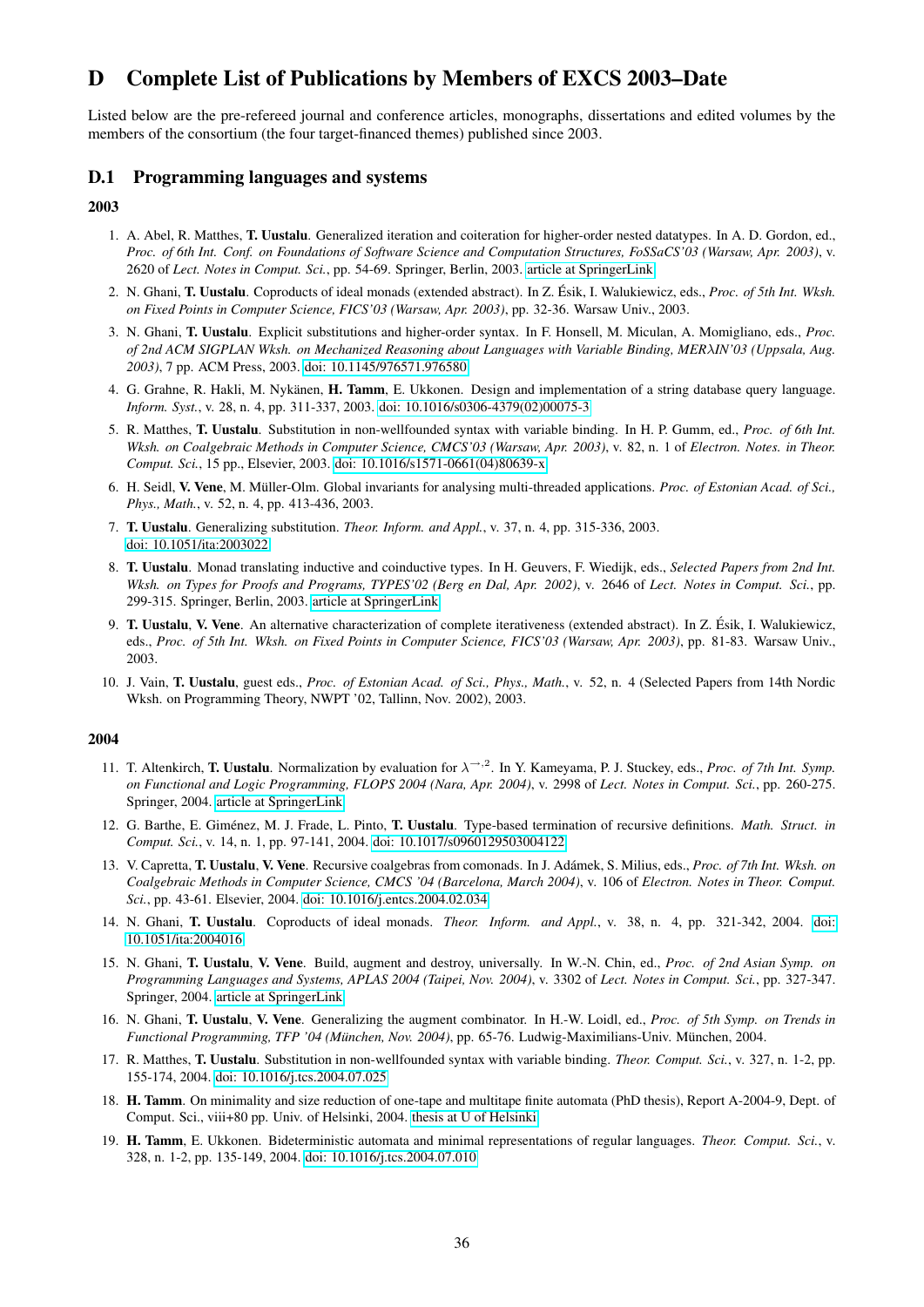# D Complete List of Publications by Members of EXCS 2003–Date

Listed below are the pre-refereed journal and conference articles, monographs, dissertations and edited volumes by the members of the consortium (the four target-financed themes) published since 2003.

## D.1 Programming languages and systems

### 2003

1. A. Abel, R. Matthes, **T. Uustalu**. Generalized iteration and coiteration for higher-order nested datatypes. In A. D. Gordon, ed., *Proc. of 6th Int. Conf. on Foundations of Software Science and Computation Structures, FoSSaCS'03 (Warsaw, Apr. 2003)*, v. 2620 of *Lect. Notes in Comput. Sci.*, pp. 54-69. Springer, Berlin, 2003. article at SpringerLink
2. N. Ghani, **T. Uustalu**. Coproducts of ideal monads (extended abstract). In Z. Ésik, I. Walukiewicz, eds., *Proc. of 5th Int. Wksh. on Fixed Points in Computer Science, FICS'03 (Warsaw, Apr. 2003)*, pp. 32-36. Warsaw Univ., 2003.
3. N. Ghani, **T. Uustalu**. Explicit substitutions and higher-order syntax. In F. Honsell, M. Miculan, A. Momigliano, eds., *Proc. of 2nd ACM SIGPLAN Wksh. on Mechanized Reasoning about Languages with Variable Binding, MERλIN'03 (Uppsala, Aug. 2003)*, 7 pp. ACM Press, 2003. doi: 10.1145/976571.976580
4. G. Grahne, R. Hakli, M. Nykänen, **H. Tamm**, E. Ukkonen. Design and implementation of a string database query language. *Inform. Syst.*, v. 28, n. 4, pp. 311-337, 2003. doi: 10.1016/s0306-4379(02)00075-3
5. R. Matthes, **T. Uustalu**. Substitution in non-wellfounded syntax with variable binding. In H. P. Gumm, ed., *Proc. of 6th Int. Wksh. on Coalgebraic Methods in Computer Science, CMCS'03 (Warsaw, Apr. 2003)*, v. 82, n. 1 of *Electron. Notes. in Theor. Comput. Sci.*, 15 pp., Elsevier, 2003. doi: 10.1016/s1571-0661(04)80639-x
6. H. Seidl, **V. Vene**, M. Müller-Olm. Global invariants for analysing multi-threaded applications. *Proc. of Estonian Acad. of Sci., Phys., Math.*, v. 52, n. 4, pp. 413-436, 2003.
7. **T. Uustalu**. Generalizing substitution. *Theor. Inform. and Appl.*, v. 37, n. 4, pp. 315-336, 2003. doi: 10.1051/ita:2003022
8. **T. Uustalu**. Monad translating inductive and coinductive types. In H. Geuvers, F. Wiedijk, eds., *Selected Papers from 2nd Int. Wksh. on Types for Proofs and Programs, TYPES'02 (Berg en Dal, Apr. 2002)*, v. 2646 of *Lect. Notes in Comput. Sci.*, pp. 299-315. Springer, Berlin, 2003. article at SpringerLink
9. **T. Uustalu**, **V. Vene**. An alternative characterization of complete iterativeness (extended abstract). In Z. Ésik, I. Walukiewicz, eds., *Proc. of 5th Int. Wksh. on Fixed Points in Computer Science, FICS'03 (Warsaw, Apr. 2003)*, pp. 81-83. Warsaw Univ., 2003.
10. J. Vain, **T. Uustalu**, guest eds., *Proc. of Estonian Acad. of Sci., Phys., Math.*, v. 52, n. 4 (Selected Papers from 14th Nordic Wksh. on Programming Theory, NWPT '02, Tallinn, Nov. 2002), 2003.

### 2004

11. T. Altenkirch, **T. Uustalu**. Normalization by evaluation for $\lambda^{\to,2}$. In Y. Kameyama, P. J. Stuckey, eds., *Proc. of 7th Int. Symp. on Functional and Logic Programming, FLOPS 2004 (Nara, Apr. 2004)*, v. 2998 of *Lect. Notes in Comput. Sci.*, pp. 260-275. Springer, 2004. article at SpringerLink
12. G. Barthe, E. Giménez, M. J. Frade, L. Pinto, **T. Uustalu**. Type-based termination of recursive definitions. *Math. Struct. in Comput. Sci.*, v. 14, n. 1, pp. 97-141, 2004. doi: 10.1017/s0960129503004122
13. V. Capretta, **T. Uustalu**, **V. Vene**. Recursive coalgebras from comonads. In J. Adámek, S. Milius, eds., *Proc. of 7th Int. Wksh. on Coalgebraic Methods in Computer Science, CMCS '04 (Barcelona, March 2004)*, v. 106 of *Electron. Notes in Theor. Comput. Sci.*, pp. 43-61. Elsevier, 2004. doi: 10.1016/j.entcs.2004.02.034
14. N. Ghani, **T. Uustalu**. Coproducts of ideal monads. *Theor. Inform. and Appl.*, v. 38, n. 4, pp. 321-342, 2004. doi: 10.1051/ita:2004016
15. N. Ghani, **T. Uustalu**, **V. Vene**. Build, augment and destroy, universally. In W.-N. Chin, ed., *Proc. of 2nd Asian Symp. on Programming Languages and Systems, APLAS 2004 (Taipei, Nov. 2004)*, v. 3302 of *Lect. Notes in Comput. Sci.*, pp. 327-347. Springer, 2004. article at SpringerLink
16. N. Ghani, **T. Uustalu**, **V. Vene**. Generalizing the augment combinator. In H.-W. Loidl, ed., *Proc. of 5th Symp. on Trends in Functional Programming, TFP '04 (München, Nov. 2004)*, pp. 65-76. Ludwig-Maximilians-Univ. München, 2004.
17. R. Matthes, **T. Uustalu**. Substitution in non-wellfounded syntax with variable binding. *Theor. Comput. Sci.*, v. 327, n. 1-2, pp. 155-174, 2004. doi: 10.1016/j.tcs.2004.07.025
18. **H. Tamm**. On minimality and size reduction of one-tape and multitape finite automata (PhD thesis), Report A-2004-9, Dept. of Comput. Sci., viii+80 pp. Univ. of Helsinki, 2004. thesis at U of Helsinki
19. **H. Tamm**, E. Ukkonen. Bideterministic automata and minimal representations of regular languages. *Theor. Comput. Sci.*, v. 328, n. 1-2, pp. 135-149, 2004. doi: 10.1016/j.tcs.2004.07.010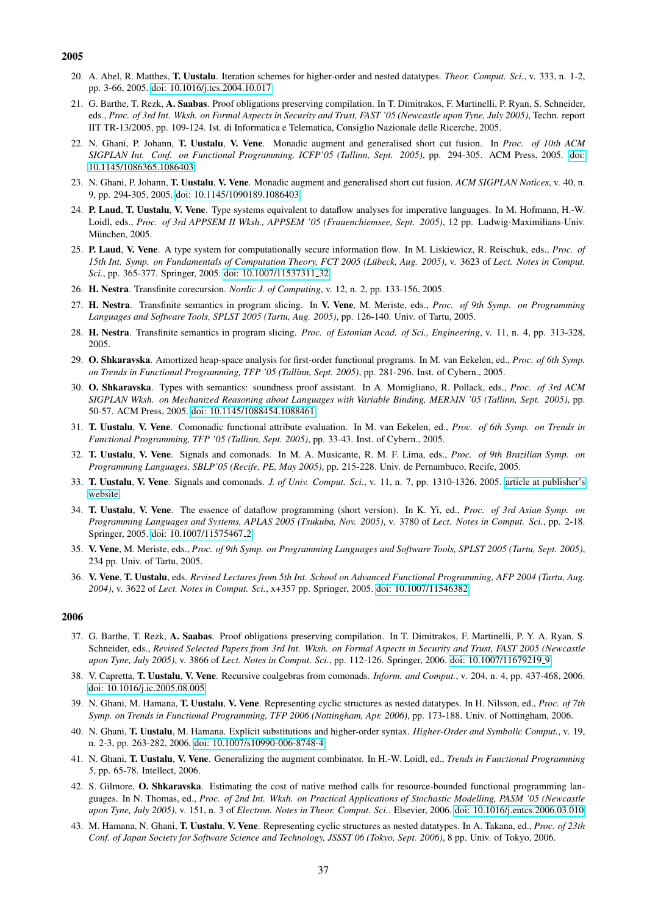## 2005

20. A. Abel, R. Matthes, **T. Uustalu**. Iteration schemes for higher-order and nested datatypes. *Theor. Comput. Sci.*, v. 333, n. 1-2, pp. 3-66, 2005. doi: 10.1016/j.tcs.2004.10.017

21. G. Barthe, T. Rezk, **A. Saabas**. Proof obligations preserving compilation. In T. Dimitrakos, F. Martinelli, P. Ryan, S. Schneider, eds., *Proc. of 3rd Int. Wksh. on Formal Aspects in Security and Trust, FAST '05 (Newcastle upon Tyne, July 2005)*, Techn. report IIT TR-13/2005, pp. 109-124. Ist. di Informatica e Telematica, Consiglio Nazionale delle Ricerche, 2005.

22. N. Ghani, P. Johann, **T. Uustalu**, **V. Vene**. Monadic augment and generalised short cut fusion. In *Proc. of 10th ACM SIGPLAN Int. Conf. on Functional Programming, ICFP'05 (Tallinn, Sept. 2005)*, pp. 294-305. ACM Press, 2005. doi: 10.1145/1086365.1086403

23. N. Ghani, P. Johann, **T. Uustalu**, **V. Vene**. Monadic augment and generalised short cut fusion. *ACM SIGPLAN Notices*, v. 40, n. 9, pp. 294-305, 2005. doi: 10.1145/1090189.1086403

24. **P. Laud**, **T. Uustalu**, **V. Vene**. Type systems equivalent to dataflow analyses for imperative languages. In M. Hofmann, H.-W. Loidl, eds., *Proc. of 3rd APPSEM II Wksh., APPSEM '05 (Frauenchiemsee, Sept. 2005)*, 12 pp. Ludwig-Maximilians-Univ. München, 2005.

25. **P. Laud**, **V. Vene**. A type system for computationally secure information flow. In M. Liskiewicz, R. Reischuk, eds., *Proc. of 15th Int. Symp. on Fundamentals of Computation Theory, FCT 2005 (Lübeck, Aug. 2005)*, v. 3623 of *Lect. Notes in Comput. Sci.*, pp. 365-377. Springer, 2005. doi: 10.1007/11537311_32

26. **H. Nestra**. Transfinite corecursion. *Nordic J. of Computing*, v. 12, n. 2, pp. 133-156, 2005.

27. **H. Nestra**. Transfinite semantics in program slicing. In **V. Vene**, M. Meriste, eds., *Proc. of 9th Symp. on Programming Languages and Software Tools, SPLST 2005 (Tartu, Aug. 2005)*, pp. 126-140. Univ. of Tartu, 2005.

28. **H. Nestra**. Transfinite semantics in program slicing. *Proc. of Estonian Acad. of Sci., Engineering*, v. 11, n. 4, pp. 313-328, 2005.

29. **O. Shkaravska**. Amortized heap-space analysis for first-order functional programs. In M. van Eekelen, ed., *Proc. of 6th Symp. on Trends in Functional Programming, TFP '05 (Tallinn, Sept. 2005)*, pp. 281-296. Inst. of Cybern., 2005.

30. **O. Shkaravska**. Types with semantics: soundness proof assistant. In A. Momigliano, R. Pollack, eds., *Proc. of 3rd ACM SIGPLAN Wksh. on Mechanized Reasoning about Languages with Variable Binding, MERλIN '05 (Tallinn, Sept. 2005)*, pp. 50-57. ACM Press, 2005. doi: 10.1145/1088454.1088461

31. **T. Uustalu**, **V. Vene**. Comonadic functional attribute evaluation. In M. van Eekelen, ed., *Proc. of 6th Symp. on Trends in Functional Programming, TFP '05 (Tallinn, Sept. 2005)*, pp. 33-43. Inst. of Cybern., 2005.

32. **T. Uustalu**, **V. Vene**. Signals and comonads. In M. A. Musicante, R. M. F. Lima, eds., *Proc. of 9th Brazilian Symp. on Programming Languages, SBLP'05 (Recife, PE, May 2005)*, pp. 215-228. Univ. de Pernambuco, Recife, 2005.

33. **T. Uustalu**, **V. Vene**. Signals and comonads. *J. of Univ. Comput. Sci.*, v. 11, n. 7, pp. 1310-1326, 2005. article at publisher's website

34. **T. Uustalu**, **V. Vene**. The essence of dataflow programming (short version). In K. Yi, ed., *Proc. of 3rd Asian Symp. on Programming Languages and Systems, APLAS 2005 (Tsukuba, Nov. 2005)*, v. 3780 of *Lect. Notes in Comput. Sci.*, pp. 2-18. Springer, 2005. doi: 10.1007/11575467_2

35. **V. Vene**, M. Meriste, eds., *Proc. of 9th Symp. on Programming Languages and Software Tools, SPLST 2005 (Tartu, Sept. 2005)*, 234 pp. Univ. of Tartu, 2005.

36. **V. Vene**, **T. Uustalu**, eds. *Revised Lectures from 5th Int. School on Advanced Functional Programming, AFP 2004 (Tartu, Aug. 2004)*, v. 3622 of *Lect. Notes in Comput. Sci.*, x+357 pp. Springer, 2005. doi: 10.1007/11546382

## 2006

37. G. Barthe, T. Rezk, **A. Saabas**. Proof obligations preserving compilation. In T. Dimitrakos, F. Martinelli, P. Y. A. Ryan, S. Schneider, eds., *Revised Selected Papers from 3rd Int. Wksh. on Formal Aspects in Security and Trust, FAST 2005 (Newcastle upon Tyne, July 2005)*, v. 3866 of *Lect. Notes in Comput. Sci.*, pp. 112-126. Springer, 2006. doi: 10.1007/11679219_9

38. V. Capretta, **T. Uustalu**, **V. Vene**. Recursive coalgebras from comonads. *Inform. and Comput.*, v. 204, n. 4, pp. 437-468, 2006. doi: 10.1016/j.ic.2005.08.005

39. N. Ghani, M. Hamana, **T. Uustalu**, **V. Vene**. Representing cyclic structures as nested datatypes. In H. Nilsson, ed., *Proc. of 7th Symp. on Trends in Functional Programming, TFP 2006 (Nottingham, Apr. 2006)*, pp. 173-188. Univ. of Nottingham, 2006.

40. N. Ghani, **T. Uustalu**, M. Hamana. Explicit substitutions and higher-order syntax. *Higher-Order and Symbolic Comput.*, v. 19, n. 2-3, pp. 263-282, 2006. doi: 10.1007/s10990-006-8748-4

41. N. Ghani, **T. Uustalu**, **V. Vene**. Generalizing the augment combinator. In H.-W. Loidl, ed., *Trends in Functional Programming 5*, pp. 65-78. Intellect, 2006.

42. S. Gilmore, **O. Shkaravska**. Estimating the cost of native method calls for resource-bounded functional programming languages. In N. Thomas, ed., *Proc. of 2nd Int. Wksh. on Practical Applications of Stochastic Modelling, PASM '05 (Newcastle upon Tyne, July 2005)*, v. 151, n. 3 of *Electron. Notes in Theor. Comput. Sci.*. Elsevier, 2006. doi: 10.1016/j.entcs.2006.03.010

43. M. Hamana, N. Ghani, **T. Uustalu**, **V. Vene**. Representing cyclic structures as nested datatypes. In A. Takana, ed., *Proc. of 23th Conf. of Japan Society for Software Science and Technology, JSSST 06 (Tokyo, Sept. 2006)*, 8 pp. Univ. of Tokyo, 2006.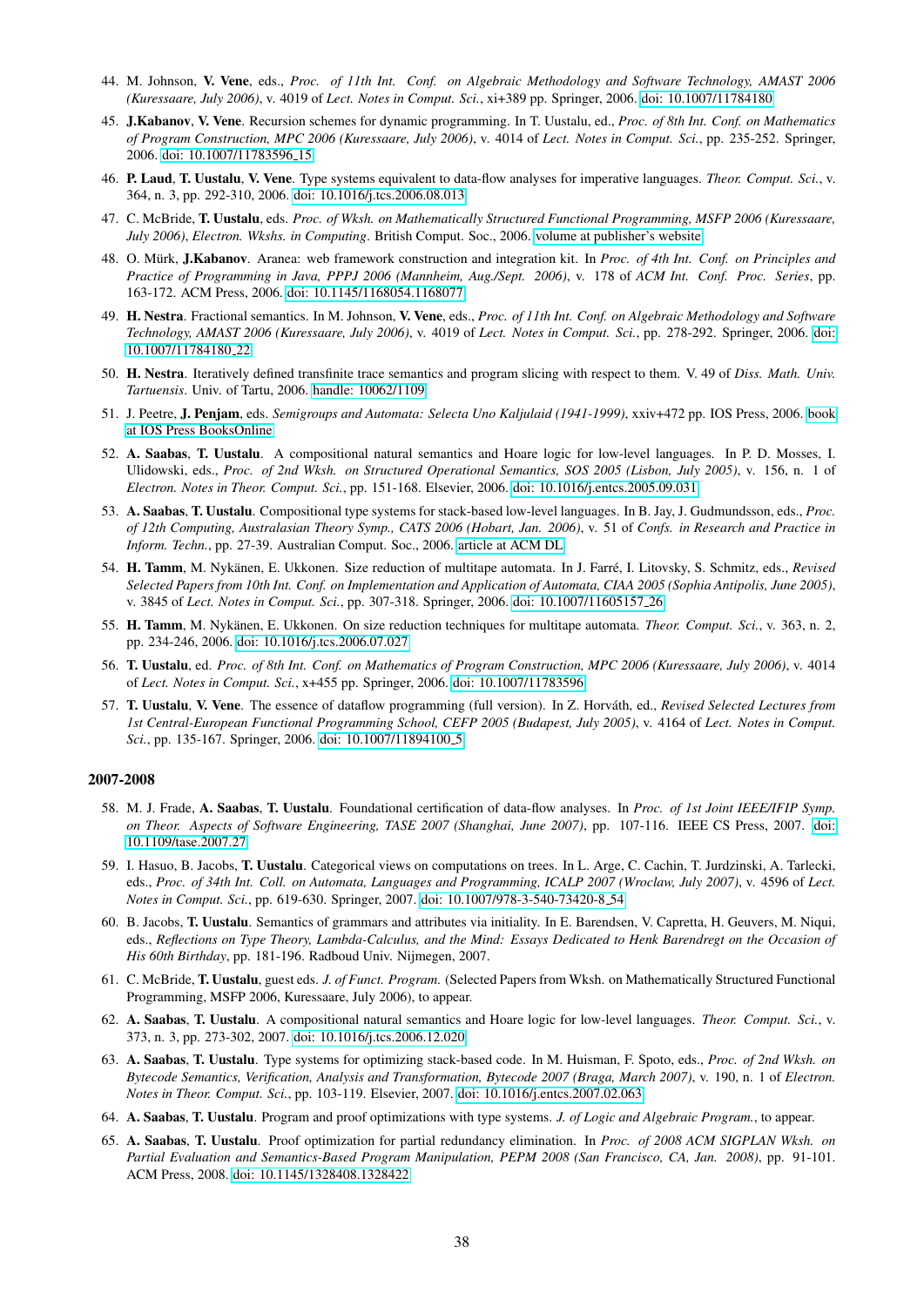44. M. Johnson, **V. Vene**, eds., *Proc. of 11th Int. Conf. on Algebraic Methodology and Software Technology, AMAST 2006 (Kuressaare, July 2006)*, v. 4019 of *Lect. Notes in Comput. Sci.*, xi+389 pp. Springer, 2006. doi: 10.1007/11784180

45. **J.Kabanov**, **V. Vene**. Recursion schemes for dynamic programming. In T. Uustalu, ed., *Proc. of 8th Int. Conf. on Mathematics of Program Construction, MPC 2006 (Kuressaare, July 2006)*, v. 4014 of *Lect. Notes in Comput. Sci.*, pp. 235-252. Springer, 2006. doi: 10.1007/11783596_15

46. **P. Laud**, **T. Uustalu**, **V. Vene**. Type systems equivalent to data-flow analyses for imperative languages. *Theor. Comput. Sci.*, v. 364, n. 3, pp. 292-310, 2006. doi: 10.1016/j.tcs.2006.08.013

47. C. McBride, **T. Uustalu**, eds. *Proc. of Wksh. on Mathematically Structured Functional Programming, MSFP 2006 (Kuressaare, July 2006)*, *Electron. Wkshs. in Computing*. British Comput. Soc., 2006. volume at publisher's website

48. O. Mürk, **J.Kabanov**. Aranea: web framework construction and integration kit. In *Proc. of 4th Int. Conf. on Principles and Practice of Programming in Java, PPPJ 2006 (Mannheim, Aug./Sept. 2006)*, v. 178 of *ACM Int. Conf. Proc. Series*, pp. 163-172. ACM Press, 2006. doi: 10.1145/1168054.1168077

49. **H. Nestra**. Fractional semantics. In M. Johnson, **V. Vene**, eds., *Proc. of 11th Int. Conf. on Algebraic Methodology and Software Technology, AMAST 2006 (Kuressaare, July 2006)*, v. 4019 of *Lect. Notes in Comput. Sci.*, pp. 278-292. Springer, 2006. doi: 10.1007/11784180_22

50. **H. Nestra**. Iteratively defined transfinite trace semantics and program slicing with respect to them. V. 49 of *Diss. Math. Univ. Tartuensis*. Univ. of Tartu, 2006. handle: 10062/1109

51. J. Peetre, **J. Penjam**, eds. *Semigroups and Automata: Selecta Uno Kaljulaid (1941-1999)*, xxiv+472 pp. IOS Press, 2006. book at IOS Press BooksOnline

52. **A. Saabas**, **T. Uustalu**. A compositional natural semantics and Hoare logic for low-level languages. In P. D. Mosses, I. Ulidowski, eds., *Proc. of 2nd Wksh. on Structured Operational Semantics, SOS 2005 (Lisbon, July 2005)*, v. 156, n. 1 of *Electron. Notes in Theor. Comput. Sci.*, pp. 151-168. Elsevier, 2006. doi: 10.1016/j.entcs.2005.09.031

53. **A. Saabas**, **T. Uustalu**. Compositional type systems for stack-based low-level languages. In B. Jay, J. Gudmundsson, eds., *Proc. of 12th Computing, Australasian Theory Symp., CATS 2006 (Hobart, Jan. 2006)*, v. 51 of *Confs. in Research and Practice in Inform. Techn.*, pp. 27-39. Australian Comput. Soc., 2006. article at ACM DL

54. **H. Tamm**, M. Nykänen, E. Ukkonen. Size reduction of multitape automata. In J. Farré, I. Litovsky, S. Schmitz, eds., *Revised Selected Papers from 10th Int. Conf. on Implementation and Application of Automata, CIAA 2005 (Sophia Antipolis, June 2005)*, v. 3845 of *Lect. Notes in Comput. Sci.*, pp. 307-318. Springer, 2006. doi: 10.1007/11605157_26

55. **H. Tamm**, M. Nykänen, E. Ukkonen. On size reduction techniques for multitape automata. *Theor. Comput. Sci.*, v. 363, n. 2, pp. 234-246, 2006. doi: 10.1016/j.tcs.2006.07.027

56. **T. Uustalu**, ed. *Proc. of 8th Int. Conf. on Mathematics of Program Construction, MPC 2006 (Kuressaare, July 2006)*, v. 4014 of *Lect. Notes in Comput. Sci.*, x+455 pp. Springer, 2006. doi: 10.1007/11783596

57. **T. Uustalu**, **V. Vene**. The essence of dataflow programming (full version). In Z. Horváth, ed., *Revised Selected Lectures from 1st Central-European Functional Programming School, CEFP 2005 (Budapest, July 2005)*, v. 4164 of *Lect. Notes in Comput. Sci.*, pp. 135-167. Springer, 2006. doi: 10.1007/11894100_5

### 2007-2008

58. M. J. Frade, **A. Saabas**, **T. Uustalu**. Foundational certification of data-flow analyses. In *Proc. of 1st Joint IEEE/IFIP Symp. on Theor. Aspects of Software Engineering, TASE 2007 (Shanghai, June 2007)*, pp. 107-116. IEEE CS Press, 2007. doi: 10.1109/tase.2007.27

59. I. Hasuo, B. Jacobs, **T. Uustalu**. Categorical views on computations on trees. In L. Arge, C. Cachin, T. Jurdzinski, A. Tarlecki, eds., *Proc. of 34th Int. Coll. on Automata, Languages and Programming, ICALP 2007 (Wroclaw, July 2007)*, v. 4596 of *Lect. Notes in Comput. Sci.*, pp. 619-630. Springer, 2007. doi: 10.1007/978-3-540-73420-8_54

60. B. Jacobs, **T. Uustalu**. Semantics of grammars and attributes via initiality. In E. Barendsen, V. Capretta, H. Geuvers, M. Niqui, eds., *Reflections on Type Theory, Lambda-Calculus, and the Mind: Essays Dedicated to Henk Barendregt on the Occasion of His 60th Birthday*, pp. 181-196. Radboud Univ. Nijmegen, 2007.

61. C. McBride, **T. Uustalu**, guest eds. *J. of Funct. Program.* (Selected Papers from Wksh. on Mathematically Structured Functional Programming, MSFP 2006, Kuressaare, July 2006), to appear.

62. **A. Saabas**, **T. Uustalu**. A compositional natural semantics and Hoare logic for low-level languages. *Theor. Comput. Sci.*, v. 373, n. 3, pp. 273-302, 2007. doi: 10.1016/j.tcs.2006.12.020

63. **A. Saabas**, **T. Uustalu**. Type systems for optimizing stack-based code. In M. Huisman, F. Spoto, eds., *Proc. of 2nd Wksh. on Bytecode Semantics, Verification, Analysis and Transformation, Bytecode 2007 (Braga, March 2007)*, v. 190, n. 1 of *Electron. Notes in Theor. Comput. Sci.*, pp. 103-119. Elsevier, 2007. doi: 10.1016/j.entcs.2007.02.063

64. **A. Saabas**, **T. Uustalu**. Program and proof optimizations with type systems. *J. of Logic and Algebraic Program.*, to appear.

65. **A. Saabas**, **T. Uustalu**. Proof optimization for partial redundancy elimination. In *Proc. of 2008 ACM SIGPLAN Wksh. on Partial Evaluation and Semantics-Based Program Manipulation, PEPM 2008 (San Francisco, CA, Jan. 2008)*, pp. 91-101. ACM Press, 2008. doi: 10.1145/1328408.1328422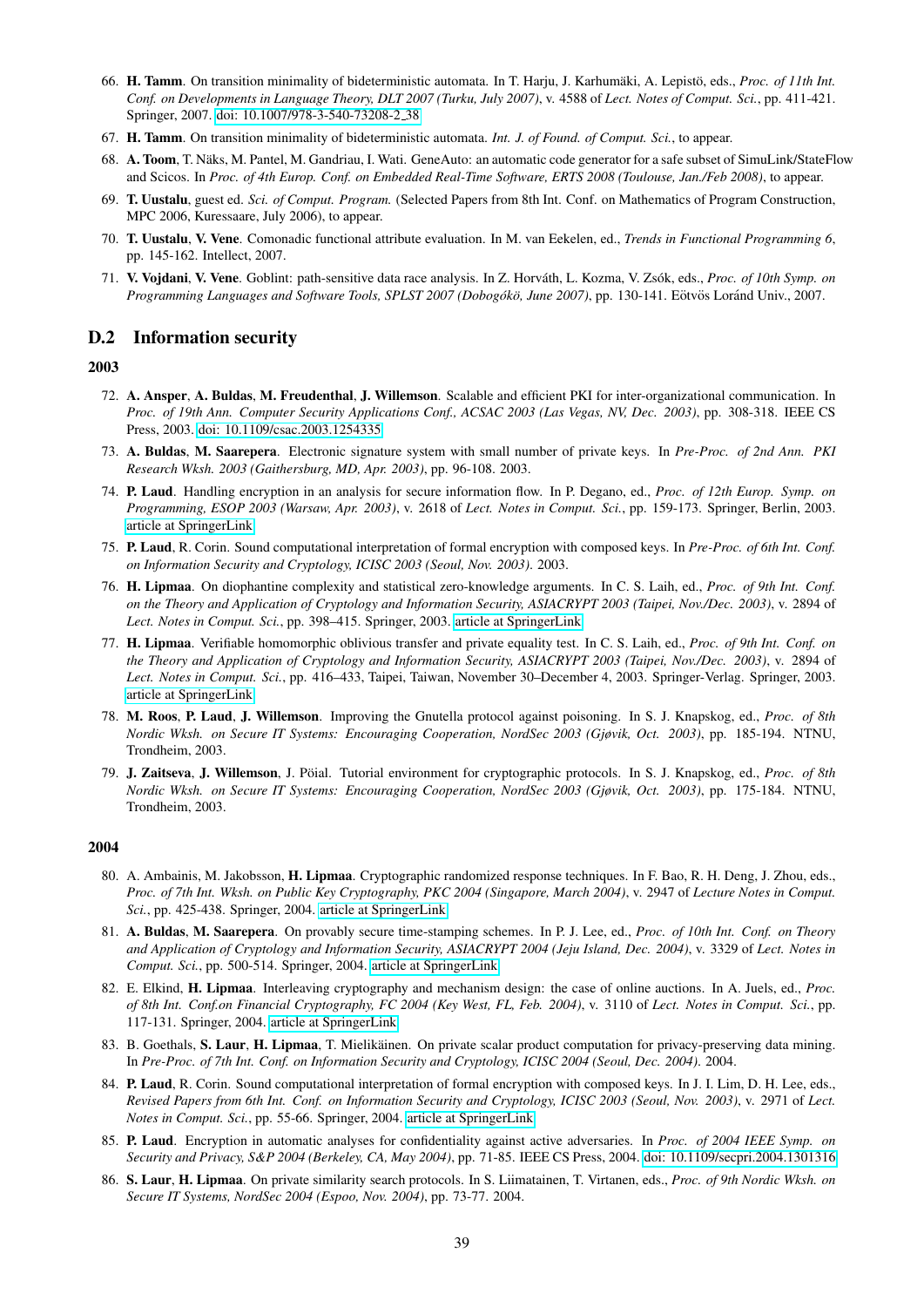66. **H. Tamm**. On transition minimality of bideterministic automata. In T. Harju, J. Karhumäki, A. Lepistö, eds., *Proc. of 11th Int. Conf. on Developments in Language Theory, DLT 2007 (Turku, July 2007)*, v. 4588 of *Lect. Notes of Comput. Sci.*, pp. 411-421. Springer, 2007. doi: 10.1007/978-3-540-73208-2_38

67. **H. Tamm**. On transition minimality of bideterministic automata. *Int. J. of Found. of Comput. Sci.*, to appear.

68. **A. Toom**, T. Näks, M. Pantel, M. Gandriau, I. Wati. GeneAuto: an automatic code generator for a safe subset of SimuLink/StateFlow and Scicos. In *Proc. of 4th Europ. Conf. on Embedded Real-Time Software, ERTS 2008 (Toulouse, Jan./Feb 2008)*, to appear.

69. **T. Uustalu**, guest ed. *Sci. of Comput. Program.* (Selected Papers from 8th Int. Conf. on Mathematics of Program Construction, MPC 2006, Kuressaare, July 2006), to appear.

70. **T. Uustalu**, **V. Vene**. Comonadic functional attribute evaluation. In M. van Eekelen, ed., *Trends in Functional Programming 6*, pp. 145-162. Intellect, 2007.

71. **V. Vojdani**, **V. Vene**. Goblint: path-sensitive data race analysis. In Z. Horváth, L. Kozma, V. Zsók, eds., *Proc. of 10th Symp. on Programming Languages and Software Tools, SPLST 2007 (Dobogókö, June 2007)*, pp. 130-141. Eötvös Loránd Univ., 2007.

## D.2 Information security

### 2003

72. **A. Ansper**, **A. Buldas**, **M. Freudenthal**, **J. Willemson**. Scalable and efficient PKI for inter-organizational communication. In *Proc. of 19th Ann. Computer Security Applications Conf., ACSAC 2003 (Las Vegas, NV, Dec. 2003)*, pp. 308-318. IEEE CS Press, 2003. doi: 10.1109/csac.2003.1254335

73. **A. Buldas**, **M. Saarepera**. Electronic signature system with small number of private keys. In *Pre-Proc. of 2nd Ann. PKI Research Wksh. 2003 (Gaithersburg, MD, Apr. 2003)*, pp. 96-108. 2003.

74. **P. Laud**. Handling encryption in an analysis for secure information flow. In P. Degano, ed., *Proc. of 12th Europ. Symp. on Programming, ESOP 2003 (Warsaw, Apr. 2003)*, v. 2618 of *Lect. Notes in Comput. Sci.*, pp. 159-173. Springer, Berlin, 2003. article at SpringerLink

75. **P. Laud**, R. Corin. Sound computational interpretation of formal encryption with composed keys. In *Pre-Proc. of 6th Int. Conf. on Information Security and Cryptology, ICISC 2003 (Seoul, Nov. 2003)*. 2003.

76. **H. Lipmaa**. On diophantine complexity and statistical zero-knowledge arguments. In C. S. Laih, ed., *Proc. of 9th Int. Conf. on the Theory and Application of Cryptology and Information Security, ASIACRYPT 2003 (Taipei, Nov./Dec. 2003)*, v. 2894 of *Lect. Notes in Comput. Sci.*, pp. 398–415. Springer, 2003. article at SpringerLink

77. **H. Lipmaa**. Verifiable homomorphic oblivious transfer and private equality test. In C. S. Laih, ed., *Proc. of 9th Int. Conf. on the Theory and Application of Cryptology and Information Security, ASIACRYPT 2003 (Taipei, Nov./Dec. 2003)*, v. 2894 of *Lect. Notes in Comput. Sci.*, pp. 416–433, Taipei, Taiwan, November 30–December 4, 2003. Springer-Verlag. Springer, 2003. article at SpringerLink

78. **M. Roos**, **P. Laud**, **J. Willemson**. Improving the Gnutella protocol against poisoning. In S. J. Knapskog, ed., *Proc. of 8th Nordic Wksh. on Secure IT Systems: Encouraging Cooperation, NordSec 2003 (Gjøvik, Oct. 2003)*, pp. 185-194. NTNU, Trondheim, 2003.

79. **J. Zaitseva**, **J. Willemson**, J. Pöial. Tutorial environment for cryptographic protocols. In S. J. Knapskog, ed., *Proc. of 8th Nordic Wksh. on Secure IT Systems: Encouraging Cooperation, NordSec 2003 (Gjøvik, Oct. 2003)*, pp. 175-184. NTNU, Trondheim, 2003.

### 2004

80. A. Ambainis, M. Jakobsson, **H. Lipmaa**. Cryptographic randomized response techniques. In F. Bao, R. H. Deng, J. Zhou, eds., *Proc. of 7th Int. Wksh. on Public Key Cryptography, PKC 2004 (Singapore, March 2004)*, v. 2947 of *Lecture Notes in Comput. Sci.*, pp. 425-438. Springer, 2004. article at SpringerLink

81. **A. Buldas**, **M. Saarepera**. On provably secure time-stamping schemes. In P. J. Lee, ed., *Proc. of 10th Int. Conf. on Theory and Application of Cryptology and Information Security, ASIACRYPT 2004 (Jeju Island, Dec. 2004)*, v. 3329 of *Lect. Notes in Comput. Sci.*, pp. 500-514. Springer, 2004. article at SpringerLink

82. E. Elkind, **H. Lipmaa**. Interleaving cryptography and mechanism design: the case of online auctions. In A. Juels, ed., *Proc. of 8th Int. Conf.on Financial Cryptography, FC 2004 (Key West, FL, Feb. 2004)*, v. 3110 of *Lect. Notes in Comput. Sci.*, pp. 117-131. Springer, 2004. article at SpringerLink

83. B. Goethals, **S. Laur**, **H. Lipmaa**, T. Mielikäinen. On private scalar product computation for privacy-preserving data mining. In *Pre-Proc. of 7th Int. Conf. on Information Security and Cryptology, ICISC 2004 (Seoul, Dec. 2004)*. 2004.

84. **P. Laud**, R. Corin. Sound computational interpretation of formal encryption with composed keys. In J. I. Lim, D. H. Lee, eds., *Revised Papers from 6th Int. Conf. on Information Security and Cryptology, ICISC 2003 (Seoul, Nov. 2003)*, v. 2971 of *Lect. Notes in Comput. Sci.*, pp. 55-66. Springer, 2004. article at SpringerLink

85. **P. Laud**. Encryption in automatic analyses for confidentiality against active adversaries. In *Proc. of 2004 IEEE Symp. on Security and Privacy, S&P 2004 (Berkeley, CA, May 2004)*, pp. 71-85. IEEE CS Press, 2004. doi: 10.1109/secpri.2004.1301316

86. **S. Laur**, **H. Lipmaa**. On private similarity search protocols. In S. Liimatainen, T. Virtanen, eds., *Proc. of 9th Nordic Wksh. on Secure IT Systems, NordSec 2004 (Espoo, Nov. 2004)*, pp. 73-77. 2004.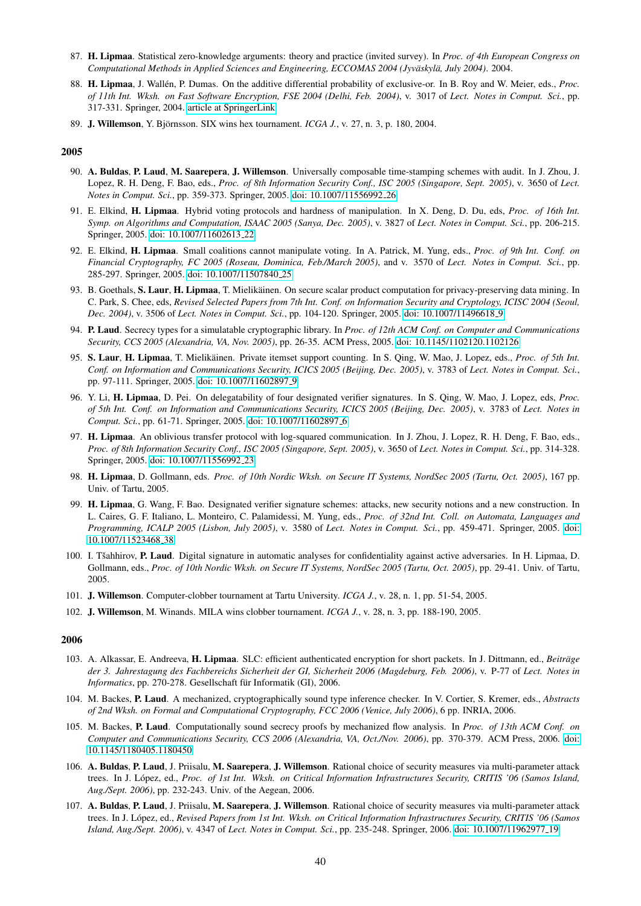87. **H. Lipmaa**. Statistical zero-knowledge arguments: theory and practice (invited survey). In *Proc. of 4th European Congress on Computational Methods in Applied Sciences and Engineering, ECCOMAS 2004 (Jyväskylä, July 2004)*. 2004.

88. **H. Lipmaa**, J. Wallén, P. Dumas. On the additive differential probability of exclusive-or. In B. Roy and W. Meier, eds., *Proc. of 11th Int. Wksh. on Fast Software Encryption, FSE 2004 (Delhi, Feb. 2004)*, v. 3017 of *Lect. Notes in Comput. Sci.*, pp. 317-331. Springer, 2004. article at SpringerLink

89. **J. Willemson**, Y. Björnsson. SIX wins hex tournament. *ICGA J.*, v. 27, n. 3, p. 180, 2004.

## 2005

90. **A. Buldas**, **P. Laud**, **M. Saarepera**, **J. Willemson**. Universally composable time-stamping schemes with audit. In J. Zhou, J. Lopez, R. H. Deng, F. Bao, eds., *Proc. of 8th Information Security Conf., ISC 2005 (Singapore, Sept. 2005)*, v. 3650 of *Lect. Notes in Comput. Sci.*, pp. 359-373. Springer, 2005. doi: 10.1007/11556992_26

91. E. Elkind, **H. Lipmaa**. Hybrid voting protocols and hardness of manipulation. In X. Deng, D. Du, eds, *Proc. of 16th Int. Symp. on Algorithms and Computation, ISAAC 2005 (Sanya, Dec. 2005)*, v. 3827 of *Lect. Notes in Comput. Sci.*, pp. 206-215. Springer, 2005. doi: 10.1007/11602613_22

92. E. Elkind, **H. Lipmaa**. Small coalitions cannot manipulate voting. In A. Patrick, M. Yung, eds., *Proc. of 9th Int. Conf. on Financial Cryptography, FC 2005 (Roseau, Dominica, Feb./March 2005)*, and v. 3570 of *Lect. Notes in Comput. Sci.*, pp. 285-297. Springer, 2005. doi: 10.1007/11507840_25

93. B. Goethals, **S. Laur**, **H. Lipmaa**, T. Mielikäinen. On secure scalar product computation for privacy-preserving data mining. In C. Park, S. Chee, eds, *Revised Selected Papers from 7th Int. Conf. on Information Security and Cryptology, ICISC 2004 (Seoul, Dec. 2004)*, v. 3506 of *Lect. Notes in Comput. Sci.*, pp. 104-120. Springer, 2005. doi: 10.1007/11496618_9

94. **P. Laud**. Secrecy types for a simulatable cryptographic library. In *Proc. of 12th ACM Conf. on Computer and Communications Security, CCS 2005 (Alexandria, VA, Nov. 2005)*, pp. 26-35. ACM Press, 2005. doi: 10.1145/1102120.1102126

95. **S. Laur**, **H. Lipmaa**, T. Mielikäinen. Private itemset support counting. In S. Qing, W. Mao, J. Lopez, eds., *Proc. of 5th Int. Conf. on Information and Communications Security, ICICS 2005 (Beijing, Dec. 2005)*, v. 3783 of *Lect. Notes in Comput. Sci.*, pp. 97-111. Springer, 2005. doi: 10.1007/11602897_9

96. Y. Li, **H. Lipmaa**, D. Pei. On delegatability of four designated verifier signatures. In S. Qing, W. Mao, J. Lopez, eds, *Proc. of 5th Int. Conf. on Information and Communications Security, ICICS 2005 (Beijing, Dec. 2005)*, v. 3783 of *Lect. Notes in Comput. Sci.*, pp. 61-71. Springer, 2005. doi: 10.1007/11602897_6

97. **H. Lipmaa**. An oblivious transfer protocol with log-squared communication. In J. Zhou, J. Lopez, R. H. Deng, F. Bao, eds., *Proc. of 8th Information Security Conf., ISC 2005 (Singapore, Sept. 2005)*, v. 3650 of *Lect. Notes in Comput. Sci.*, pp. 314-328. Springer, 2005. doi: 10.1007/11556992_23

98. **H. Lipmaa**, D. Gollmann, eds. *Proc. of 10th Nordic Wksh. on Secure IT Systems, NordSec 2005 (Tartu, Oct. 2005)*, 167 pp. Univ. of Tartu, 2005.

99. **H. Lipmaa**, G. Wang, F. Bao. Designated verifier signature schemes: attacks, new security notions and a new construction. In L. Caires, G. F. Italiano, L. Monteiro, C. Palamidessi, M. Yung, eds., *Proc. of 32nd Int. Coll. on Automata, Languages and Programming, ICALP 2005 (Lisbon, July 2005)*, v. 3580 of *Lect. Notes in Comput. Sci.*, pp. 459-471. Springer, 2005. doi: 10.1007/11523468_38

100. I. Tšahhirov, **P. Laud**. Digital signature in automatic analyses for confidentiality against active adversaries. In H. Lipmaa, D. Gollmann, eds., *Proc. of 10th Nordic Wksh. on Secure IT Systems, NordSec 2005 (Tartu, Oct. 2005)*, pp. 29-41. Univ. of Tartu, 2005.

101. **J. Willemson**. Computer-clobber tournament at Tartu University. *ICGA J.*, v. 28, n. 1, pp. 51-54, 2005.

102. **J. Willemson**, M. Winands. MILA wins clobber tournament. *ICGA J.*, v. 28, n. 3, pp. 188-190, 2005.

## 2006

103. A. Alkassar, E. Andreeva, **H. Lipmaa**. SLC: efficient authenticated encryption for short packets. In J. Dittmann, ed., *Beiträge der 3. Jahrestagung des Fachbereichs Sicherheit der GI, Sicherheit 2006 (Magdeburg, Feb. 2006)*, v. P-77 of *Lect. Notes in Informatics*, pp. 270-278. Gesellschaft für Informatik (GI), 2006.

104. M. Backes, **P. Laud**. A mechanized, cryptographically sound type inference checker. In V. Cortier, S. Kremer, eds., *Abstracts of 2nd Wksh. on Formal and Computational Cryptography, FCC 2006 (Venice, July 2006)*, 6 pp. INRIA, 2006.

105. M. Backes, **P. Laud**. Computationally sound secrecy proofs by mechanized flow analysis. In *Proc. of 13th ACM Conf. on Computer and Communications Security, CCS 2006 (Alexandria, VA, Oct./Nov. 2006)*, pp. 370-379. ACM Press, 2006. doi: 10.1145/1180405.1180450

106. **A. Buldas**, **P. Laud**, J. Priisalu, **M. Saarepera**, **J. Willemson**. Rational choice of security measures via multi-parameter attack trees. In J. López, ed., *Proc. of 1st Int. Wksh. on Critical Information Infrastructures Security, CRITIS '06 (Samos Island, Aug./Sept. 2006)*, pp. 232-243. Univ. of the Aegean, 2006.

107. **A. Buldas**, **P. Laud**, J. Priisalu, **M. Saarepera**, **J. Willemson**. Rational choice of security measures via multi-parameter attack trees. In J. López, ed., *Revised Papers from 1st Int. Wksh. on Critical Information Infrastructures Security, CRITIS '06 (Samos Island, Aug./Sept. 2006)*, v. 4347 of *Lect. Notes in Comput. Sci.*, pp. 235-248. Springer, 2006. doi: 10.1007/11962977_19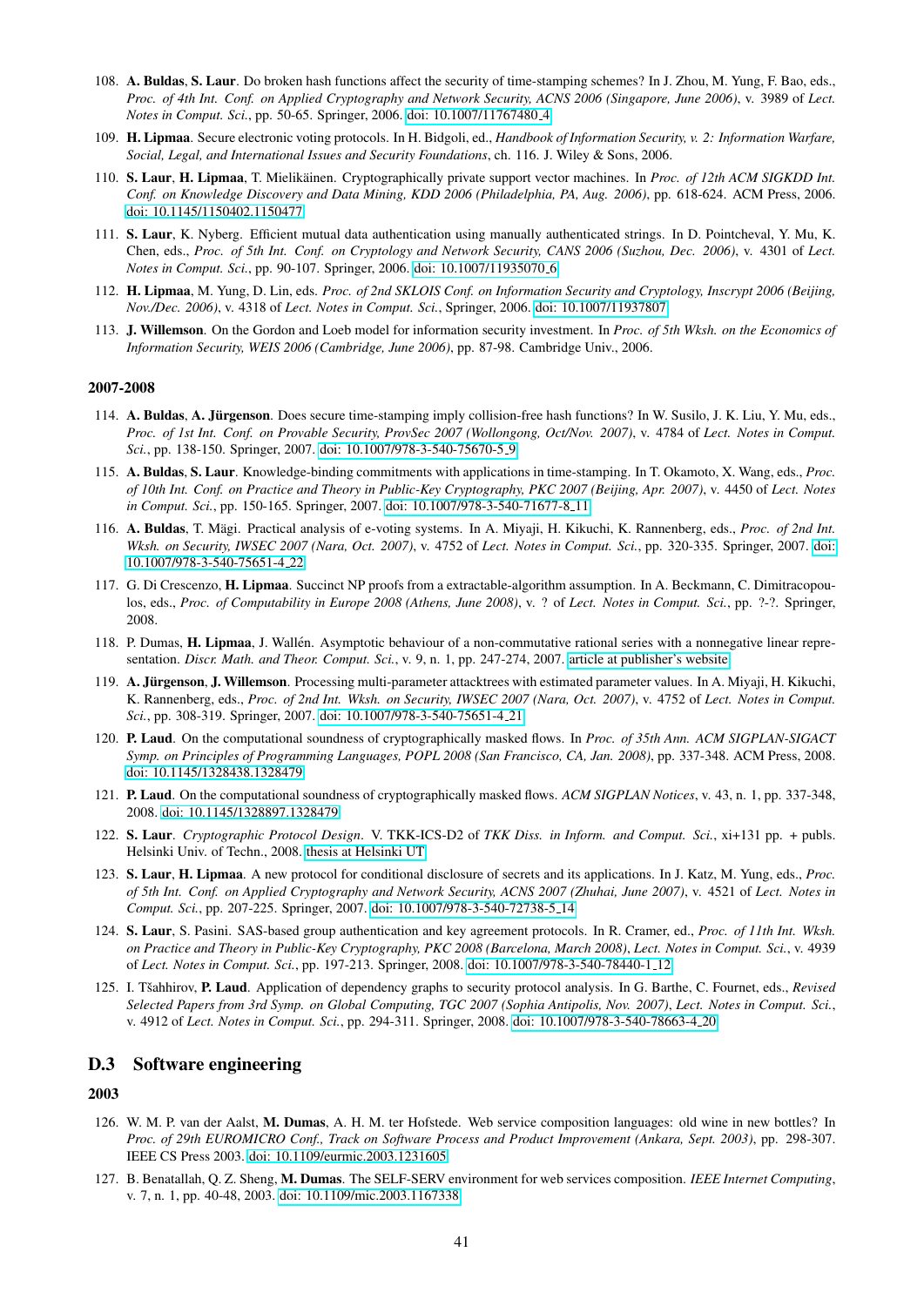108. **A. Buldas**, **S. Laur**. Do broken hash functions affect the security of time-stamping schemes? In J. Zhou, M. Yung, F. Bao, eds., *Proc. of 4th Int. Conf. on Applied Cryptography and Network Security, ACNS 2006 (Singapore, June 2006)*, v. 3989 of *Lect. Notes in Comput. Sci.*, pp. 50-65. Springer, 2006. doi: 10.1007/11767480_4

109. **H. Lipmaa**. Secure electronic voting protocols. In H. Bidgoli, ed., *Handbook of Information Security, v. 2: Information Warfare, Social, Legal, and International Issues and Security Foundations*, ch. 116. J. Wiley & Sons, 2006.

110. **S. Laur**, **H. Lipmaa**, T. Mielikäinen. Cryptographically private support vector machines. In *Proc. of 12th ACM SIGKDD Int. Conf. on Knowledge Discovery and Data Mining, KDD 2006 (Philadelphia, PA, Aug. 2006)*, pp. 618-624. ACM Press, 2006. doi: 10.1145/1150402.1150477

111. **S. Laur**, K. Nyberg. Efficient mutual data authentication using manually authenticated strings. In D. Pointcheval, Y. Mu, K. Chen, eds., *Proc. of 5th Int. Conf. on Cryptology and Network Security, CANS 2006 (Suzhou, Dec. 2006)*, v. 4301 of *Lect. Notes in Comput. Sci.*, pp. 90-107. Springer, 2006. doi: 10.1007/11935070_6

112. **H. Lipmaa**, M. Yung, D. Lin, eds. *Proc. of 2nd SKLOIS Conf. on Information Security and Cryptology, Inscrypt 2006 (Beijing, Nov./Dec. 2006)*, v. 4318 of *Lect. Notes in Comput. Sci.*, Springer, 2006. doi: 10.1007/11937807

113. **J. Willemson**. On the Gordon and Loeb model for information security investment. In *Proc. of 5th Wksh. on the Economics of Information Security, WEIS 2006 (Cambridge, June 2006)*, pp. 87-98. Cambridge Univ., 2006.

### 2007-2008

114. **A. Buldas**, **A. Jürgenson**. Does secure time-stamping imply collision-free hash functions? In W. Susilo, J. K. Liu, Y. Mu, eds., *Proc. of 1st Int. Conf. on Provable Security, ProvSec 2007 (Wollongong, Oct/Nov. 2007)*, v. 4784 of *Lect. Notes in Comput. Sci.*, pp. 138-150. Springer, 2007. doi: 10.1007/978-3-540-75670-5_9

115. **A. Buldas**, **S. Laur**. Knowledge-binding commitments with applications in time-stamping. In T. Okamoto, X. Wang, eds., *Proc. of 10th Int. Conf. on Practice and Theory in Public-Key Cryptography, PKC 2007 (Beijing, Apr. 2007)*, v. 4450 of *Lect. Notes in Comput. Sci.*, pp. 150-165. Springer, 2007. doi: 10.1007/978-3-540-71677-8_11

116. **A. Buldas**, T. Mägi. Practical analysis of e-voting systems. In A. Miyaji, H. Kikuchi, K. Rannenberg, eds., *Proc. of 2nd Int. Wksh. on Security, IWSEC 2007 (Nara, Oct. 2007)*, v. 4752 of *Lect. Notes in Comput. Sci.*, pp. 320-335. Springer, 2007. doi: 10.1007/978-3-540-75651-4_22

117. G. Di Crescenzo, **H. Lipmaa**. Succinct NP proofs from a extractable-algorithm assumption. In A. Beckmann, C. Dimitracopoulos, eds., *Proc. of Computability in Europe 2008 (Athens, June 2008)*, v. ? of *Lect. Notes in Comput. Sci.*, pp. ?-?. Springer, 2008.

118. P. Dumas, **H. Lipmaa**, J. Wallén. Asymptotic behaviour of a non-commutative rational series with a nonnegative linear representation. *Discr. Math. and Theor. Comput. Sci.*, v. 9, n. 1, pp. 247-274, 2007. article at publisher's website

119. **A. Jürgenson**, **J. Willemson**. Processing multi-parameter attacktrees with estimated parameter values. In A. Miyaji, H. Kikuchi, K. Rannenberg, eds., *Proc. of 2nd Int. Wksh. on Security, IWSEC 2007 (Nara, Oct. 2007)*, v. 4752 of *Lect. Notes in Comput. Sci.*, pp. 308-319. Springer, 2007. doi: 10.1007/978-3-540-75651-4_21

120. **P. Laud**. On the computational soundness of cryptographically masked flows. In *Proc. of 35th Ann. ACM SIGPLAN-SIGACT Symp. on Principles of Programming Languages, POPL 2008 (San Francisco, CA, Jan. 2008)*, pp. 337-348. ACM Press, 2008. doi: 10.1145/1328438.1328479

121. **P. Laud**. On the computational soundness of cryptographically masked flows. *ACM SIGPLAN Notices*, v. 43, n. 1, pp. 337-348, 2008. doi: 10.1145/1328897.1328479

122. **S. Laur**. *Cryptographic Protocol Design*. V. TKK-ICS-D2 of *TKK Diss. in Inform. and Comput. Sci.*, xi+131 pp. + publs. Helsinki Univ. of Techn., 2008. thesis at Helsinki UT

123. **S. Laur**, **H. Lipmaa**. A new protocol for conditional disclosure of secrets and its applications. In J. Katz, M. Yung, eds., *Proc. of 5th Int. Conf. on Applied Cryptography and Network Security, ACNS 2007 (Zhuhai, June 2007)*, v. 4521 of *Lect. Notes in Comput. Sci.*, pp. 207-225. Springer, 2007. doi: 10.1007/978-3-540-72738-5_14

124. **S. Laur**, S. Pasini. SAS-based group authentication and key agreement protocols. In R. Cramer, ed., *Proc. of 11th Int. Wksh. on Practice and Theory in Public-Key Cryptography, PKC 2008 (Barcelona, March 2008)*, *Lect. Notes in Comput. Sci.*, v. 4939 of *Lect. Notes in Comput. Sci.*, pp. 197-213. Springer, 2008. doi: 10.1007/978-3-540-78440-1_12

125. I. Tšahhirov, **P. Laud**. Application of dependency graphs to security protocol analysis. In G. Barthe, C. Fournet, eds., *Revised Selected Papers from 3rd Symp. on Global Computing, TGC 2007 (Sophia Antipolis, Nov. 2007)*, *Lect. Notes in Comput. Sci.*, v. 4912 of *Lect. Notes in Comput. Sci.*, pp. 294-311. Springer, 2008. doi: 10.1007/978-3-540-78663-4_20

## D.3 Software engineering

### 2003

126. W. M. P. van der Aalst, **M. Dumas**, A. H. M. ter Hofstede. Web service composition languages: old wine in new bottles? In *Proc. of 29th EUROMICRO Conf., Track on Software Process and Product Improvement (Ankara, Sept. 2003)*, pp. 298-307. IEEE CS Press 2003. doi: 10.1109/eurmic.2003.1231605

127. B. Benatallah, Q. Z. Sheng, **M. Dumas**. The SELF-SERV environment for web services composition. *IEEE Internet Computing*, v. 7, n. 1, pp. 40-48, 2003. doi: 10.1109/mic.2003.1167338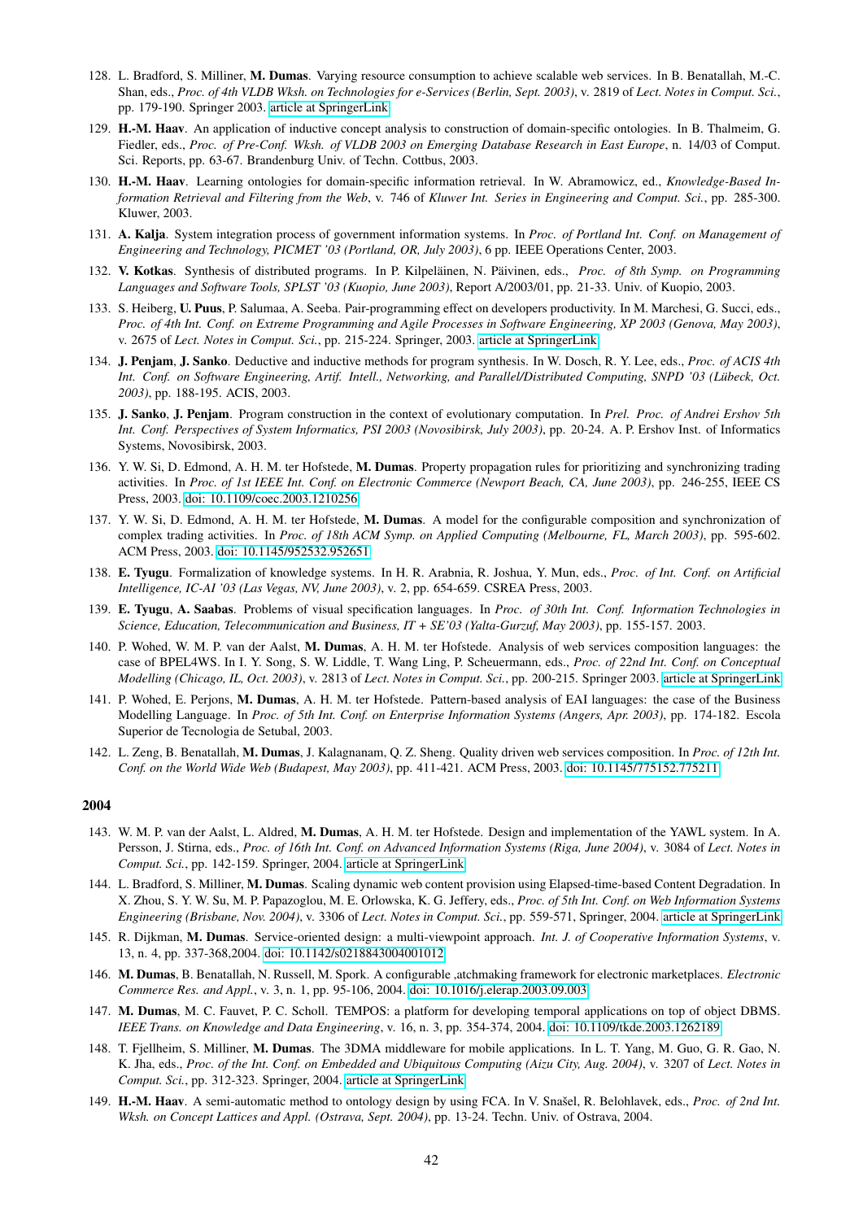128. L. Bradford, S. Milliner, **M. Dumas**. Varying resource consumption to achieve scalable web services. In B. Benatallah, M.-C. Shan, eds., *Proc. of 4th VLDB Wksh. on Technologies for e-Services (Berlin, Sept. 2003)*, v. 2819 of *Lect. Notes in Comput. Sci.*, pp. 179-190. Springer 2003. article at SpringerLink

129. **H.-M. Haav**. An application of inductive concept analysis to construction of domain-specific ontologies. In B. Thalmeim, G. Fiedler, eds., *Proc. of Pre-Conf. Wksh. of VLDB 2003 on Emerging Database Research in East Europe*, n. 14/03 of Comput. Sci. Reports, pp. 63-67. Brandenburg Univ. of Techn. Cottbus, 2003.

130. **H.-M. Haav**. Learning ontologies for domain-specific information retrieval. In W. Abramowicz, ed., *Knowledge-Based Information Retrieval and Filtering from the Web*, v. 746 of *Kluwer Int. Series in Engineering and Comput. Sci.*, pp. 285-300. Kluwer, 2003.

131. **A. Kalja**. System integration process of government information systems. In *Proc. of Portland Int. Conf. on Management of Engineering and Technology, PICMET '03 (Portland, OR, July 2003)*, 6 pp. IEEE Operations Center, 2003.

132. **V. Kotkas**. Synthesis of distributed programs. In P. Kilpeläinen, N. Päivinen, eds., *Proc. of 8th Symp. on Programming Languages and Software Tools, SPLST '03 (Kuopio, June 2003)*, Report A/2003/01, pp. 21-33. Univ. of Kuopio, 2003.

133. S. Heiberg, **U. Puus**, P. Salumaa, A. Seeba. Pair-programming effect on developers productivity. In M. Marchesi, G. Succi, eds., *Proc. of 4th Int. Conf. on Extreme Programming and Agile Processes in Software Engineering, XP 2003 (Genova, May 2003)*, v. 2675 of *Lect. Notes in Comput. Sci.*, pp. 215-224. Springer, 2003. article at SpringerLink

134. **J. Penjam**, **J. Sanko**. Deductive and inductive methods for program synthesis. In W. Dosch, R. Y. Lee, eds., *Proc. of ACIS 4th Int. Conf. on Software Engineering, Artif. Intell., Networking, and Parallel/Distributed Computing, SNPD '03 (Lübeck, Oct. 2003)*, pp. 188-195. ACIS, 2003.

135. **J. Sanko**, **J. Penjam**. Program construction in the context of evolutionary computation. In *Prel. Proc. of Andrei Ershov 5th Int. Conf. Perspectives of System Informatics, PSI 2003 (Novosibirsk, July 2003)*, pp. 20-24. A. P. Ershov Inst. of Informatics Systems, Novosibirsk, 2003.

136. Y. W. Si, D. Edmond, A. H. M. ter Hofstede, **M. Dumas**. Property propagation rules for prioritizing and synchronizing trading activities. In *Proc. of 1st IEEE Int. Conf. on Electronic Commerce (Newport Beach, CA, June 2003)*, pp. 246-255, IEEE CS Press, 2003. doi: 10.1109/coec.2003.1210256

137. Y. W. Si, D. Edmond, A. H. M. ter Hofstede, **M. Dumas**. A model for the configurable composition and synchronization of complex trading activities. In *Proc. of 18th ACM Symp. on Applied Computing (Melbourne, FL, March 2003)*, pp. 595-602. ACM Press, 2003. doi: 10.1145/952532.952651

138. **E. Tyugu**. Formalization of knowledge systems. In H. R. Arabnia, R. Joshua, Y. Mun, eds., *Proc. of Int. Conf. on Artificial Intelligence, IC-AI '03 (Las Vegas, NV, June 2003)*, v. 2, pp. 654-659. CSREA Press, 2003.

139. **E. Tyugu**, **A. Saabas**. Problems of visual specification languages. In *Proc. of 30th Int. Conf. Information Technologies in Science, Education, Telecommunication and Business, IT + SE'03 (Yalta-Gurzuf, May 2003)*, pp. 155-157. 2003.

140. P. Wohed, W. M. P. van der Aalst, **M. Dumas**, A. H. M. ter Hofstede. Analysis of web services composition languages: the case of BPEL4WS. In I. Y. Song, S. W. Liddle, T. Wang Ling, P. Scheuermann, eds., *Proc. of 22nd Int. Conf. on Conceptual Modelling (Chicago, IL, Oct. 2003)*, v. 2813 of *Lect. Notes in Comput. Sci.*, pp. 200-215. Springer 2003. article at SpringerLink

141. P. Wohed, E. Perjons, **M. Dumas**, A. H. M. ter Hofstede. Pattern-based analysis of EAI languages: the case of the Business Modelling Language. In *Proc. of 5th Int. Conf. on Enterprise Information Systems (Angers, Apr. 2003)*, pp. 174-182. Escola Superior de Tecnologia de Setubal, 2003.

142. L. Zeng, B. Benatallah, **M. Dumas**, J. Kalagnanam, Q. Z. Sheng. Quality driven web services composition. In *Proc. of 12th Int. Conf. on the World Wide Web (Budapest, May 2003)*, pp. 411-421. ACM Press, 2003. doi: 10.1145/775152.775211

## 2004

143. W. M. P. van der Aalst, L. Aldred, **M. Dumas**, A. H. M. ter Hofstede. Design and implementation of the YAWL system. In A. Persson, J. Stirna, eds., *Proc. of 16th Int. Conf. on Advanced Information Systems (Riga, June 2004)*, v. 3084 of *Lect. Notes in Comput. Sci.*, pp. 142-159. Springer, 2004. article at SpringerLink

144. L. Bradford, S. Milliner, **M. Dumas**. Scaling dynamic web content provision using Elapsed-time-based Content Degradation. In X. Zhou, S. Y. W. Su, M. P. Papazoglou, M. E. Orlowska, K. G. Jeffery, eds., *Proc. of 5th Int. Conf. on Web Information Systems Engineering (Brisbane, Nov. 2004)*, v. 3306 of *Lect. Notes in Comput. Sci.*, pp. 559-571, Springer, 2004. article at SpringerLink

145. R. Dijkman, **M. Dumas**. Service-oriented design: a multi-viewpoint approach. *Int. J. of Cooperative Information Systems*, v. 13, n. 4, pp. 337-368,2004. doi: 10.1142/s0218843004001012

146. **M. Dumas**, B. Benatallah, N. Russell, M. Spork. A configurable ‚atchmaking framework for electronic marketplaces. *Electronic Commerce Res. and Appl.*, v. 3, n. 1, pp. 95-106, 2004. doi: 10.1016/j.elerap.2003.09.003

147. **M. Dumas**, M. C. Fauvet, P. C. Scholl. TEMPOS: a platform for developing temporal applications on top of object DBMS. *IEEE Trans. on Knowledge and Data Engineering*, v. 16, n. 3, pp. 354-374, 2004. doi: 10.1109/tkde.2003.1262189

148. T. Fjellheim, S. Milliner, **M. Dumas**. The 3DMA middleware for mobile applications. In L. T. Yang, M. Guo, G. R. Gao, N. K. Jha, eds., *Proc. of the Int. Conf. on Embedded and Ubiquitous Computing (Aizu City, Aug. 2004)*, v. 3207 of *Lect. Notes in Comput. Sci.*, pp. 312-323. Springer, 2004. article at SpringerLink

149. **H.-M. Haav**. A semi-automatic method to ontology design by using FCA. In V. Snašel, R. Belohlavek, eds., *Proc. of 2nd Int. Wksh. on Concept Lattices and Appl. (Ostrava, Sept. 2004)*, pp. 13-24. Techn. Univ. of Ostrava, 2004.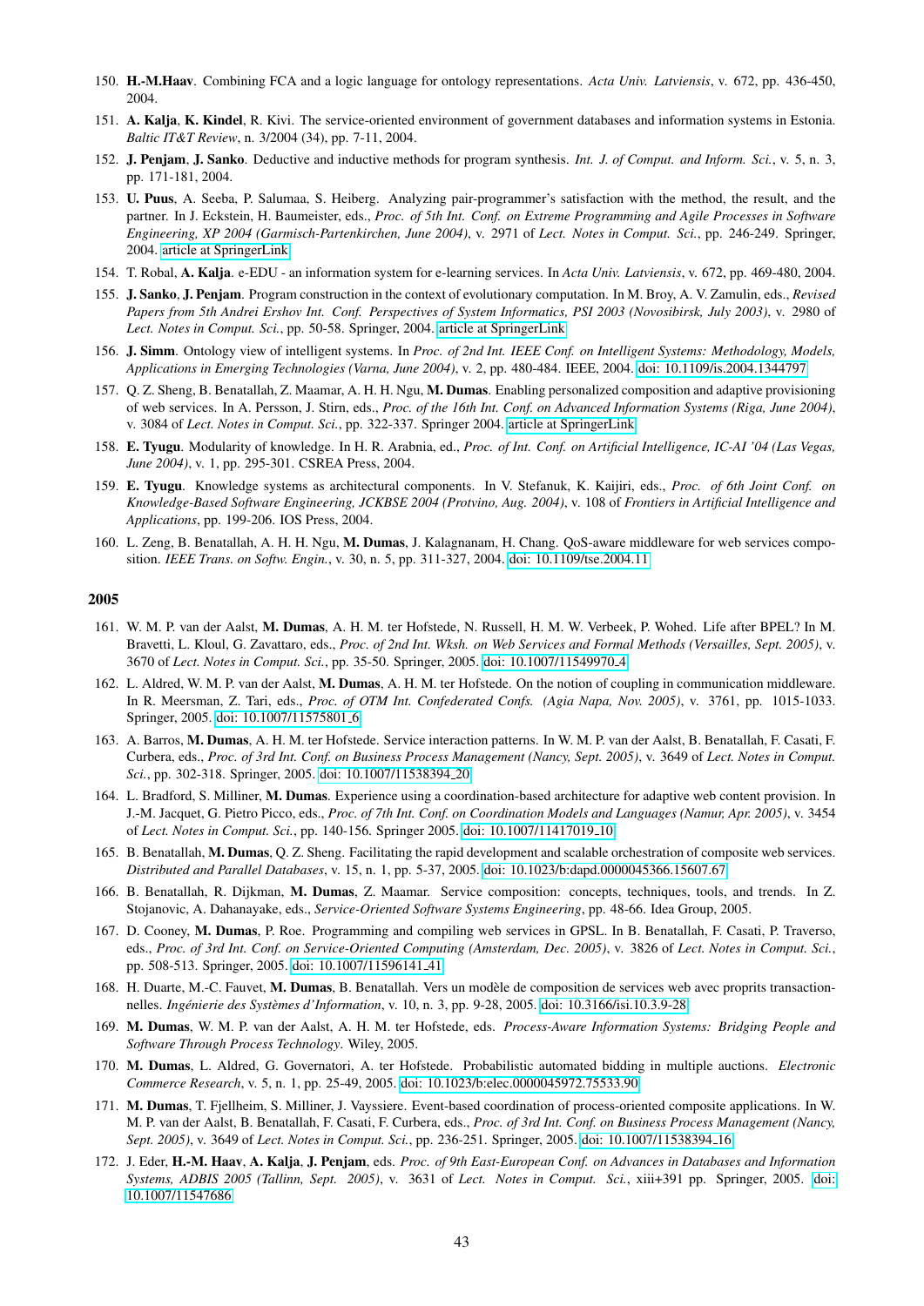150. **H.-M.Haav**. Combining FCA and a logic language for ontology representations. *Acta Univ. Latviensis*, v. 672, pp. 436-450, 2004.

151. **A. Kalja**, **K. Kindel**, R. Kivi. The service-oriented environment of government databases and information systems in Estonia. *Baltic IT&T Review*, n. 3/2004 (34), pp. 7-11, 2004.

152. **J. Penjam**, **J. Sanko**. Deductive and inductive methods for program synthesis. *Int. J. of Comput. and Inform. Sci.*, v. 5, n. 3, pp. 171-181, 2004.

153. **U. Puus**, A. Seeba, P. Salumaa, S. Heiberg. Analyzing pair-programmer's satisfaction with the method, the result, and the partner. In J. Eckstein, H. Baumeister, eds., *Proc. of 5th Int. Conf. on Extreme Programming and Agile Processes in Software Engineering, XP 2004 (Garmisch-Partenkirchen, June 2004)*, v. 2971 of *Lect. Notes in Comput. Sci.*, pp. 246-249. Springer, 2004. article at SpringerLink

154. T. Robal, **A. Kalja**. e-EDU - an information system for e-learning services. In *Acta Univ. Latviensis*, v. 672, pp. 469-480, 2004.

155. **J. Sanko**, **J. Penjam**. Program construction in the context of evolutionary computation. In M. Broy, A. V. Zamulin, eds., *Revised Papers from 5th Andrei Ershov Int. Conf. Perspectives of System Informatics, PSI 2003 (Novosibirsk, July 2003)*, v. 2980 of *Lect. Notes in Comput. Sci.*, pp. 50-58. Springer, 2004. article at SpringerLink

156. **J. Simm**. Ontology view of intelligent systems. In *Proc. of 2nd Int. IEEE Conf. on Intelligent Systems: Methodology, Models, Applications in Emerging Technologies (Varna, June 2004)*, v. 2, pp. 480-484. IEEE, 2004. doi: 10.1109/is.2004.1344797

157. Q. Z. Sheng, B. Benatallah, Z. Maamar, A. H. H. Ngu, **M. Dumas**. Enabling personalized composition and adaptive provisioning of web services. In A. Persson, J. Stirn, eds., *Proc. of the 16th Int. Conf. on Advanced Information Systems (Riga, June 2004)*, v. 3084 of *Lect. Notes in Comput. Sci.*, pp. 322-337. Springer 2004. article at SpringerLink

158. **E. Tyugu**. Modularity of knowledge. In H. R. Arabnia, ed., *Proc. of Int. Conf. on Artificial Intelligence, IC-AI '04 (Las Vegas, June 2004)*, v. 1, pp. 295-301. CSREA Press, 2004.

159. **E. Tyugu**. Knowledge systems as architectural components. In V. Stefanuk, K. Kaijiri, eds., *Proc. of 6th Joint Conf. on Knowledge-Based Software Engineering, JCKBSE 2004 (Protvino, Aug. 2004)*, v. 108 of *Frontiers in Artificial Intelligence and Applications*, pp. 199-206. IOS Press, 2004.

160. L. Zeng, B. Benatallah, A. H. H. Ngu, **M. Dumas**, J. Kalagnanam, H. Chang. QoS-aware middleware for web services composition. *IEEE Trans. on Softw. Engin.*, v. 30, n. 5, pp. 311-327, 2004. doi: 10.1109/tse.2004.11

## 2005

161. W. M. P. van der Aalst, **M. Dumas**, A. H. M. ter Hofstede, N. Russell, H. M. W. Verbeek, P. Wohed. Life after BPEL? In M. Bravetti, L. Kloul, G. Zavattaro, eds., *Proc. of 2nd Int. Wksh. on Web Services and Formal Methods (Versailles, Sept. 2005)*, v. 3670 of *Lect. Notes in Comput. Sci.*, pp. 35-50. Springer, 2005. doi: 10.1007/11549970_4

162. L. Aldred, W. M. P. van der Aalst, **M. Dumas**, A. H. M. ter Hofstede. On the notion of coupling in communication middleware. In R. Meersman, Z. Tari, eds., *Proc. of OTM Int. Confederated Confs. (Agia Napa, Nov. 2005)*, v. 3761, pp. 1015-1033. Springer, 2005. doi: 10.1007/11575801_6

163. A. Barros, **M. Dumas**, A. H. M. ter Hofstede. Service interaction patterns. In W. M. P. van der Aalst, B. Benatallah, F. Casati, F. Curbera, eds., *Proc. of 3rd Int. Conf. on Business Process Management (Nancy, Sept. 2005)*, v. 3649 of *Lect. Notes in Comput. Sci.*, pp. 302-318. Springer, 2005. doi: 10.1007/11538394_20

164. L. Bradford, S. Milliner, **M. Dumas**. Experience using a coordination-based architecture for adaptive web content provision. In J.-M. Jacquet, G. Pietro Picco, eds., *Proc. of 7th Int. Conf. on Coordination Models and Languages (Namur, Apr. 2005)*, v. 3454 of *Lect. Notes in Comput. Sci.*, pp. 140-156. Springer 2005. doi: 10.1007/11417019_10

165. B. Benatallah, **M. Dumas**, Q. Z. Sheng. Facilitating the rapid development and scalable orchestration of composite web services. *Distributed and Parallel Databases*, v. 15, n. 1, pp. 5-37, 2005. doi: 10.1023/b:dapd.0000045366.15607.67

166. B. Benatallah, R. Dijkman, **M. Dumas**, Z. Maamar. Service composition: concepts, techniques, tools, and trends. In Z. Stojanovic, A. Dahanayake, eds., *Service-Oriented Software Systems Engineering*, pp. 48-66. Idea Group, 2005.

167. D. Cooney, **M. Dumas**, P. Roe. Programming and compiling web services in GPSL. In B. Benatallah, F. Casati, P. Traverso, eds., *Proc. of 3rd Int. Conf. on Service-Oriented Computing (Amsterdam, Dec. 2005)*, v. 3826 of *Lect. Notes in Comput. Sci.*, pp. 508-513. Springer, 2005. doi: 10.1007/11596141_41

168. H. Duarte, M.-C. Fauvet, **M. Dumas**, B. Benatallah. Vers un modèle de composition de services web avec proprits transactionnelles. *Ingénierie des Systèmes d'Information*, v. 10, n. 3, pp. 9-28, 2005. doi: 10.3166/isi.10.3.9-28

169. **M. Dumas**, W. M. P. van der Aalst, A. H. M. ter Hofstede, eds. *Process-Aware Information Systems: Bridging People and Software Through Process Technology*. Wiley, 2005.

170. **M. Dumas**, L. Aldred, G. Governatori, A. ter Hofstede. Probabilistic automated bidding in multiple auctions. *Electronic Commerce Research*, v. 5, n. 1, pp. 25-49, 2005. doi: 10.1023/b:elec.0000045972.75533.90

171. **M. Dumas**, T. Fjellheim, S. Milliner, J. Vayssiere. Event-based coordination of process-oriented composite applications. In W. M. P. van der Aalst, B. Benatallah, F. Casati, F. Curbera, eds., *Proc. of 3rd Int. Conf. on Business Process Management (Nancy, Sept. 2005)*, v. 3649 of *Lect. Notes in Comput. Sci.*, pp. 236-251. Springer, 2005. doi: 10.1007/11538394_16

172. J. Eder, **H.-M. Haav**, **A. Kalja**, **J. Penjam**, eds. *Proc. of 9th East-European Conf. on Advances in Databases and Information Systems, ADBIS 2005 (Tallinn, Sept. 2005)*, v. 3631 of *Lect. Notes in Comput. Sci.*, xiii+391 pp. Springer, 2005. doi: 10.1007/11547686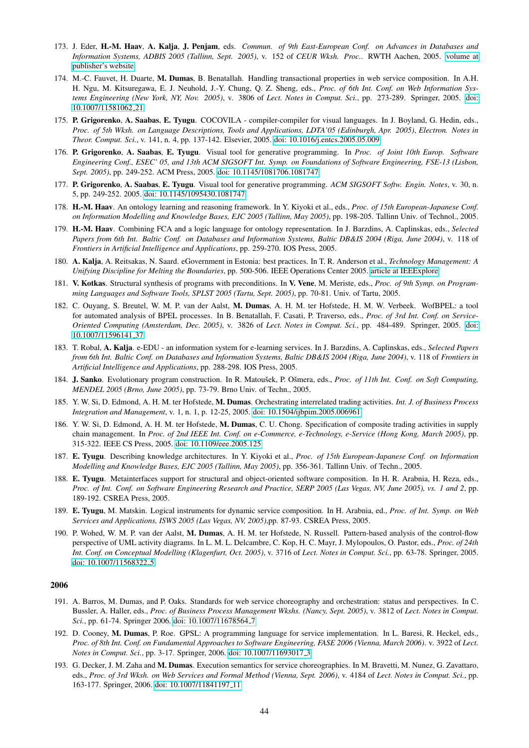173. J. Eder, **H.-M. Haav**, **A. Kalja**, **J. Penjam**, eds. *Commun. of 9th East-European Conf. on Advances in Databases and Information Systems, ADBIS 2005 (Tallinn, Sept. 2005)*, v. 152 of *CEUR Wksh. Proc.*. RWTH Aachen, 2005. volume at publisher's website

174. M.-C. Fauvet, H. Duarte, **M. Dumas**, B. Benatallah. Handling transactional properties in web service composition. In A.H. H. Ngu, M. Kitsuregawa, E. J. Neuhold, J.-Y. Chung, Q. Z. Sheng, eds., *Proc. of 6th Int. Conf. on Web Information Systems Engineering (New York, NY, Nov. 2005)*, v. 3806 of *Lect. Notes in Comput. Sci.*, pp. 273-289. Springer, 2005. doi: 10.1007/11581062_21

175. **P. Grigorenko**, **A. Saabas**, **E. Tyugu**. COCOVILA - compiler-compiler for visual languages. In J. Boyland, G. Hedin, eds., *Proc. of 5th Wksh. on Language Descriptions, Tools and Applications, LDTA'05 (Edinburgh, Apr. 2005)*, *Electron. Notes in Theor. Comput. Sci.*, v. 141, n. 4, pp. 137-142. Elsevier, 2005. doi: 10.1016/j.entcs.2005.05.009

176. **P. Grigorenko**, **A. Saabas**, **E. Tyugu**. Visual tool for generative programming. In *Proc. of Joint 10th Europ. Software Engineering Conf., ESEC' 05, and 13th ACM SIGSOFT Int. Symp. on Foundations of Software Engineering, FSE-13 (Lisbon, Sept. 2005)*, pp. 249-252. ACM Press, 2005. doi: 10.1145/1081706.1081747

177. **P. Grigorenko**, **A. Saabas**, **E. Tyugu**. Visual tool for generative programming. *ACM SIGSOFT Softw. Engin. Notes*, v. 30, n. 5, pp. 249-252. 2005. doi: 10.1145/1095430.1081747

178. **H.-M. Haav**. An ontology learning and reasoning framework. In Y. Kiyoki et al., eds., *Proc. of 15th European-Japanese Conf. on Information Modelling and Knowledge Bases, EJC 2005 (Tallinn, May 2005)*, pp. 198-205. Tallinn Univ. of Technol., 2005.

179. **H.-M. Haav**. Combining FCA and a logic language for ontology representation. In J. Barzdins, A. Caplinskas, eds., *Selected Papers from 6th Int. Baltic Conf. on Databases and Information Systems, Baltic DB&IS 2004 (Riga, June 2004)*, v. 118 of *Frontiers in Artificial Intelligence and Applications*, pp. 259-270. IOS Press, 2005.

180. **A. Kalja**, A. Reitsakas, N. Saard. eGovernment in Estonia: best practices. In T. R. Anderson et al., *Technology Management: A Unifying Discipline for Melting the Boundaries*, pp. 500-506. IEEE Operations Center 2005. article at IEEExplore

181. **V. Kotkas**. Structural synthesis of programs with preconditions. In **V. Vene**, M. Meriste, eds., *Proc. of 9th Symp. on Programming Languages and Software Tools, SPLST 2005 (Tartu, Sept. 2005)*, pp. 70-81. Univ. of Tartu, 2005.

182. C. Ouyang, S. Breutel, W. M. P. van der Aalst, **M. Dumas**, A. H. M. ter Hofstede, H. M. W. Verbeek. WofBPEL: a tool for automated analysis of BPEL processes. In B. Benatallah, F. Casati, P. Traverso, eds., *Proc. of 3rd Int. Conf. on Service-Oriented Computing (Amsterdam, Dec. 2005)*, v. 3826 of *Lect. Notes in Comput. Sci.*, pp. 484-489. Springer, 2005. doi: 10.1007/11596141_37

183. T. Robal, **A. Kalja**. e-EDU - an information system for e-learning services. In J. Barzdins, A. Caplinskas, eds., *Selected Papers from 6th Int. Baltic Conf. on Databases and Information Systems, Baltic DB&IS 2004 (Riga, June 2004)*, v. 118 of *Frontiers in Artificial Intelligence and Applications*, pp. 288-298. IOS Press, 2005.

184. **J. Sanko**. Evolutionary program construction. In R. Matoušek, P. Ošmera, eds., *Proc. of 11th Int. Conf. on Soft Computing, MENDEL 2005 (Brno, June 2005)*, pp. 73-79. Brno Univ. of Techn., 2005.

185. Y. W. Si, D. Edmond, A. H. M. ter Hofstede, **M. Dumas**. Orchestrating interrelated trading activities. *Int. J. of Business Process Integration and Management*, v. 1, n. 1, p. 12-25, 2005. doi: 10.1504/ijbpim.2005.006961

186. Y. W. Si, D. Edmond, A. H. M. ter Hofstede, **M. Dumas**, C. U. Chong. Specification of composite trading activities in supply chain management. In *Proc. of 2nd IEEE Int. Conf. on e-Commerce, e-Technology, e-Service (Hong Kong, March 2005)*, pp. 315-322. IEEE CS Press, 2005. doi: 10.1109/eee.2005.125

187. **E. Tyugu**. Describing knowledge architectures. In Y. Kiyoki et al., *Proc. of 15th European-Japanese Conf. on Information Modelling and Knowledge Bases, EJC 2005 (Tallinn, May 2005)*, pp. 356-361. Tallinn Univ. of Techn., 2005.

188. **E. Tyugu**. Metainterfaces support for structural and object-oriented software composition. In H. R. Arabnia, H. Reza, eds., *Proc. of Int. Conf. on Software Engineering Research and Practice, SERP 2005 (Las Vegas, NV, June 2005), vs. 1 and 2*, pp. 189-192. CSREA Press, 2005.

189. **E. Tyugu**, M. Matskin. Logical instruments for dynamic service composition. In H. Arabnia, ed., *Proc. of Int. Symp. on Web Services and Applications, ISWS 2005 (Las Vegas, NV, 2005)*,pp. 87-93. CSREA Press, 2005.

190. P. Wohed, W. M. P. van der Aalst, **M. Dumas**, A. H. M. ter Hofstede, N. Russell. Pattern-based analysis of the control-flow perspective of UML activity diagrams. In L. M. L. Delcambre, C. Kop, H. C. Mayr, J. Mylopoulos, O. Pastor, eds., *Proc. of 24th Int. Conf. on Conceptual Modelling (Klagenfurt, Oct. 2005)*, v. 3716 of *Lect. Notes in Comput. Sci.*, pp. 63-78. Springer, 2005. doi: 10.1007/11568322_5

## 2006

191. A. Barros, M. Dumas, and P. Oaks. Standards for web service choreography and orchestration: status and perspectives. In C. Bussler, A. Haller, eds., *Proc. of Business Process Management Wkshs. (Nancy, Sept. 2005)*, v. 3812 of *Lect. Notes in Comput. Sci.*, pp. 61-74. Springer 2006. doi: 10.1007/11678564_7

192. D. Cooney, **M. Dumas**, P. Roe. GPSL: A programming language for service implementation. In L. Baresi, R. Heckel, eds., *Proc. of 8th Int. Conf. on Fundamental Approaches to Software Engineering, FASE 2006 (Vienna, March 2006)*. v. 3922 of *Lect. Notes in Comput. Sci.*, pp. 3-17. Springer, 2006. doi: 10.1007/11693017_3

193. G. Decker, J. M. Zaha and **M. Dumas**. Execution semantics for service choreographies. In M. Bravetti, M. Nunez, G. Zavattaro, eds., *Proc. of 3rd Wksh. on Web Services and Formal Method (Vienna, Sept. 2006)*, v. 4184 of *Lect. Notes in Comput. Sci.*, pp. 163-177. Springer, 2006. doi: 10.1007/11841197_11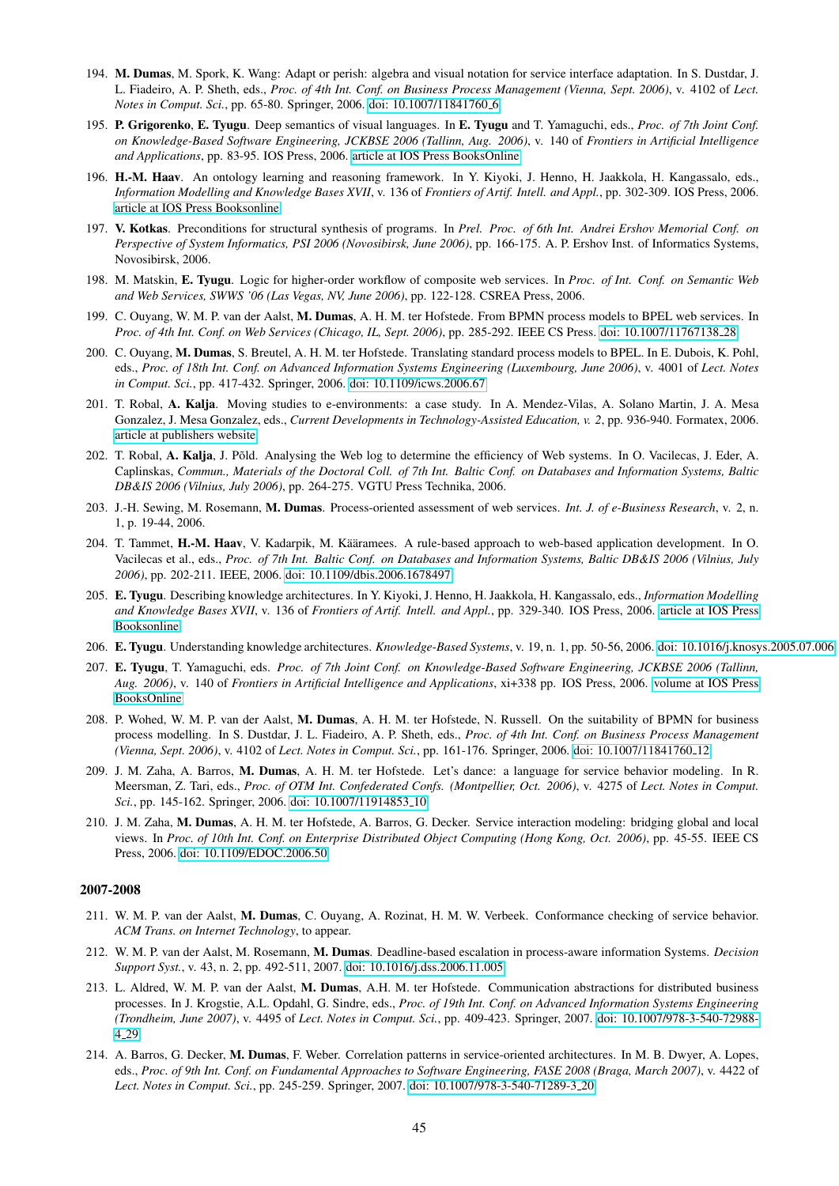194. **M. Dumas**, M. Spork, K. Wang: Adapt or perish: algebra and visual notation for service interface adaptation. In S. Dustdar, J. L. Fiadeiro, A. P. Sheth, eds., *Proc. of 4th Int. Conf. on Business Process Management (Vienna, Sept. 2006)*, v. 4102 of *Lect. Notes in Comput. Sci.*, pp. 65-80. Springer, 2006. doi: 10.1007/11841760_6

195. **P. Grigorenko**, **E. Tyugu**. Deep semantics of visual languages. In **E. Tyugu** and T. Yamaguchi, eds., *Proc. of 7th Joint Conf. on Knowledge-Based Software Engineering, JCKBSE 2006 (Tallinn, Aug. 2006)*, v. 140 of *Frontiers in Artificial Intelligence and Applications*, pp. 83-95. IOS Press, 2006. article at IOS Press BooksOnline

196. **H.-M. Haav**. An ontology learning and reasoning framework. In Y. Kiyoki, J. Henno, H. Jaakkola, H. Kangassalo, eds., *Information Modelling and Knowledge Bases XVII*, v. 136 of *Frontiers of Artif. Intell. and Appl.*, pp. 302-309. IOS Press, 2006. article at IOS Press Booksonline

197. **V. Kotkas**. Preconditions for structural synthesis of programs. In *Prel. Proc. of 6th Int. Andrei Ershov Memorial Conf. on Perspective of System Informatics, PSI 2006 (Novosibirsk, June 2006)*, pp. 166-175. A. P. Ershov Inst. of Informatics Systems, Novosibirsk, 2006.

198. M. Matskin, **E. Tyugu**. Logic for higher-order workflow of composite web services. In *Proc. of Int. Conf. on Semantic Web and Web Services, SWWS '06 (Las Vegas, NV, June 2006)*, pp. 122-128. CSREA Press, 2006.

199. C. Ouyang, W. M. P. van der Aalst, **M. Dumas**, A. H. M. ter Hofstede. From BPMN process models to BPEL web services. In *Proc. of 4th Int. Conf. on Web Services (Chicago, IL, Sept. 2006)*, pp. 285-292. IEEE CS Press. doi: 10.1007/11767138_28

200. C. Ouyang, **M. Dumas**, S. Breutel, A. H. M. ter Hofstede. Translating standard process models to BPEL. In E. Dubois, K. Pohl, eds., *Proc. of 18th Int. Conf. on Advanced Information Systems Engineering (Luxembourg, June 2006)*, v. 4001 of *Lect. Notes in Comput. Sci.*, pp. 417-432. Springer, 2006. doi: 10.1109/icws.2006.67

201. T. Robal, **A. Kalja**. Moving studies to e-environments: a case study. In A. Mendez-Vilas, A. Solano Martin, J. A. Mesa Gonzalez, J. Mesa Gonzalez, eds., *Current Developments in Technology-Assisted Education, v. 2*, pp. 936-940. Formatex, 2006. article at publishers website

202. T. Robal, **A. Kalja**, J. Põld. Analysing the Web log to determine the efficiency of Web systems. In O. Vacilecas, J. Eder, A. Caplinskas, *Commun., Materials of the Doctoral Coll. of 7th Int. Baltic Conf. on Databases and Information Systems, Baltic DB&IS 2006 (Vilnius, July 2006)*, pp. 264-275. VGTU Press Technika, 2006.

203. J.-H. Sewing, M. Rosemann, **M. Dumas**. Process-oriented assessment of web services. *Int. J. of e-Business Research*, v. 2, n. 1, p. 19-44, 2006.

204. T. Tammet, **H.-M. Haav**, V. Kadarpik, M. Kääramees. A rule-based approach to web-based application development. In O. Vacilecas et al., eds., *Proc. of 7th Int. Baltic Conf. on Databases and Information Systems, Baltic DB&IS 2006 (Vilnius, July 2006)*, pp. 202-211. IEEE, 2006. doi: 10.1109/dbis.2006.1678497

205. **E. Tyugu**. Describing knowledge architectures. In Y. Kiyoki, J. Henno, H. Jaakkola, H. Kangassalo, eds., *Information Modelling and Knowledge Bases XVII*, v. 136 of *Frontiers of Artif. Intell. and Appl.*, pp. 329-340. IOS Press, 2006. article at IOS Press Booksonline

206. **E. Tyugu**. Understanding knowledge architectures. *Knowledge-Based Systems*, v. 19, n. 1, pp. 50-56, 2006. doi: 10.1016/j.knosys.2005.07.006

207. **E. Tyugu**, T. Yamaguchi, eds. *Proc. of 7th Joint Conf. on Knowledge-Based Software Engineering, JCKBSE 2006 (Tallinn, Aug. 2006)*, v. 140 of *Frontiers in Artificial Intelligence and Applications*, xi+338 pp. IOS Press, 2006. volume at IOS Press BooksOnline

208. P. Wohed, W. M. P. van der Aalst, **M. Dumas**, A. H. M. ter Hofstede, N. Russell. On the suitability of BPMN for business process modelling. In S. Dustdar, J. L. Fiadeiro, A. P. Sheth, eds., *Proc. of 4th Int. Conf. on Business Process Management (Vienna, Sept. 2006)*, v. 4102 of *Lect. Notes in Comput. Sci.*, pp. 161-176. Springer, 2006. doi: 10.1007/11841760_12

209. J. M. Zaha, A. Barros, **M. Dumas**, A. H. M. ter Hofstede. Let's dance: a language for service behavior modeling. In R. Meersman, Z. Tari, eds., *Proc. of OTM Int. Confederated Confs. (Montpellier, Oct. 2006)*, v. 4275 of *Lect. Notes in Comput. Sci.*, pp. 145-162. Springer, 2006. doi: 10.1007/11914853_10

210. J. M. Zaha, **M. Dumas**, A. H. M. ter Hofstede, A. Barros, G. Decker. Service interaction modeling: bridging global and local views. In *Proc. of 10th Int. Conf. on Enterprise Distributed Object Computing (Hong Kong, Oct. 2006)*, pp. 45-55. IEEE CS Press, 2006. doi: 10.1109/EDOC.2006.50

## 2007-2008

211. W. M. P. van der Aalst, **M. Dumas**, C. Ouyang, A. Rozinat, H. M. W. Verbeek. Conformance checking of service behavior. *ACM Trans. on Internet Technology*, to appear.

212. W. M. P. van der Aalst, M. Rosemann, **M. Dumas**. Deadline-based escalation in process-aware information Systems. *Decision Support Syst.*, v. 43, n. 2, pp. 492-511, 2007. doi: 10.1016/j.dss.2006.11.005

213. L. Aldred, W. M. P. van der Aalst, **M. Dumas**, A.H. M. ter Hofstede. Communication abstractions for distributed business processes. In J. Krogstie, A.L. Opdahl, G. Sindre, eds., *Proc. of 19th Int. Conf. on Advanced Information Systems Engineering (Trondheim, June 2007)*, v. 4495 of *Lect. Notes in Comput. Sci.*, pp. 409-423. Springer, 2007. doi: 10.1007/978-3-540-72988-4_29

214. A. Barros, G. Decker, **M. Dumas**, F. Weber. Correlation patterns in service-oriented architectures. In M. B. Dwyer, A. Lopes, eds., *Proc. of 9th Int. Conf. on Fundamental Approaches to Software Engineering, FASE 2008 (Braga, March 2007)*, v. 4422 of *Lect. Notes in Comput. Sci.*, pp. 245-259. Springer, 2007. doi: 10.1007/978-3-540-71289-3_20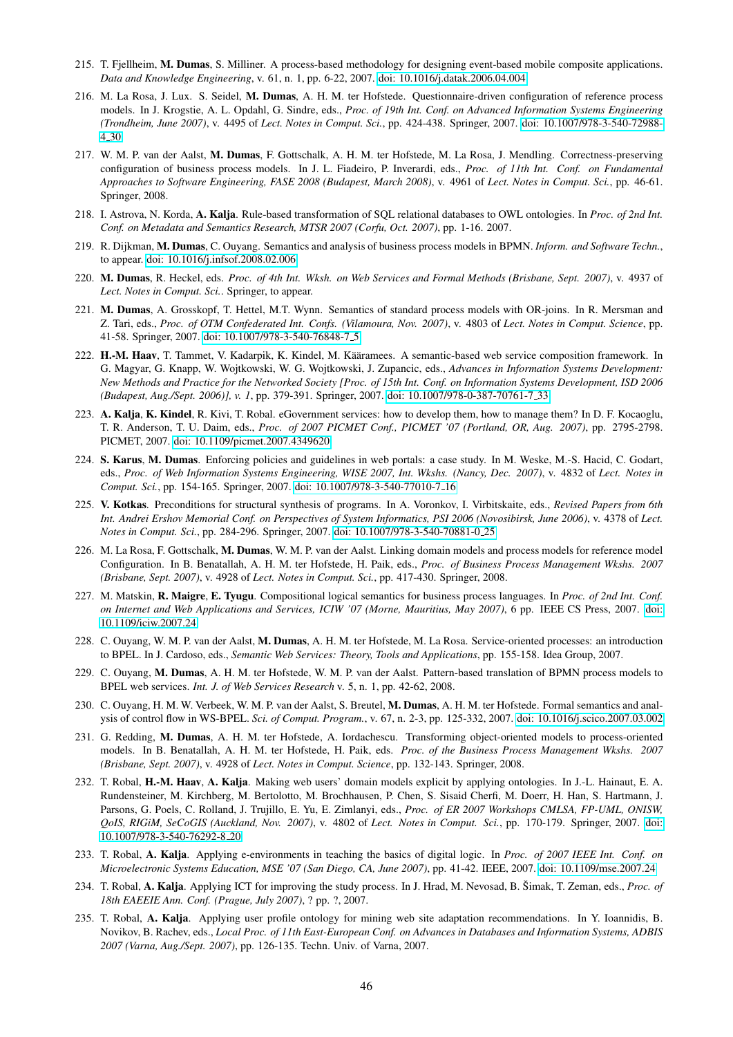215. T. Fjellheim, **M. Dumas**, S. Milliner. A process-based methodology for designing event-based mobile composite applications. *Data and Knowledge Engineering*, v. 61, n. 1, pp. 6-22, 2007. doi: 10.1016/j.datak.2006.04.004

216. M. La Rosa, J. Lux. S. Seidel, **M. Dumas**, A. H. M. ter Hofstede. Questionnaire-driven configuration of reference process models. In J. Krogstie, A. L. Opdahl, G. Sindre, eds., *Proc. of 19th Int. Conf. on Advanced Information Systems Engineering (Trondheim, June 2007)*, v. 4495 of *Lect. Notes in Comput. Sci.*, pp. 424-438. Springer, 2007. doi: 10.1007/978-3-540-72988-4_30

217. W. M. P. van der Aalst, **M. Dumas**, F. Gottschalk, A. H. M. ter Hofstede, M. La Rosa, J. Mendling. Correctness-preserving configuration of business process models. In J. L. Fiadeiro, P. Inverardi, eds., *Proc. of 11th Int. Conf. on Fundamental Approaches to Software Engineering, FASE 2008 (Budapest, March 2008)*, v. 4961 of *Lect. Notes in Comput. Sci.*, pp. 46-61. Springer, 2008.

218. I. Astrova, N. Korda, **A. Kalja**. Rule-based transformation of SQL relational databases to OWL ontologies. In *Proc. of 2nd Int. Conf. on Metadata and Semantics Research, MTSR 2007 (Corfu, Oct. 2007)*, pp. 1-16. 2007.

219. R. Dijkman, **M. Dumas**, C. Ouyang. Semantics and analysis of business process models in BPMN. *Inform. and Software Techn.*, to appear. doi: 10.1016/j.infsof.2008.02.006

220. **M. Dumas**, R. Heckel, eds. *Proc. of 4th Int. Wksh. on Web Services and Formal Methods (Brisbane, Sept. 2007)*, v. 4937 of *Lect. Notes in Comput. Sci.*. Springer, to appear.

221. **M. Dumas**, A. Grosskopf, T. Hettel, M.T. Wynn. Semantics of standard process models with OR-joins. In R. Mersman and Z. Tari, eds., *Proc. of OTM Confederated Int. Confs. (Vilamoura, Nov. 2007)*, v. 4803 of *Lect. Notes in Comput. Science*, pp. 41-58. Springer, 2007. doi: 10.1007/978-3-540-76848-7_5

222. **H.-M. Haav**, T. Tammet, V. Kadarpik, K. Kindel, M. Kääramees. A semantic-based web service composition framework. In G. Magyar, G. Knapp, W. Wojtkowski, W. G. Wojtkowski, J. Zupancic, eds., *Advances in Information Systems Development: New Methods and Practice for the Networked Society [Proc. of 15th Int. Conf. on Information Systems Development, ISD 2006 (Budapest, Aug./Sept. 2006)], v. 1*, pp. 379-391. Springer, 2007. doi: 10.1007/978-0-387-70761-7_33

223. **A. Kalja**, **K. Kindel**, R. Kivi, T. Robal. eGovernment services: how to develop them, how to manage them? In D. F. Kocaoglu, T. R. Anderson, T. U. Daim, eds., *Proc. of 2007 PICMET Conf., PICMET '07 (Portland, OR, Aug. 2007)*, pp. 2795-2798. PICMET, 2007. doi: 10.1109/picmet.2007.4349620

224. **S. Karus**, **M. Dumas**. Enforcing policies and guidelines in web portals: a case study. In M. Weske, M.-S. Hacid, C. Godart, eds., *Proc. of Web Information Systems Engineering, WISE 2007, Int. Wkshs. (Nancy, Dec. 2007)*, v. 4832 of *Lect. Notes in Comput. Sci.*, pp. 154-165. Springer, 2007. doi: 10.1007/978-3-540-77010-7_16

225. **V. Kotkas**. Preconditions for structural synthesis of programs. In A. Voronkov, I. Virbitskaite, eds., *Revised Papers from 6th Int. Andrei Ershov Memorial Conf. on Perspectives of System Informatics, PSI 2006 (Novosibirsk, June 2006)*, v. 4378 of *Lect. Notes in Comput. Sci.*, pp. 284-296. Springer, 2007. doi: 10.1007/978-3-540-70881-0_25

226. M. La Rosa, F. Gottschalk, **M. Dumas**, W. M. P. van der Aalst. Linking domain models and process models for reference model Configuration. In B. Benatallah, A. H. M. ter Hofstede, H. Paik, eds., *Proc. of Business Process Management Wkshs. 2007 (Brisbane, Sept. 2007)*, v. 4928 of *Lect. Notes in Comput. Sci.*, pp. 417-430. Springer, 2008.

227. M. Matskin, **R. Maigre**, **E. Tyugu**. Compositional logical semantics for business process languages. In *Proc. of 2nd Int. Conf. on Internet and Web Applications and Services, ICIW '07 (Morne, Mauritius, May 2007)*, 6 pp. IEEE CS Press, 2007. doi: 10.1109/iciw.2007.24

228. C. Ouyang, W. M. P. van der Aalst, **M. Dumas**, A. H. M. ter Hofstede, M. La Rosa. Service-oriented processes: an introduction to BPEL. In J. Cardoso, eds., *Semantic Web Services: Theory, Tools and Applications*, pp. 155-158. Idea Group, 2007.

229. C. Ouyang, **M. Dumas**, A. H. M. ter Hofstede, W. M. P. van der Aalst. Pattern-based translation of BPMN process models to BPEL web services. *Int. J. of Web Services Research* v. 5, n. 1, pp. 42-62, 2008.

230. C. Ouyang, H. M. W. Verbeek, W. M. P. van der Aalst, S. Breutel, **M. Dumas**, A. H. M. ter Hofstede. Formal semantics and analysis of control flow in WS-BPEL. *Sci. of Comput. Program.*, v. 67, n. 2-3, pp. 125-332, 2007. doi: 10.1016/j.scico.2007.03.002

231. G. Redding, **M. Dumas**, A. H. M. ter Hofstede, A. Iordachescu. Transforming object-oriented models to process-oriented models. In B. Benatallah, A. H. M. ter Hofstede, H. Paik, eds. *Proc. of the Business Process Management Wkshs. 2007 (Brisbane, Sept. 2007)*, v. 4928 of *Lect. Notes in Comput. Science*, pp. 132-143. Springer, 2008.

232. T. Robal, **H.-M. Haav**, **A. Kalja**. Making web users' domain models explicit by applying ontologies. In J.-L. Hainaut, E. A. Rundensteiner, M. Kirchberg, M. Bertolotto, M. Brochhausen, P. Chen, S. Sisaid Cherfi, M. Doerr, H. Han, S. Hartmann, J. Parsons, G. Poels, C. Rolland, J. Trujillo, E. Yu, E. Zimlanyi, eds., *Proc. of ER 2007 Workshops CMLSA, FP-UML, ONISW, QoIS, RIGiM, SeCoGIS (Auckland, Nov. 2007)*, v. 4802 of *Lect. Notes in Comput. Sci.*, pp. 170-179. Springer, 2007. doi: 10.1007/978-3-540-76292-8_20

233. T. Robal, **A. Kalja**. Applying e-environments in teaching the basics of digital logic. In *Proc. of 2007 IEEE Int. Conf. on Microelectronic Systems Education, MSE '07 (San Diego, CA, June 2007)*, pp. 41-42. IEEE, 2007. doi: 10.1109/mse.2007.24

234. T. Robal, **A. Kalja**. Applying ICT for improving the study process. In J. Hrad, M. Nevosad, B. Šimak, T. Zeman, eds., *Proc. of 18th EAEEIE Ann. Conf. (Prague, July 2007)*, ? pp. ?, 2007.

235. T. Robal, **A. Kalja**. Applying user profile ontology for mining web site adaptation recommendations. In Y. Ioannidis, B. Novikov, B. Rachev, eds., *Local Proc. of 11th East-European Conf. on Advances in Databases and Information Systems, ADBIS 2007 (Varna, Aug./Sept. 2007)*, pp. 126-135. Techn. Univ. of Varna, 2007.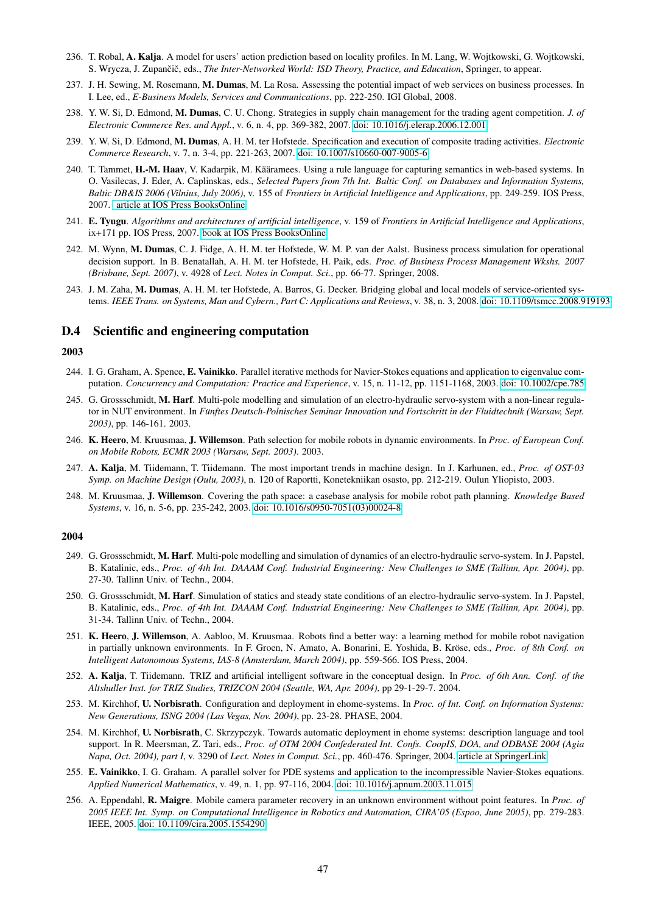236. T. Robal, **A. Kalja**. A model for users' action prediction based on locality profiles. In M. Lang, W. Wojtkowski, G. Wojtkowski, S. Wrycza, J. Zupančič, eds., *The Inter-Networked World: ISD Theory, Practice, and Education*, Springer, to appear.

237. J. H. Sewing, M. Rosemann, **M. Dumas**, M. La Rosa. Assessing the potential impact of web services on business processes. In I. Lee, ed., *E-Business Models, Services and Communications*, pp. 222-250. IGI Global, 2008.

238. Y. W. Si, D. Edmond, **M. Dumas**, C. U. Chong. Strategies in supply chain management for the trading agent competition. *J. of Electronic Commerce Res. and Appl.*, v. 6, n. 4, pp. 369-382, 2007. doi: 10.1016/j.elerap.2006.12.001

239. Y. W. Si, D. Edmond, **M. Dumas**, A. H. M. ter Hofstede. Specification and execution of composite trading activities. *Electronic Commerce Research*, v. 7, n. 3-4, pp. 221-263, 2007. doi: 10.1007/s10660-007-9005-6

240. T. Tammet, **H.-M. Haav**, V. Kadarpik, M. Kääramees. Using a rule language for capturing semantics in web-based systems. In O. Vasilecas, J. Eder, A. Caplinskas, eds., *Selected Papers from 7th Int. Baltic Conf. on Databases and Information Systems, Baltic DB&IS 2006 (Vilnius, July 2006)*, v. 155 of *Frontiers in Artificial Intelligence and Applications*, pp. 249-259. IOS Press, 2007. article at IOS Press BooksOnline

241. **E. Tyugu**. *Algorithms and architectures of artificial intelligence*, v. 159 of *Frontiers in Artificial Intelligence and Applications*, ix+171 pp. IOS Press, 2007. book at IOS Press BooksOnline

242. M. Wynn, **M. Dumas**, C. J. Fidge, A. H. M. ter Hofstede, W. M. P. van der Aalst. Business process simulation for operational decision support. In B. Benatallah, A. H. M. ter Hofstede, H. Paik, eds. *Proc. of Business Process Management Wkshs. 2007 (Brisbane, Sept. 2007)*, v. 4928 of *Lect. Notes in Comput. Sci.*, pp. 66-77. Springer, 2008.

243. J. M. Zaha, **M. Dumas**, A. H. M. ter Hofstede, A. Barros, G. Decker. Bridging global and local models of service-oriented systems. *IEEE Trans. on Systems, Man and Cybern., Part C: Applications and Reviews*, v. 38, n. 3, 2008. doi: 10.1109/tsmcc.2008.919193

## D.4 Scientific and engineering computation

### 2003

244. I. G. Graham, A. Spence, **E. Vainikko**. Parallel iterative methods for Navier-Stokes equations and application to eigenvalue computation. *Concurrency and Computation: Practice and Experience*, v. 15, n. 11-12, pp. 1151-1168, 2003. doi: 10.1002/cpe.785

245. G. Grossschmidt, **M. Harf**. Multi-pole modelling and simulation of an electro-hydraulic servo-system with a non-linear regulator in NUT environment. In *Fünftes Deutsch-Polnisches Seminar Innovation und Fortschritt in der Fluidtechnik (Warsaw, Sept. 2003)*, pp. 146-161. 2003.

246. **K. Heero**, M. Kruusmaa, **J. Willemson**. Path selection for mobile robots in dynamic environments. In *Proc. of European Conf. on Mobile Robots, ECMR 2003 (Warsaw, Sept. 2003)*. 2003.

247. **A. Kalja**, M. Tiidemann, T. Tiidemann. The most important trends in machine design. In J. Karhunen, ed., *Proc. of OST-03 Symp. on Machine Design (Oulu, 2003)*, n. 120 of Raportti, Konetekniikan osasto, pp. 212-219. Oulun Yliopisto, 2003.

248. M. Kruusmaa, **J. Willemson**. Covering the path space: a casebase analysis for mobile robot path planning. *Knowledge Based Systems*, v. 16, n. 5-6, pp. 235-242, 2003. doi: 10.1016/s0950-7051(03)00024-8

### 2004

249. G. Grossschmidt, **M. Harf**. Multi-pole modelling and simulation of dynamics of an electro-hydraulic servo-system. In J. Papstel, B. Katalinic, eds., *Proc. of 4th Int. DAAAM Conf. Industrial Engineering: New Challenges to SME (Tallinn, Apr. 2004)*, pp. 27-30. Tallinn Univ. of Techn., 2004.

250. G. Grossschmidt, **M. Harf**. Simulation of statics and steady state conditions of an electro-hydraulic servo-system. In J. Papstel, B. Katalinic, eds., *Proc. of 4th Int. DAAAM Conf. Industrial Engineering: New Challenges to SME (Tallinn, Apr. 2004)*, pp. 31-34. Tallinn Univ. of Techn., 2004.

251. **K. Heero**, **J. Willemson**, A. Aabloo, M. Kruusmaa. Robots find a better way: a learning method for mobile robot navigation in partially unknown environments. In F. Groen, N. Amato, A. Bonarini, E. Yoshida, B. Kröse, eds., *Proc. of 8th Conf. on Intelligent Autonomous Systems, IAS-8 (Amsterdam, March 2004)*, pp. 559-566. IOS Press, 2004.

252. **A. Kalja**, T. Tiidemann. TRIZ and artificial intelligent software in the conceptual design. In *Proc. of 6th Ann. Conf. of the Altshuller Inst. for TRIZ Studies, TRIZCON 2004 (Seattle, WA, Apr. 2004)*, pp 29-1-29-7. 2004.

253. M. Kirchhof, **U. Norbisrath**. Configuration and deployment in ehome-systems. In *Proc. of Int. Conf. on Information Systems: New Generations, ISNG 2004 (Las Vegas, Nov. 2004)*, pp. 23-28. PHASE, 2004.

254. M. Kirchhof, **U. Norbisrath**, C. Skrzypczyk. Towards automatic deployment in ehome systems: description language and tool support. In R. Meersman, Z. Tari, eds., *Proc. of OTM 2004 Confederated Int. Confs. CoopIS, DOA, and ODBASE 2004 (Agia Napa, Oct. 2004), part I*, v. 3290 of *Lect. Notes in Comput. Sci.*, pp. 460-476. Springer, 2004. article at SpringerLink

255. **E. Vainikko**, I. G. Graham. A parallel solver for PDE systems and application to the incompressible Navier-Stokes equations. *Applied Numerical Mathematics*, v. 49, n. 1, pp. 97-116, 2004. doi: 10.1016/j.apnum.2003.11.015

256. A. Eppendahl, **R. Maigre**. Mobile camera parameter recovery in an unknown environment without point features. In *Proc. of 2005 IEEE Int. Symp. on Computational Intelligence in Robotics and Automation, CIRA'05 (Espoo, June 2005)*, pp. 279-283. IEEE, 2005. doi: 10.1109/cira.2005.1554290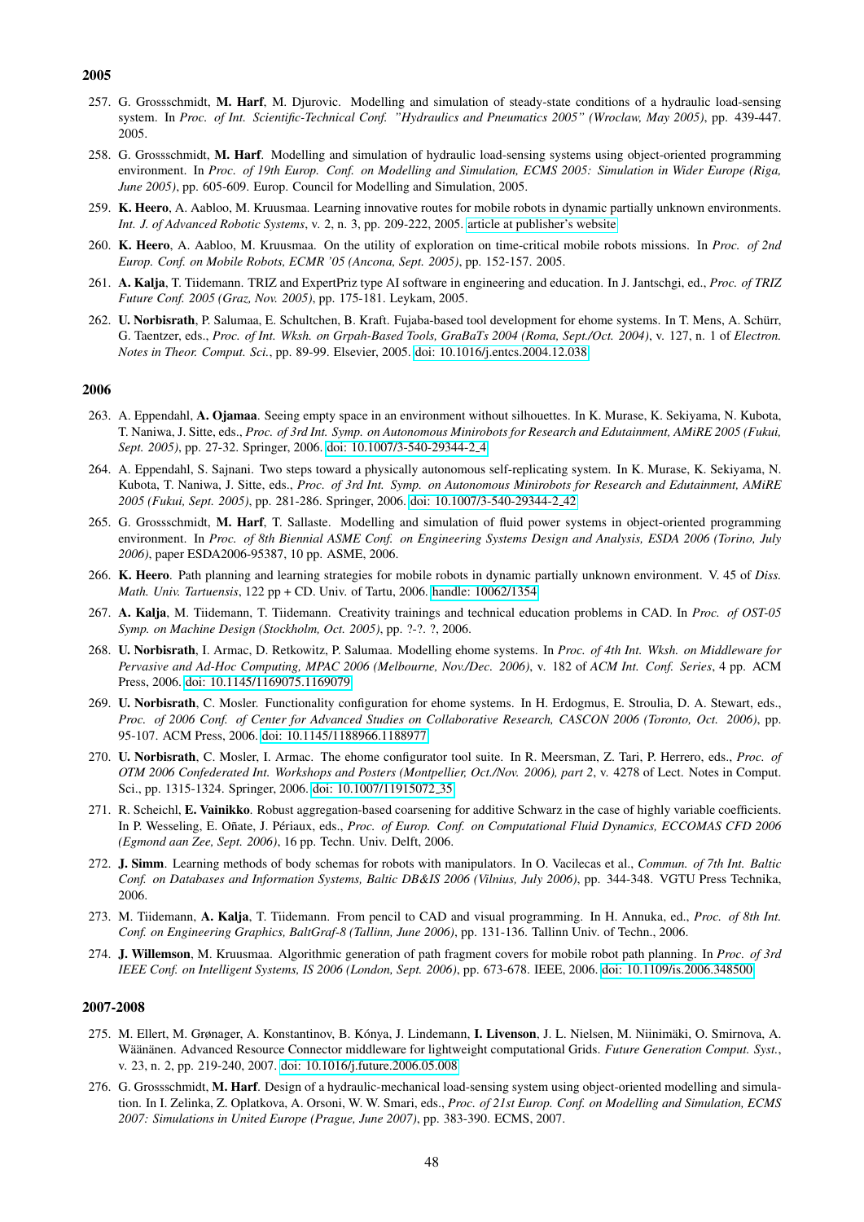## 2005

257. G. Grossschmidt, **M. Harf**, M. Djurovic. Modelling and simulation of steady-state conditions of a hydraulic load-sensing system. In *Proc. of Int. Scientific-Technical Conf. "Hydraulics and Pneumatics 2005" (Wroclaw, May 2005)*, pp. 439-447. 2005.

258. G. Grossschmidt, **M. Harf**. Modelling and simulation of hydraulic load-sensing systems using object-oriented programming environment. In *Proc. of 19th Europ. Conf. on Modelling and Simulation, ECMS 2005: Simulation in Wider Europe (Riga, June 2005)*, pp. 605-609. Europ. Council for Modelling and Simulation, 2005.

259. **K. Heero**, A. Aabloo, M. Kruusmaa. Learning innovative routes for mobile robots in dynamic partially unknown environments. *Int. J. of Advanced Robotic Systems*, v. 2, n. 3, pp. 209-222, 2005. article at publisher's website

260. **K. Heero**, A. Aabloo, M. Kruusmaa. On the utility of exploration on time-critical mobile robots missions. In *Proc. of 2nd Europ. Conf. on Mobile Robots, ECMR '05 (Ancona, Sept. 2005)*, pp. 152-157. 2005.

261. **A. Kalja**, T. Tiidemann. TRIZ and ExpertPriz type AI software in engineering and education. In J. Jantschgi, ed., *Proc. of TRIZ Future Conf. 2005 (Graz, Nov. 2005)*, pp. 175-181. Leykam, 2005.

262. **U. Norbisrath**, P. Salumaa, E. Schultchen, B. Kraft. Fujaba-based tool development for ehome systems. In T. Mens, A. Schürr, G. Taentzer, eds., *Proc. of Int. Wksh. on Grpah-Based Tools, GraBaTs 2004 (Roma, Sept./Oct. 2004)*, v. 127, n. 1 of *Electron. Notes in Theor. Comput. Sci.*, pp. 89-99. Elsevier, 2005. doi: 10.1016/j.entcs.2004.12.038

## 2006

263. A. Eppendahl, **A. Ojamaa**. Seeing empty space in an environment without silhouettes. In K. Murase, K. Sekiyama, N. Kubota, T. Naniwa, J. Sitte, eds., *Proc. of 3rd Int. Symp. on Autonomous Minirobots for Research and Edutainment, AMiRE 2005 (Fukui, Sept. 2005)*, pp. 27-32. Springer, 2006. doi: 10.1007/3-540-29344-2_4

264. A. Eppendahl, S. Sajnani. Two steps toward a physically autonomous self-replicating system. In K. Murase, K. Sekiyama, N. Kubota, T. Naniwa, J. Sitte, eds., *Proc. of 3rd Int. Symp. on Autonomous Minirobots for Research and Edutainment, AMiRE 2005 (Fukui, Sept. 2005)*, pp. 281-286. Springer, 2006. doi: 10.1007/3-540-29344-2_42

265. G. Grossschmidt, **M. Harf**, T. Sallaste. Modelling and simulation of fluid power systems in object-oriented programming environment. In *Proc. of 8th Biennial ASME Conf. on Engineering Systems Design and Analysis, ESDA 2006 (Torino, July 2006)*, paper ESDA2006-95387, 10 pp. ASME, 2006.

266. **K. Heero**. Path planning and learning strategies for mobile robots in dynamic partially unknown environment. V. 45 of *Diss. Math. Univ. Tartuensis*, 122 pp + CD. Univ. of Tartu, 2006. handle: 10062/1354

267. **A. Kalja**, M. Tiidemann, T. Tiidemann. Creativity trainings and technical education problems in CAD. In *Proc. of OST-05 Symp. on Machine Design (Stockholm, Oct. 2005)*, pp. ?-?. ?, 2006.

268. **U. Norbisrath**, I. Armac, D. Retkowitz, P. Salumaa. Modelling ehome systems. In *Proc. of 4th Int. Wksh. on Middleware for Pervasive and Ad-Hoc Computing, MPAC 2006 (Melbourne, Nov./Dec. 2006)*, v. 182 of *ACM Int. Conf. Series*, 4 pp. ACM Press, 2006. doi: 10.1145/1169075.1169079

269. **U. Norbisrath**, C. Mosler. Functionality configuration for ehome systems. In H. Erdogmus, E. Stroulia, D. A. Stewart, eds., *Proc. of 2006 Conf. of Center for Advanced Studies on Collaborative Research, CASCON 2006 (Toronto, Oct. 2006)*, pp. 95-107. ACM Press, 2006. doi: 10.1145/1188966.1188977

270. **U. Norbisrath**, C. Mosler, I. Armac. The ehome configurator tool suite. In R. Meersman, Z. Tari, P. Herrero, eds., *Proc. of OTM 2006 Confederated Int. Workshops and Posters (Montpellier, Oct./Nov. 2006), part 2*, v. 4278 of Lect. Notes in Comput. Sci., pp. 1315-1324. Springer, 2006. doi: 10.1007/11915072_35

271. R. Scheichl, **E. Vainikko**. Robust aggregation-based coarsening for additive Schwarz in the case of highly variable coefficients. In P. Wesseling, E. Oñate, J. Périaux, eds., *Proc. of Europ. Conf. on Computational Fluid Dynamics, ECCOMAS CFD 2006 (Egmond aan Zee, Sept. 2006)*, 16 pp. Techn. Univ. Delft, 2006.

272. **J. Simm**. Learning methods of body schemas for robots with manipulators. In O. Vacilecas et al., *Commun. of 7th Int. Baltic Conf. on Databases and Information Systems, Baltic DB&IS 2006 (Vilnius, July 2006)*, pp. 344-348. VGTU Press Technika, 2006.

273. M. Tiidemann, **A. Kalja**, T. Tiidemann. From pencil to CAD and visual programming. In H. Annuka, ed., *Proc. of 8th Int. Conf. on Engineering Graphics, BaltGraf-8 (Tallinn, June 2006)*, pp. 131-136. Tallinn Univ. of Techn., 2006.

274. **J. Willemson**, M. Kruusmaa. Algorithmic generation of path fragment covers for mobile robot path planning. In *Proc. of 3rd IEEE Conf. on Intelligent Systems, IS 2006 (London, Sept. 2006)*, pp. 673-678. IEEE, 2006. doi: 10.1109/is.2006.348500

## 2007-2008

275. M. Ellert, M. Grønager, A. Konstantinov, B. Kónya, J. Lindemann, **I. Livenson**, J. L. Nielsen, M. Niinimäki, O. Smirnova, A. Wäänänen. Advanced Resource Connector middleware for lightweight computational Grids. *Future Generation Comput. Syst.*, v. 23, n. 2, pp. 219-240, 2007. doi: 10.1016/j.future.2006.05.008

276. G. Grossschmidt, **M. Harf**. Design of a hydraulic-mechanical load-sensing system using object-oriented modelling and simulation. In I. Zelinka, Z. Oplatkova, A. Orsoni, W. W. Smari, eds., *Proc. of 21st Europ. Conf. on Modelling and Simulation, ECMS 2007: Simulations in United Europe (Prague, June 2007)*, pp. 383-390. ECMS, 2007.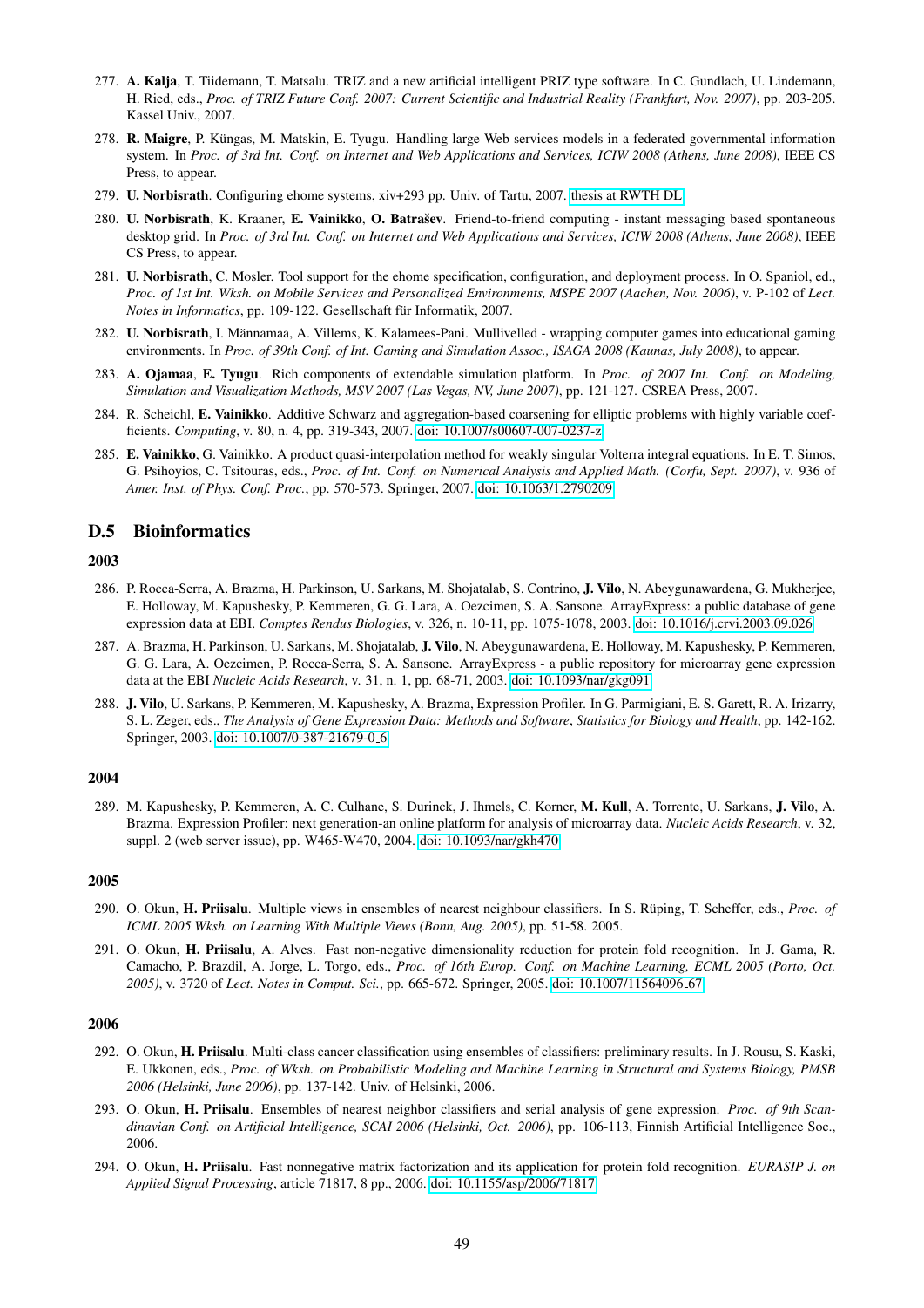277. **A. Kalja**, T. Tiidemann, T. Matsalu. TRIZ and a new artificial intelligent PRIZ type software. In C. Gundlach, U. Lindemann, H. Ried, eds., *Proc. of TRIZ Future Conf. 2007: Current Scientific and Industrial Reality (Frankfurt, Nov. 2007)*, pp. 203-205. Kassel Univ., 2007.

278. **R. Maigre**, P. Küngas, M. Matskin, E. Tyugu. Handling large Web services models in a federated governmental information system. In *Proc. of 3rd Int. Conf. on Internet and Web Applications and Services, ICIW 2008 (Athens, June 2008)*, IEEE CS Press, to appear.

279. **U. Norbisrath**. Configuring ehome systems, xiv+293 pp. Univ. of Tartu, 2007. thesis at RWTH DL

280. **U. Norbisrath**, K. Kraaner, **E. Vainikko**, **O. Batrašev**. Friend-to-friend computing - instant messaging based spontaneous desktop grid. In *Proc. of 3rd Int. Conf. on Internet and Web Applications and Services, ICIW 2008 (Athens, June 2008)*, IEEE CS Press, to appear.

281. **U. Norbisrath**, C. Mosler. Tool support for the ehome specification, configuration, and deployment process. In O. Spaniol, ed., *Proc. of 1st Int. Wksh. on Mobile Services and Personalized Environments, MSPE 2007 (Aachen, Nov. 2006)*, v. P-102 of *Lect. Notes in Informatics*, pp. 109-122. Gesellschaft für Informatik, 2007.

282. **U. Norbisrath**, I. Männamaa, A. Villems, K. Kalamees-Pani. Mullivelled - wrapping computer games into educational gaming environments. In *Proc. of 39th Conf. of Int. Gaming and Simulation Assoc., ISAGA 2008 (Kaunas, July 2008)*, to appear.

283. **A. Ojamaa**, **E. Tyugu**. Rich components of extendable simulation platform. In *Proc. of 2007 Int. Conf. on Modeling, Simulation and Visualization Methods, MSV 2007 (Las Vegas, NV, June 2007)*, pp. 121-127. CSREA Press, 2007.

284. R. Scheichl, **E. Vainikko**. Additive Schwarz and aggregation-based coarsening for elliptic problems with highly variable coefficients. *Computing*, v. 80, n. 4, pp. 319-343, 2007. doi: 10.1007/s00607-007-0237-z

285. **E. Vainikko**, G. Vainikko. A product quasi-interpolation method for weakly singular Volterra integral equations. In E. T. Simos, G. Psihoyios, C. Tsitouras, eds., *Proc. of Int. Conf. on Numerical Analysis and Applied Math. (Corfu, Sept. 2007)*, v. 936 of *Amer. Inst. of Phys. Conf. Proc.*, pp. 570-573. Springer, 2007. doi: 10.1063/1.2790209

## D.5 Bioinformatics

### 2003

286. P. Rocca-Serra, A. Brazma, H. Parkinson, U. Sarkans, M. Shojatalab, S. Contrino, **J. Vilo**, N. Abeygunawardena, G. Mukherjee, E. Holloway, M. Kapushesky, P. Kemmeren, G. G. Lara, A. Oezcimen, S. A. Sansone. ArrayExpress: a public database of gene expression data at EBI. *Comptes Rendus Biologies*, v. 326, n. 10-11, pp. 1075-1078, 2003. doi: 10.1016/j.crvi.2003.09.026

287. A. Brazma, H. Parkinson, U. Sarkans, M. Shojatalab, **J. Vilo**, N. Abeygunawardena, E. Holloway, M. Kapushesky, P. Kemmeren, G. G. Lara, A. Oezcimen, P. Rocca-Serra, S. A. Sansone. ArrayExpress - a public repository for microarray gene expression data at the EBI *Nucleic Acids Research*, v. 31, n. 1, pp. 68-71, 2003. doi: 10.1093/nar/gkg091

288. **J. Vilo**, U. Sarkans, P. Kemmeren, M. Kapushesky, A. Brazma, Expression Profiler. In G. Parmigiani, E. S. Garett, R. A. Irizarry, S. L. Zeger, eds., *The Analysis of Gene Expression Data: Methods and Software*, *Statistics for Biology and Health*, pp. 142-162. Springer, 2003. doi: 10.1007/0-387-21679-0_6

### 2004

289. M. Kapushesky, P. Kemmeren, A. C. Culhane, S. Durinck, J. Ihmels, C. Korner, **M. Kull**, A. Torrente, U. Sarkans, **J. Vilo**, A. Brazma. Expression Profiler: next generation-an online platform for analysis of microarray data. *Nucleic Acids Research*, v. 32, suppl. 2 (web server issue), pp. W465-W470, 2004. doi: 10.1093/nar/gkh470

### 2005

290. O. Okun, **H. Priisalu**. Multiple views in ensembles of nearest neighbour classifiers. In S. Rüping, T. Scheffer, eds., *Proc. of ICML 2005 Wksh. on Learning With Multiple Views (Bonn, Aug. 2005)*, pp. 51-58. 2005.

291. O. Okun, **H. Priisalu**, A. Alves. Fast non-negative dimensionality reduction for protein fold recognition. In J. Gama, R. Camacho, P. Brazdil, A. Jorge, L. Torgo, eds., *Proc. of 16th Europ. Conf. on Machine Learning, ECML 2005 (Porto, Oct. 2005)*, v. 3720 of *Lect. Notes in Comput. Sci.*, pp. 665-672. Springer, 2005. doi: 10.1007/11564096_67

### 2006

292. O. Okun, **H. Priisalu**. Multi-class cancer classification using ensembles of classifiers: preliminary results. In J. Rousu, S. Kaski, E. Ukkonen, eds., *Proc. of Wksh. on Probabilistic Modeling and Machine Learning in Structural and Systems Biology, PMSB 2006 (Helsinki, June 2006)*, pp. 137-142. Univ. of Helsinki, 2006.

293. O. Okun, **H. Priisalu**. Ensembles of nearest neighbor classifiers and serial analysis of gene expression. *Proc. of 9th Scandinavian Conf. on Artificial Intelligence, SCAI 2006 (Helsinki, Oct. 2006)*, pp. 106-113, Finnish Artificial Intelligence Soc., 2006.

294. O. Okun, **H. Priisalu**. Fast nonnegative matrix factorization and its application for protein fold recognition. *EURASIP J. on Applied Signal Processing*, article 71817, 8 pp., 2006. doi: 10.1155/asp/2006/71817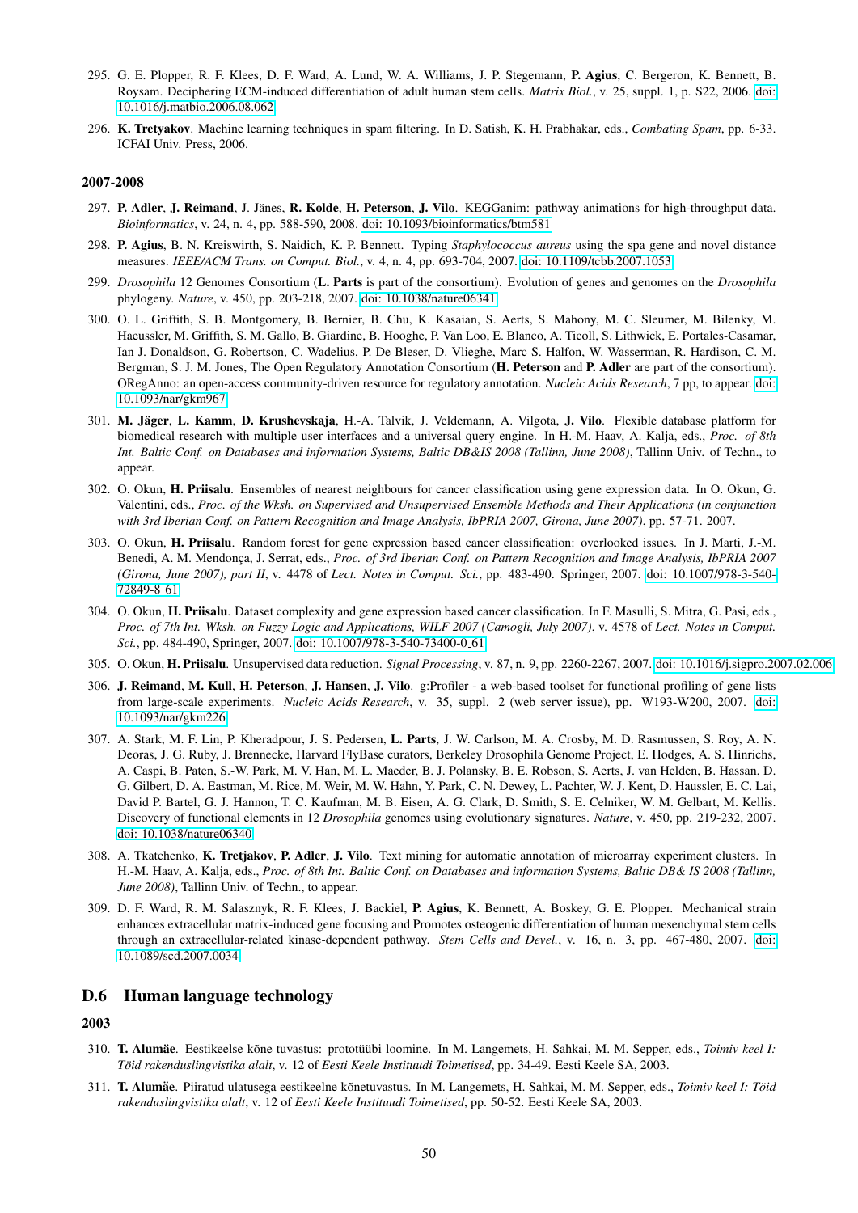295. G. E. Plopper, R. F. Klees, D. F. Ward, A. Lund, W. A. Williams, J. P. Stegemann, **P. Agius**, C. Bergeron, K. Bennett, B. Roysam. Deciphering ECM-induced differentiation of adult human stem cells. *Matrix Biol.*, v. 25, suppl. 1, p. S22, 2006. doi: 10.1016/j.matbio.2006.08.062

296. **K. Tretyakov**. Machine learning techniques in spam filtering. In D. Satish, K. H. Prabhakar, eds., *Combating Spam*, pp. 6-33. ICFAI Univ. Press, 2006.

### 2007-2008

297. **P. Adler**, **J. Reimand**, J. Jänes, **R. Kolde**, **H. Peterson**, **J. Vilo**. KEGGanim: pathway animations for high-throughput data. *Bioinformatics*, v. 24, n. 4, pp. 588-590, 2008. doi: 10.1093/bioinformatics/btm581

298. **P. Agius**, B. N. Kreiswirth, S. Naidich, K. P. Bennett. Typing *Staphylococcus aureus* using the spa gene and novel distance measures. *IEEE/ACM Trans. on Comput. Biol.*, v. 4, n. 4, pp. 693-704, 2007. doi: 10.1109/tcbb.2007.1053

299. *Drosophila* 12 Genomes Consortium (**L. Parts** is part of the consortium). Evolution of genes and genomes on the *Drosophila* phylogeny. *Nature*, v. 450, pp. 203-218, 2007. doi: 10.1038/nature06341

300. O. L. Griffith, S. B. Montgomery, B. Bernier, B. Chu, K. Kasaian, S. Aerts, S. Mahony, M. C. Sleumer, M. Bilenky, M. Haeussler, M. Griffith, S. M. Gallo, B. Giardine, B. Hooghe, P. Van Loo, E. Blanco, A. Ticoll, S. Lithwick, E. Portales-Casamar, Ian J. Donaldson, G. Robertson, C. Wadelius, P. De Bleser, D. Vlieghe, Marc S. Halfon, W. Wasserman, R. Hardison, C. M. Bergman, S. J. M. Jones, The Open Regulatory Annotation Consortium (**H. Peterson** and **P. Adler** are part of the consortium). ORegAnno: an open-access community-driven resource for regulatory annotation. *Nucleic Acids Research*, 7 pp, to appear. doi: 10.1093/nar/gkm967

301. **M. Jäger**, **L. Kamm**, **D. Krushevskaja**, H.-A. Talvik, J. Veldemann, A. Vilgota, **J. Vilo**. Flexible database platform for biomedical research with multiple user interfaces and a universal query engine. In H.-M. Haav, A. Kalja, eds., *Proc. of 8th Int. Baltic Conf. on Databases and information Systems, Baltic DB&IS 2008 (Tallinn, June 2008)*, Tallinn Univ. of Techn., to appear.

302. O. Okun, **H. Priisalu**. Ensembles of nearest neighbours for cancer classification using gene expression data. In O. Okun, G. Valentini, eds., *Proc. of the Wksh. on Supervised and Unsupervised Ensemble Methods and Their Applications (in conjunction with 3rd Iberian Conf. on Pattern Recognition and Image Analysis, IbPRIA 2007, Girona, June 2007)*, pp. 57-71. 2007.

303. O. Okun, **H. Priisalu**. Random forest for gene expression based cancer classification: overlooked issues. In J. Marti, J.-M. Benedi, A. M. Mendonça, J. Serrat, eds., *Proc. of 3rd Iberian Conf. on Pattern Recognition and Image Analysis, IbPRIA 2007 (Girona, June 2007), part II*, v. 4478 of *Lect. Notes in Comput. Sci.*, pp. 483-490. Springer, 2007. doi: 10.1007/978-3-540-72849-8_61

304. O. Okun, **H. Priisalu**. Dataset complexity and gene expression based cancer classification. In F. Masulli, S. Mitra, G. Pasi, eds., *Proc. of 7th Int. Wksh. on Fuzzy Logic and Applications, WILF 2007 (Camogli, July 2007)*, v. 4578 of *Lect. Notes in Comput. Sci.*, pp. 484-490, Springer, 2007. doi: 10.1007/978-3-540-73400-0_61

305. O. Okun, **H. Priisalu**. Unsupervised data reduction. *Signal Processing*, v. 87, n. 9, pp. 2260-2267, 2007. doi: 10.1016/j.sigpro.2007.02.006

306. **J. Reimand**, **M. Kull**, **H. Peterson**, **J. Hansen**, **J. Vilo**. g:Profiler - a web-based toolset for functional profiling of gene lists from large-scale experiments. *Nucleic Acids Research*, v. 35, suppl. 2 (web server issue), pp. W193-W200, 2007. doi: 10.1093/nar/gkm226

307. A. Stark, M. F. Lin, P. Kheradpour, J. S. Pedersen, **L. Parts**, J. W. Carlson, M. A. Crosby, M. D. Rasmussen, S. Roy, A. N. Deoras, J. G. Ruby, J. Brennecke, Harvard FlyBase curators, Berkeley Drosophila Genome Project, E. Hodges, A. S. Hinrichs, A. Caspi, B. Paten, S.-W. Park, M. V. Han, M. L. Maeder, B. J. Polansky, B. E. Robson, S. Aerts, J. van Helden, B. Hassan, D. G. Gilbert, D. A. Eastman, M. Rice, M. Weir, M. W. Hahn, Y. Park, C. N. Dewey, L. Pachter, W. J. Kent, D. Haussler, E. C. Lai, David P. Bartel, G. J. Hannon, T. C. Kaufman, M. B. Eisen, A. G. Clark, D. Smith, S. E. Celniker, W. M. Gelbart, M. Kellis. Discovery of functional elements in 12 *Drosophila* genomes using evolutionary signatures. *Nature*, v. 450, pp. 219-232, 2007. doi: 10.1038/nature06340

308. A. Tkatchenko, **K. Tretjakov**, **P. Adler**, **J. Vilo**. Text mining for automatic annotation of microarray experiment clusters. In H.-M. Haav, A. Kalja, eds., *Proc. of 8th Int. Baltic Conf. on Databases and information Systems, Baltic DB& IS 2008 (Tallinn, June 2008)*, Tallinn Univ. of Techn., to appear.

309. D. F. Ward, R. M. Salasznyk, R. F. Klees, J. Backiel, **P. Agius**, K. Bennett, A. Boskey, G. E. Plopper. Mechanical strain enhances extracellular matrix-induced gene focusing and Promotes osteogenic differentiation of human mesenchymal stem cells through an extracellular-related kinase-dependent pathway. *Stem Cells and Devel.*, v. 16, n. 3, pp. 467-480, 2007. doi: 10.1089/scd.2007.0034

## D.6 Human language technology

### 2003

310. **T. Alumäe**. Eestikeelse kõne tuvastus: prototüübi loomine. In M. Langemets, H. Sahkai, M. M. Sepper, eds., *Toimiv keel I: Töid rakenduslingvistika alalt*, v. 12 of *Eesti Keele Instituudi Toimetised*, pp. 34-49. Eesti Keele SA, 2003.

311. **T. Alumäe**. Piiratud ulatusega eestikeelne kõnetuvastus. In M. Langemets, H. Sahkai, M. M. Sepper, eds., *Toimiv keel I: Töid rakenduslingvistika alalt*, v. 12 of *Eesti Keele Instituudi Toimetised*, pp. 50-52. Eesti Keele SA, 2003.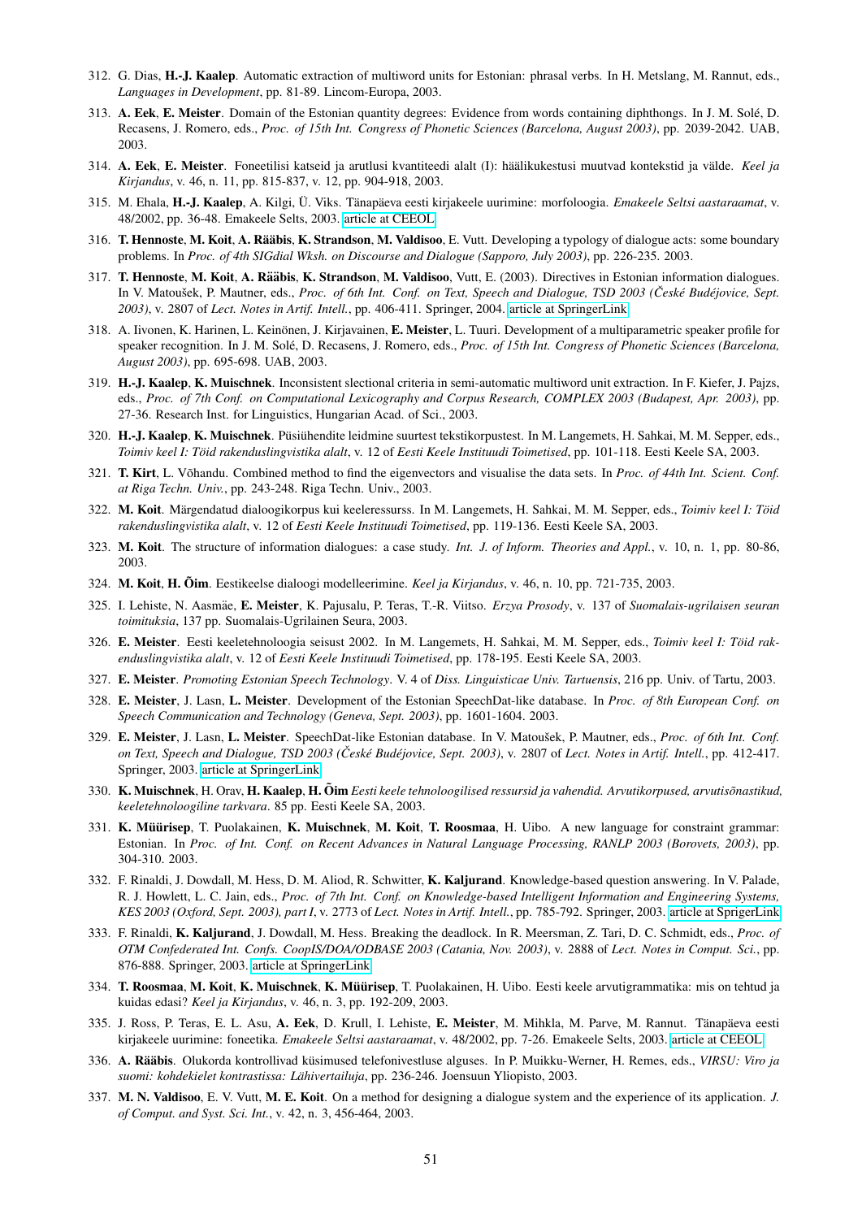312. G. Dias, **H.-J. Kaalep**. Automatic extraction of multiword units for Estonian: phrasal verbs. In H. Metslang, M. Rannut, eds., *Languages in Development*, pp. 81-89. Lincom-Europa, 2003.

313. **A. Eek**, **E. Meister**. Domain of the Estonian quantity degrees: Evidence from words containing diphthongs. In J. M. Solé, D. Recasens, J. Romero, eds., *Proc. of 15th Int. Congress of Phonetic Sciences (Barcelona, August 2003)*, pp. 2039-2042. UAB, 2003.

314. **A. Eek**, **E. Meister**. Foneetilisi katseid ja arutlusi kvantiteedi alalt (I): häälikukestusi muutvad kontekstid ja välde. *Keel ja Kirjandus*, v. 46, n. 11, pp. 815-837, v. 12, pp. 904-918, 2003.

315. M. Ehala, **H.-J. Kaalep**, A. Kilgi, Ü. Viks. Tänapäeva eesti kirjakeele uurimine: morfoloogia. *Emakeele Seltsi aastaraamat*, v. 48/2002, pp. 36-48. Emakeele Selts, 2003. article at CEEOL

316. **T. Hennoste**, **M. Koit**, **A. Rääbis**, **K. Strandson**, **M. Valdisoo**, E. Vutt. Developing a typology of dialogue acts: some boundary problems. In *Proc. of 4th SIGdial Wksh. on Discourse and Dialogue (Sapporo, July 2003)*, pp. 226-235. 2003.

317. **T. Hennoste**, **M. Koit**, **A. Rääbis**, **K. Strandson**, **M. Valdisoo**, Vutt, E. (2003). Directives in Estonian information dialogues. In V. Matoušek, P. Mautner, eds., *Proc. of 6th Int. Conf. on Text, Speech and Dialogue, TSD 2003 (České Budějovice, Sept. 2003)*, v. 2807 of *Lect. Notes in Artif. Intell.*, pp. 406-411. Springer, 2004. article at SpringerLink

318. A. Iivonen, K. Harinen, L. Keinönen, J. Kirjavainen, **E. Meister**, L. Tuuri. Development of a multiparametric speaker profile for speaker recognition. In J. M. Solé, D. Recasens, J. Romero, eds., *Proc. of 15th Int. Congress of Phonetic Sciences (Barcelona, August 2003)*, pp. 695-698. UAB, 2003.

319. **H.-J. Kaalep**, **K. Muischnek**. Inconsistent slectional criteria in semi-automatic multiword unit extraction. In F. Kiefer, J. Pajzs, eds., *Proc. of 7th Conf. on Computational Lexicography and Corpus Research, COMPLEX 2003 (Budapest, Apr. 2003)*, pp. 27-36. Research Inst. for Linguistics, Hungarian Acad. of Sci., 2003.

320. **H.-J. Kaalep**, **K. Muischnek**. Püsiühendite leidmine suurtest tekstikorpustest. In M. Langemets, H. Sahkai, M. M. Sepper, eds., *Toimiv keel I: Töid rakenduslingvistika alalt*, v. 12 of *Eesti Keele Instituudi Toimetised*, pp. 101-118. Eesti Keele SA, 2003.

321. **T. Kirt**, L. Võhandu. Combined method to find the eigenvectors and visualise the data sets. In *Proc. of 44th Int. Scient. Conf. at Riga Techn. Univ.*, pp. 243-248. Riga Techn. Univ., 2003.

322. **M. Koit**. Märgendatud dialoogikorpus kui keeleressurss. In M. Langemets, H. Sahkai, M. M. Sepper, eds., *Toimiv keel I: Töid rakenduslingvistika alalt*, v. 12 of *Eesti Keele Instituudi Toimetised*, pp. 119-136. Eesti Keele SA, 2003.

323. **M. Koit**. The structure of information dialogues: a case study. *Int. J. of Inform. Theories and Appl.*, v. 10, n. 1, pp. 80-86, 2003.

324. **M. Koit**, **H. Õim**. Eestikeelse dialoogi modelleerimine. *Keel ja Kirjandus*, v. 46, n. 10, pp. 721-735, 2003.

325. I. Lehiste, N. Aasmäe, **E. Meister**, K. Pajusalu, P. Teras, T.-R. Viitso. *Erzya Prosody*, v. 137 of *Suomalais-ugrilaisen seuran toimituksia*, 137 pp. Suomalais-Ugrilainen Seura, 2003.

326. **E. Meister**. Eesti keeletehnoloogia seisust 2002. In M. Langemets, H. Sahkai, M. M. Sepper, eds., *Toimiv keel I: Töid rakenduslingvistika alalt*, v. 12 of *Eesti Keele Instituudi Toimetised*, pp. 178-195. Eesti Keele SA, 2003.

327. **E. Meister**. *Promoting Estonian Speech Technology*. V. 4 of *Diss. Linguisticae Univ. Tartuensis*, 216 pp. Univ. of Tartu, 2003.

328. **E. Meister**, J. Lasn, **L. Meister**. Development of the Estonian SpeechDat-like database. In *Proc. of 8th European Conf. on Speech Communication and Technology (Geneva, Sept. 2003)*, pp. 1601-1604. 2003.

329. **E. Meister**, J. Lasn, **L. Meister**. SpeechDat-like Estonian database. In V. Matoušek, P. Mautner, eds., *Proc. of 6th Int. Conf. on Text, Speech and Dialogue, TSD 2003 (České Budějovice, Sept. 2003)*, v. 2807 of *Lect. Notes in Artif. Intell.*, pp. 412-417. Springer, 2003. article at SpringerLink

330. **K. Muischnek**, H. Orav, **H. Kaalep**, **H. Õim** *Eesti keele tehnoloogilised ressursid ja vahendid. Arvutikorpused, arvutisõnastikud, keeletehnoloogiline tarkvara*. 85 pp. Eesti Keele SA, 2003.

331. **K. Müürisep**, T. Puolakainen, **K. Muischnek**, **M. Koit**, **T. Roosmaa**, H. Uibo. A new language for constraint grammar: Estonian. In *Proc. of Int. Conf. on Recent Advances in Natural Language Processing, RANLP 2003 (Borovets, 2003)*, pp. 304-310. 2003.

332. F. Rinaldi, J. Dowdall, M. Hess, D. M. Aliod, R. Schwitter, **K. Kaljurand**. Knowledge-based question answering. In V. Palade, R. J. Howlett, L. C. Jain, eds., *Proc. of 7th Int. Conf. on Knowledge-based Intelligent Information and Engineering Systems, KES 2003 (Oxford, Sept. 2003), part I*, v. 2773 of *Lect. Notes in Artif. Intell.*, pp. 785-792. Springer, 2003. article at SprigerLink

333. F. Rinaldi, **K. Kaljurand**, J. Dowdall, M. Hess. Breaking the deadlock. In R. Meersman, Z. Tari, D. C. Schmidt, eds., *Proc. of OTM Confederated Int. Confs. CoopIS/DOA/ODBASE 2003 (Catania, Nov. 2003)*, v. 2888 of *Lect. Notes in Comput. Sci.*, pp. 876-888. Springer, 2003. article at SpringerLink

334. **T. Roosmaa**, **M. Koit**, **K. Muischnek**, **K. Müürisep**, T. Puolakainen, H. Uibo. Eesti keele arvutigrammatika: mis on tehtud ja kuidas edasi? *Keel ja Kirjandus*, v. 46, n. 3, pp. 192-209, 2003.

335. J. Ross, P. Teras, E. L. Asu, **A. Eek**, D. Krull, I. Lehiste, **E. Meister**, M. Mihkla, M. Parve, M. Rannut. Tänapäeva eesti kirjakeele uurimine: foneetika. *Emakeele Seltsi aastaraamat*, v. 48/2002, pp. 7-26. Emakeele Selts, 2003. article at CEEOL

336. **A. Rääbis**. Olukorda kontrollivad küsimused telefonivestluse alguses. In P. Muikku-Werner, H. Remes, eds., *VIRSU: Viro ja suomi: kohdekielet kontrastissa: Lähivertailuja*, pp. 236-246. Joensuun Yliopisto, 2003.

337. **M. N. Valdisoo**, E. V. Vutt, **M. E. Koit**. On a method for designing a dialogue system and the experience of its application. *J. of Comput. and Syst. Sci. Int.*, v. 42, n. 3, 456-464, 2003.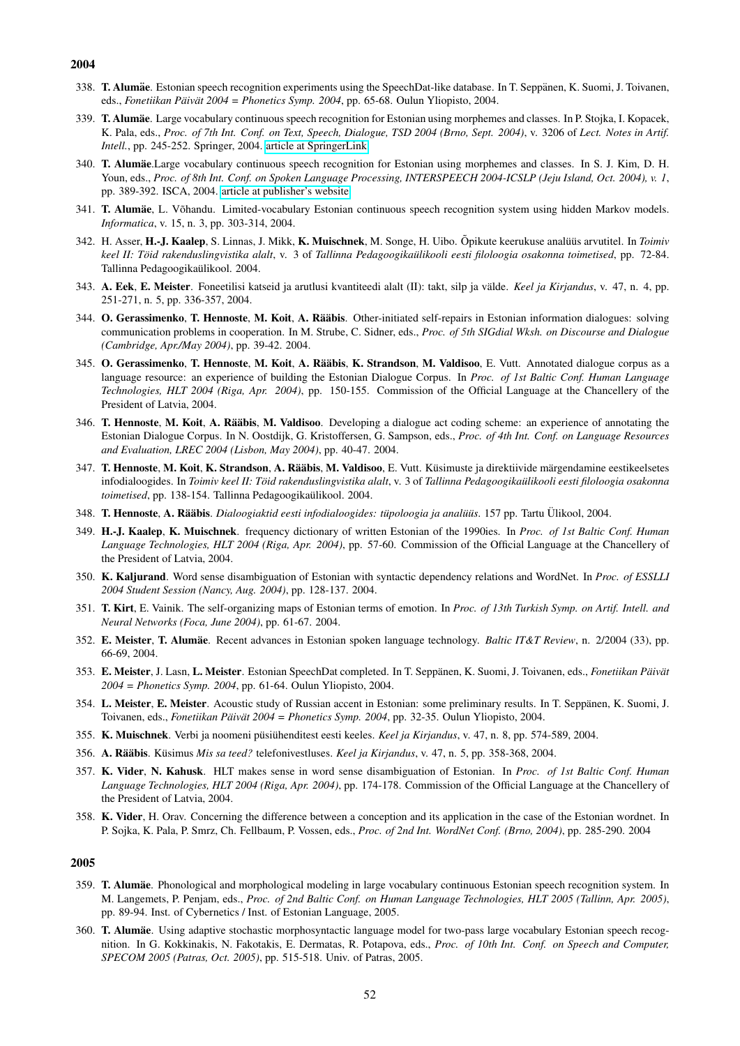## 2004

338. **T. Alumäe**. Estonian speech recognition experiments using the SpeechDat-like database. In T. Seppänen, K. Suomi, J. Toivanen, eds., *Fonetiikan Päivät 2004 = Phonetics Symp. 2004*, pp. 65-68. Oulun Yliopisto, 2004.

339. **T. Alumäe**. Large vocabulary continuous speech recognition for Estonian using morphemes and classes. In P. Stojka, I. Kopacek, K. Pala, eds., *Proc. of 7th Int. Conf. on Text, Speech, Dialogue, TSD 2004 (Brno, Sept. 2004)*, v. 3206 of *Lect. Notes in Artif. Intell.*, pp. 245-252. Springer, 2004. article at SpringerLink

340. **T. Alumäe**.Large vocabulary continuous speech recognition for Estonian using morphemes and classes. In S. J. Kim, D. H. Youn, eds., *Proc. of 8th Int. Conf. on Spoken Language Processing, INTERSPEECH 2004-ICSLP (Jeju Island, Oct. 2004), v. 1*, pp. 389-392. ISCA, 2004. article at publisher's website

341. **T. Alumäe**, L. Võhandu. Limited-vocabulary Estonian continuous speech recognition system using hidden Markov models. *Informatica*, v. 15, n. 3, pp. 303-314, 2004.

342. H. Asser, **H.-J. Kaalep**, S. Linnas, J. Mikk, **K. Muischnek**, M. Songe, H. Uibo. Õpikute keerukuse analüüs arvutitel. In *Toimiv keel II: Töid rakenduslingvistika alalt*, v. 3 of *Tallinna Pedagoogikaülikooli eesti filoloogia osakonna toimetised*, pp. 72-84. Tallinna Pedagoogikaülikool. 2004.

343. **A. Eek**, **E. Meister**. Foneetilisi katseid ja arutlusi kvantiteedi alalt (II): takt, silp ja välde. *Keel ja Kirjandus*, v. 47, n. 4, pp. 251-271, n. 5, pp. 336-357, 2004.

344. **O. Gerassimenko**, **T. Hennoste**, **M. Koit**, **A. Rääbis**. Other-initiated self-repairs in Estonian information dialogues: solving communication problems in cooperation. In M. Strube, C. Sidner, eds., *Proc. of 5th SIGdial Wksh. on Discourse and Dialogue (Cambridge, Apr./May 2004)*, pp. 39-42. 2004.

345. **O. Gerassimenko**, **T. Hennoste**, **M. Koit**, **A. Rääbis**, **K. Strandson**, **M. Valdisoo**, E. Vutt. Annotated dialogue corpus as a language resource: an experience of building the Estonian Dialogue Corpus. In *Proc. of 1st Baltic Conf. Human Language Technologies, HLT 2004 (Riga, Apr. 2004)*, pp. 150-155. Commission of the Official Language at the Chancellery of the President of Latvia, 2004.

346. **T. Hennoste**, **M. Koit**, **A. Rääbis**, **M. Valdisoo**. Developing a dialogue act coding scheme: an experience of annotating the Estonian Dialogue Corpus. In N. Oostdijk, G. Kristoffersen, G. Sampson, eds., *Proc. of 4th Int. Conf. on Language Resources and Evaluation, LREC 2004 (Lisbon, May 2004)*, pp. 40-47. 2004.

347. **T. Hennoste**, **M. Koit**, **K. Strandson**, **A. Rääbis**, **M. Valdisoo**, E. Vutt. Küsimuste ja direktiivide märgendamine eestikeelsetes infodialoogides. In *Toimiv keel II: Töid rakenduslingvistika alalt*, v. 3 of *Tallinna Pedagoogikaülikooli eesti filoloogia osakonna toimetised*, pp. 138-154. Tallinna Pedagoogikaülikool. 2004.

348. **T. Hennoste**, **A. Rääbis**. *Dialoogiaktid eesti infodialoogides: tüpoloogia ja analüüs*. 157 pp. Tartu Ülikool, 2004.

349. **H.-J. Kaalep**, **K. Muischnek**. frequency dictionary of written Estonian of the 1990ies. In *Proc. of 1st Baltic Conf. Human Language Technologies, HLT 2004 (Riga, Apr. 2004)*, pp. 57-60. Commission of the Official Language at the Chancellery of the President of Latvia, 2004.

350. **K. Kaljurand**. Word sense disambiguation of Estonian with syntactic dependency relations and WordNet. In *Proc. of ESSLLI 2004 Student Session (Nancy, Aug. 2004)*, pp. 128-137. 2004.

351. **T. Kirt**, E. Vainik. The self-organizing maps of Estonian terms of emotion. In *Proc. of 13th Turkish Symp. on Artif. Intell. and Neural Networks (Foca, June 2004)*, pp. 61-67. 2004.

352. **E. Meister**, **T. Alumäe**. Recent advances in Estonian spoken language technology. *Baltic IT&T Review*, n. 2/2004 (33), pp. 66-69, 2004.

353. **E. Meister**, J. Lasn, **L. Meister**. Estonian SpeechDat completed. In T. Seppänen, K. Suomi, J. Toivanen, eds., *Fonetiikan Päivät 2004 = Phonetics Symp. 2004*, pp. 61-64. Oulun Yliopisto, 2004.

354. **L. Meister**, **E. Meister**. Acoustic study of Russian accent in Estonian: some preliminary results. In T. Seppänen, K. Suomi, J. Toivanen, eds., *Fonetiikan Päivät 2004 = Phonetics Symp. 2004*, pp. 32-35. Oulun Yliopisto, 2004.

355. **K. Muischnek**. Verbi ja noomeni püsiühenditest eesti keeles. *Keel ja Kirjandus*, v. 47, n. 8, pp. 574-589, 2004.

356. **A. Rääbis**. Küsimus *Mis sa teed?* telefonivestluses. *Keel ja Kirjandus*, v. 47, n. 5, pp. 358-368, 2004.

357. **K. Vider**, **N. Kahusk**. HLT makes sense in word sense disambiguation of Estonian. In *Proc. of 1st Baltic Conf. Human Language Technologies, HLT 2004 (Riga, Apr. 2004)*, pp. 174-178. Commission of the Official Language at the Chancellery of the President of Latvia, 2004.

358. **K. Vider**, H. Orav. Concerning the difference between a conception and its application in the case of the Estonian wordnet. In P. Sojka, K. Pala, P. Smrz, Ch. Fellbaum, P. Vossen, eds., *Proc. of 2nd Int. WordNet Conf. (Brno, 2004)*, pp. 285-290. 2004

## 2005

359. **T. Alumäe**. Phonological and morphological modeling in large vocabulary continuous Estonian speech recognition system. In M. Langemets, P. Penjam, eds., *Proc. of 2nd Baltic Conf. on Human Language Technologies, HLT 2005 (Tallinn, Apr. 2005)*, pp. 89-94. Inst. of Cybernetics / Inst. of Estonian Language, 2005.

360. **T. Alumäe**. Using adaptive stochastic morphosyntactic language model for two-pass large vocabulary Estonian speech recognition. In G. Kokkinakis, N. Fakotakis, E. Dermatas, R. Potapova, eds., *Proc. of 10th Int. Conf. on Speech and Computer, SPECOM 2005 (Patras, Oct. 2005)*, pp. 515-518. Univ. of Patras, 2005.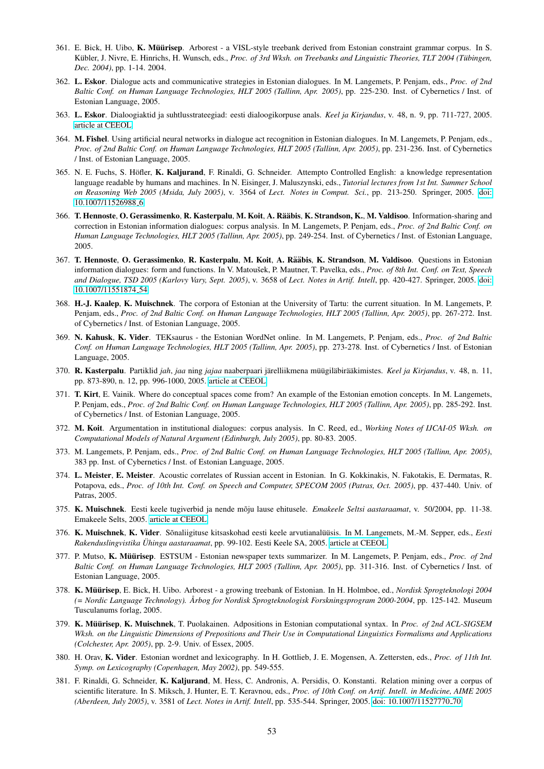361. E. Bick, H. Uibo, **K. Müürisep**. Arborest - a VISL-style treebank derived from Estonian constraint grammar corpus. In S. Kübler, J. Nivre, E. Hinrichs, H. Wunsch, eds., *Proc. of 3rd Wksh. on Treebanks and Linguistic Theories, TLT 2004 (Tübingen, Dec. 2004)*, pp. 1-14. 2004.

362. **L. Eskor**. Dialogue acts and communicative strategies in Estonian dialogues. In M. Langemets, P. Penjam, eds., *Proc. of 2nd Baltic Conf. on Human Language Technologies, HLT 2005 (Tallinn, Apr. 2005)*, pp. 225-230. Inst. of Cybernetics / Inst. of Estonian Language, 2005.

363. **L. Eskor**. Dialoogiaktid ja suhtlusstrateegiad: eesti dialoogikorpuse anals. *Keel ja Kirjandus*, v. 48, n. 9, pp. 711-727, 2005. article at CEEOL

364. **M. Fishel**. Using artificial neural networks in dialogue act recognition in Estonian dialogues. In M. Langemets, P. Penjam, eds., *Proc. of 2nd Baltic Conf. on Human Language Technologies, HLT 2005 (Tallinn, Apr. 2005)*, pp. 231-236. Inst. of Cybernetics / Inst. of Estonian Language, 2005.

365. N. E. Fuchs, S. Höfler, **K. Kaljurand**, F. Rinaldi, G. Schneider. Attempto Controlled English: a knowledge representation language readable by humans and machines. In N. Eisinger, J. Maluszynski, eds., *Tutorial lectures from 1st Int. Summer School on Reasoning Web 2005 (Msida, July 2005)*, v. 3564 of *Lect. Notes in Comput. Sci.*, pp. 213-250. Springer, 2005. doi: 10.1007/11526988_6

366. **T. Hennoste**, **O. Gerassimenko**, **R. Kasterpalu**, **M. Koit**, **A. Rääbis**, **K. Strandson, K.**, **M. Valdisoo**. Information-sharing and correction in Estonian information dialogues: corpus analysis. In M. Langemets, P. Penjam, eds., *Proc. of 2nd Baltic Conf. on Human Language Technologies, HLT 2005 (Tallinn, Apr. 2005)*, pp. 249-254. Inst. of Cybernetics / Inst. of Estonian Language, 2005.

367. **T. Hennoste**, **O. Gerassimenko**, **R. Kasterpalu**, **M. Koit**, **A. Rääbis**, **K. Strandson**, **M. Valdisoo**. Questions in Estonian information dialogues: form and functions. In V. Matoušek, P. Mautner, T. Pavelka, eds., *Proc. of 8th Int. Conf. on Text, Speech and Dialogue, TSD 2005 (Karlovy Vary, Sept. 2005)*, v. 3658 of *Lect. Notes in Artif. Intell*, pp. 420-427. Springer, 2005. doi: 10.1007/11551874_54

368. **H.-J. Kaalep**, **K. Muischnek**. The corpora of Estonian at the University of Tartu: the current situation. In M. Langemets, P. Penjam, eds., *Proc. of 2nd Baltic Conf. on Human Language Technologies, HLT 2005 (Tallinn, Apr. 2005)*, pp. 267-272. Inst. of Cybernetics / Inst. of Estonian Language, 2005.

369. **N. Kahusk**, **K. Vider**. TEKsaurus - the Estonian WordNet online. In M. Langemets, P. Penjam, eds., *Proc. of 2nd Baltic Conf. on Human Language Technologies, HLT 2005 (Tallinn, Apr. 2005)*, pp. 273-278. Inst. of Cybernetics / Inst. of Estonian Language, 2005.

370. **R. Kasterpalu**. Partiklid *jah*, *jaa* ning *jajaa* naaberpaari järelliikmena müügiläbirääkimistes. *Keel ja Kirjandus*, v. 48, n. 11, pp. 873-890, n. 12, pp. 996-1000, 2005. article at CEEOL

371. **T. Kirt**, E. Vainik. Where do conceptual spaces come from? An example of the Estonian emotion concepts. In M. Langemets, P. Penjam, eds., *Proc. of 2nd Baltic Conf. on Human Language Technologies, HLT 2005 (Tallinn, Apr. 2005)*, pp. 285-292. Inst. of Cybernetics / Inst. of Estonian Language, 2005.

372. **M. Koit**. Argumentation in institutional dialogues: corpus analysis. In C. Reed, ed., *Working Notes of IJCAI-05 Wksh. on Computational Models of Natural Argument (Edinburgh, July 2005)*, pp. 80-83. 2005.

373. M. Langemets, P. Penjam, eds., *Proc. of 2nd Baltic Conf. on Human Language Technologies, HLT 2005 (Tallinn, Apr. 2005)*, 383 pp. Inst. of Cybernetics / Inst. of Estonian Language, 2005.

374. **L. Meister**, **E. Meister**. Acoustic correlates of Russian accent in Estonian. In G. Kokkinakis, N. Fakotakis, E. Dermatas, R. Potapova, eds., *Proc. of 10th Int. Conf. on Speech and Computer, SPECOM 2005 (Patras, Oct. 2005)*, pp. 437-440. Univ. of Patras, 2005.

375. **K. Muischnek**. Eesti keele tugiverbid ja nende mõju lause ehitusele. *Emakeele Seltsi aastaraamat*, v. 50/2004, pp. 11-38. Emakeele Selts, 2005. article at CEEOL

376. **K. Muischnek**, **K. Vider**. Sõnaliigituse kitsaskohad eesti keele arvutianalüüsis. In M. Langemets, M.-M. Sepper, eds., *Eesti Rakenduslingvistika Ühingu aastaraamat*, pp. 99-102. Eesti Keele SA, 2005. article at CEEOL

377. P. Mutso, **K. Müürisep**. ESTSUM - Estonian newspaper texts summarizer. In M. Langemets, P. Penjam, eds., *Proc. of 2nd Baltic Conf. on Human Language Technologies, HLT 2005 (Tallinn, Apr. 2005)*, pp. 311-316. Inst. of Cybernetics / Inst. of Estonian Language, 2005.

378. **K. Müürisep**, E. Bick, H. Uibo. Arborest - a growing treebank of Estonian. In H. Holmboe, ed., *Nordisk Sprogteknologi 2004 (= Nordic Language Technology). Årbog for Nordisk Sprogteknologisk Forskningsprogram 2000-2004*, pp. 125-142. Museum Tusculanums forlag, 2005.

379. **K. Müürisep**, **K. Muischnek**, T. Puolakainen. Adpositions in Estonian computational syntax. In *Proc. of 2nd ACL-SIGSEM Wksh. on the Linguistic Dimensions of Prepositions and Their Use in Computational Linguistics Formalisms and Applications (Colchester, Apr. 2005)*, pp. 2-9. Univ. of Essex, 2005.

380. H. Orav, **K. Vider**. Estonian wordnet and lexicography. In H. Gottlieb, J. E. Mogensen, A. Zettersten, eds., *Proc. of 11th Int. Symp. on Lexicography (Copenhagen, May 2002)*, pp. 549-555.

381. F. Rinaldi, G. Schneider, **K. Kaljurand**, M. Hess, C. Andronis, A. Persidis, O. Konstanti. Relation mining over a corpus of scientific literature. In S. Miksch, J. Hunter, E. T. Keravnou, eds., *Proc. of 10th Conf. on Artif. Intell. in Medicine, AIME 2005 (Aberdeen, July 2005)*, v. 3581 of *Lect. Notes in Artif. Intell*, pp. 535-544. Springer, 2005. doi: 10.1007/11527770_70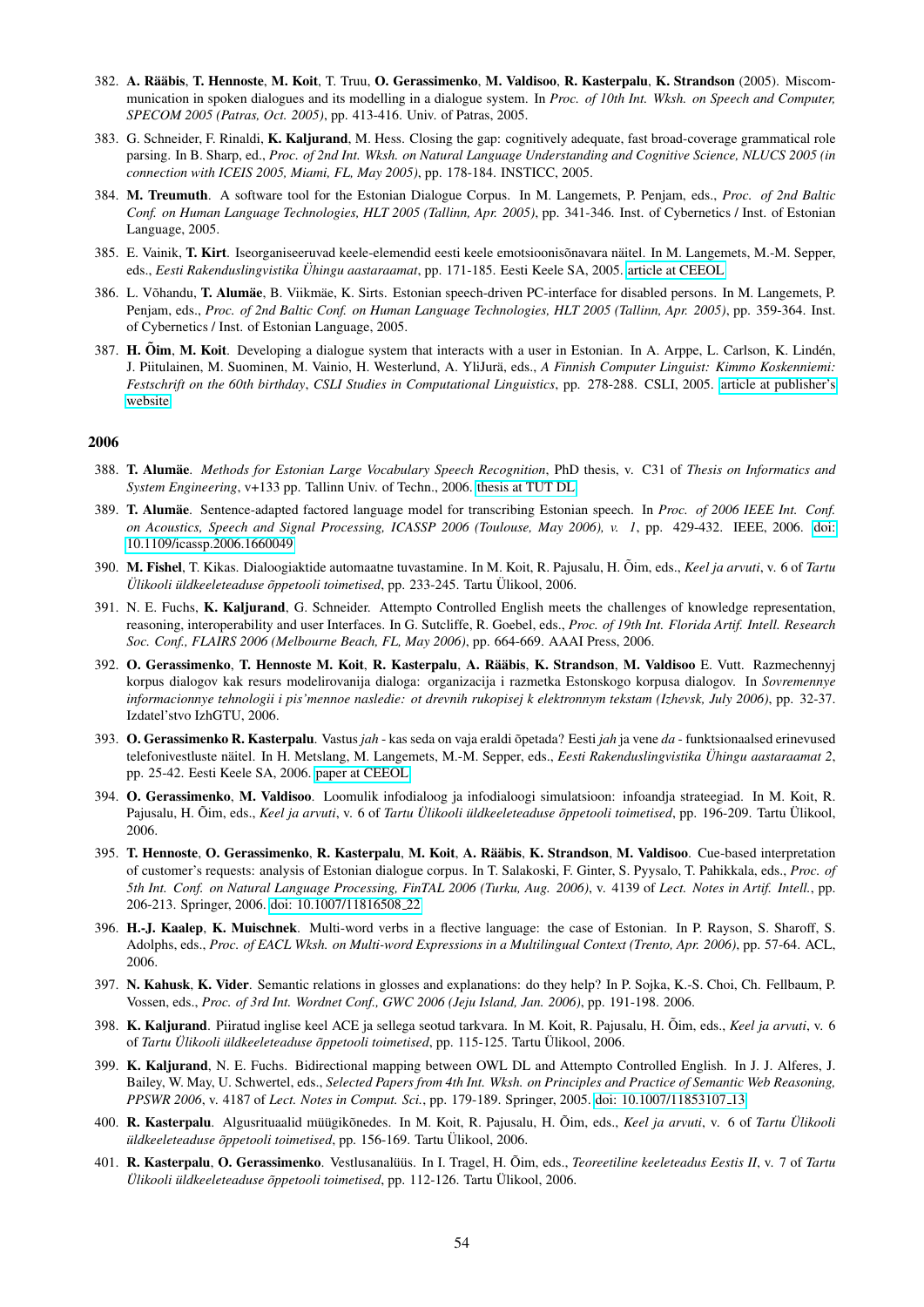382. **A. Rääbis**, **T. Hennoste**, **M. Koit**, T. Truu, **O. Gerassimenko**, **M. Valdisoo**, **R. Kasterpalu**, **K. Strandson** (2005). Miscommunication in spoken dialogues and its modelling in a dialogue system. In *Proc. of 10th Int. Wksh. on Speech and Computer, SPECOM 2005 (Patras, Oct. 2005)*, pp. 413-416. Univ. of Patras, 2005.

383. G. Schneider, F. Rinaldi, **K. Kaljurand**, M. Hess. Closing the gap: cognitively adequate, fast broad-coverage grammatical role parsing. In B. Sharp, ed., *Proc. of 2nd Int. Wksh. on Natural Language Understanding and Cognitive Science, NLUCS 2005 (in connection with ICEIS 2005, Miami, FL, May 2005)*, pp. 178-184. INSTICC, 2005.

384. **M. Treumuth**. A software tool for the Estonian Dialogue Corpus. In M. Langemets, P. Penjam, eds., *Proc. of 2nd Baltic Conf. on Human Language Technologies, HLT 2005 (Tallinn, Apr. 2005)*, pp. 341-346. Inst. of Cybernetics / Inst. of Estonian Language, 2005.

385. E. Vainik, **T. Kirt**. Iseorganiseeruvad keele-elemendid eesti keele emotsioonisõnavara näitel. In M. Langemets, M.-M. Sepper, eds., *Eesti Rakenduslingvistika Ühingu aastaraamat*, pp. 171-185. Eesti Keele SA, 2005. article at CEEOL

386. L. Võhandu, **T. Alumäe**, B. Viikmäe, K. Sirts. Estonian speech-driven PC-interface for disabled persons. In M. Langemets, P. Penjam, eds., *Proc. of 2nd Baltic Conf. on Human Language Technologies, HLT 2005 (Tallinn, Apr. 2005)*, pp. 359-364. Inst. of Cybernetics / Inst. of Estonian Language, 2005.

387. **H. Õim**, **M. Koit**. Developing a dialogue system that interacts with a user in Estonian. In A. Arppe, L. Carlson, K. Lindén, J. Piitulainen, M. Suominen, M. Vainio, H. Westerlund, A. YliJurä, eds., *A Finnish Computer Linguist: Kimmo Koskenniemi: Festschrift on the 60th birthday*, *CSLI Studies in Computational Linguistics*, pp. 278-288. CSLI, 2005. article at publisher's website

## 2006

388. **T. Alumäe**. *Methods for Estonian Large Vocabulary Speech Recognition*, PhD thesis, v. C31 of *Thesis on Informatics and System Engineering*, v+133 pp. Tallinn Univ. of Techn., 2006. thesis at TUT DL

389. **T. Alumäe**. Sentence-adapted factored language model for transcribing Estonian speech. In *Proc. of 2006 IEEE Int. Conf. on Acoustics, Speech and Signal Processing, ICASSP 2006 (Toulouse, May 2006), v. 1*, pp. 429-432. IEEE, 2006. doi: 10.1109/icassp.2006.1660049

390. **M. Fishel**, T. Kikas. Dialoogiaktide automaatne tuvastamine. In M. Koit, R. Pajusalu, H. Õim, eds., *Keel ja arvuti*, v. 6 of *Tartu Ülikooli üldkeeleteaduse õppetooli toimetised*, pp. 233-245. Tartu Ülikool, 2006.

391. N. E. Fuchs, **K. Kaljurand**, G. Schneider. Attempto Controlled English meets the challenges of knowledge representation, reasoning, interoperability and user Interfaces. In G. Sutcliffe, R. Goebel, eds., *Proc. of 19th Int. Florida Artif. Intell. Research Soc. Conf., FLAIRS 2006 (Melbourne Beach, FL, May 2006)*, pp. 664-669. AAAI Press, 2006.

392. **O. Gerassimenko**, **T. Hennoste M. Koit**, **R. Kasterpalu**, **A. Rääbis**, **K. Strandson**, **M. Valdisoo** E. Vutt. Razmechennyj korpus dialogov kak resurs modelirovanija dialoga: organizacija i razmetka Estonskogo korpusa dialogov. In *Sovremennye informacionnye tehnologii i pis'mennoe nasledie: ot drevnih rukopisej k elektronnym tekstam (Izhevsk, July 2006)*, pp. 32-37. Izdatel'stvo IzhGTU, 2006.

393. **O. Gerassimenko R. Kasterpalu**. Vastus *jah* - kas seda on vaja eraldi õpetada? Eesti *jah* ja vene *da* - funktsionaalsed erinevused telefonivestluste näitel. In H. Metslang, M. Langemets, M.-M. Sepper, eds., *Eesti Rakenduslingvistika Ühingu aastaraamat 2*, pp. 25-42. Eesti Keele SA, 2006. paper at CEEOL

394. **O. Gerassimenko**, **M. Valdisoo**. Loomulik infodialoog ja infodialoogi simulatsioon: infoandja strateegiad. In M. Koit, R. Pajusalu, H. Õim, eds., *Keel ja arvuti*, v. 6 of *Tartu Ülikooli üldkeeleteaduse õppetooli toimetised*, pp. 196-209. Tartu Ülikool, 2006.

395. **T. Hennoste**, **O. Gerassimenko**, **R. Kasterpalu**, **M. Koit**, **A. Rääbis**, **K. Strandson**, **M. Valdisoo**. Cue-based interpretation of customer's requests: analysis of Estonian dialogue corpus. In T. Salakoski, F. Ginter, S. Pyysalo, T. Pahikkala, eds., *Proc. of 5th Int. Conf. on Natural Language Processing, FinTAL 2006 (Turku, Aug. 2006)*, v. 4139 of *Lect. Notes in Artif. Intell.*, pp. 206-213. Springer, 2006. doi: 10.1007/11816508_22

396. **H.-J. Kaalep**, **K. Muischnek**. Multi-word verbs in a flective language: the case of Estonian. In P. Rayson, S. Sharoff, S. Adolphs, eds., *Proc. of EACL Wksh. on Multi-word Expressions in a Multilingual Context (Trento, Apr. 2006)*, pp. 57-64. ACL, 2006.

397. **N. Kahusk**, **K. Vider**. Semantic relations in glosses and explanations: do they help? In P. Sojka, K.-S. Choi, Ch. Fellbaum, P. Vossen, eds., *Proc. of 3rd Int. Wordnet Conf., GWC 2006 (Jeju Island, Jan. 2006)*, pp. 191-198. 2006.

398. **K. Kaljurand**. Piiratud inglise keel ACE ja sellega seotud tarkvara. In M. Koit, R. Pajusalu, H. Õim, eds., *Keel ja arvuti*, v. 6 of *Tartu Ülikooli üldkeeleteaduse õppetooli toimetised*, pp. 115-125. Tartu Ülikool, 2006.

399. **K. Kaljurand**, N. E. Fuchs. Bidirectional mapping between OWL DL and Attempto Controlled English. In J. J. Alferes, J. Bailey, W. May, U. Schwertel, eds., *Selected Papers from 4th Int. Wksh. on Principles and Practice of Semantic Web Reasoning, PPSWR 2006*, v. 4187 of *Lect. Notes in Comput. Sci.*, pp. 179-189. Springer, 2005. doi: 10.1007/11853107_13

400. **R. Kasterpalu**. Algusrituaalid müügikõnedes. In M. Koit, R. Pajusalu, H. Õim, eds., *Keel ja arvuti*, v. 6 of *Tartu Ülikooli üldkeeleteaduse õppetooli toimetised*, pp. 156-169. Tartu Ülikool, 2006.

401. **R. Kasterpalu**, **O. Gerassimenko**. Vestlusanalüüs. In I. Tragel, H. Õim, eds., *Teoreetiline keeleteadus Eestis II*, v. 7 of *Tartu Ülikooli üldkeeleteaduse õppetooli toimetised*, pp. 112-126. Tartu Ülikool, 2006.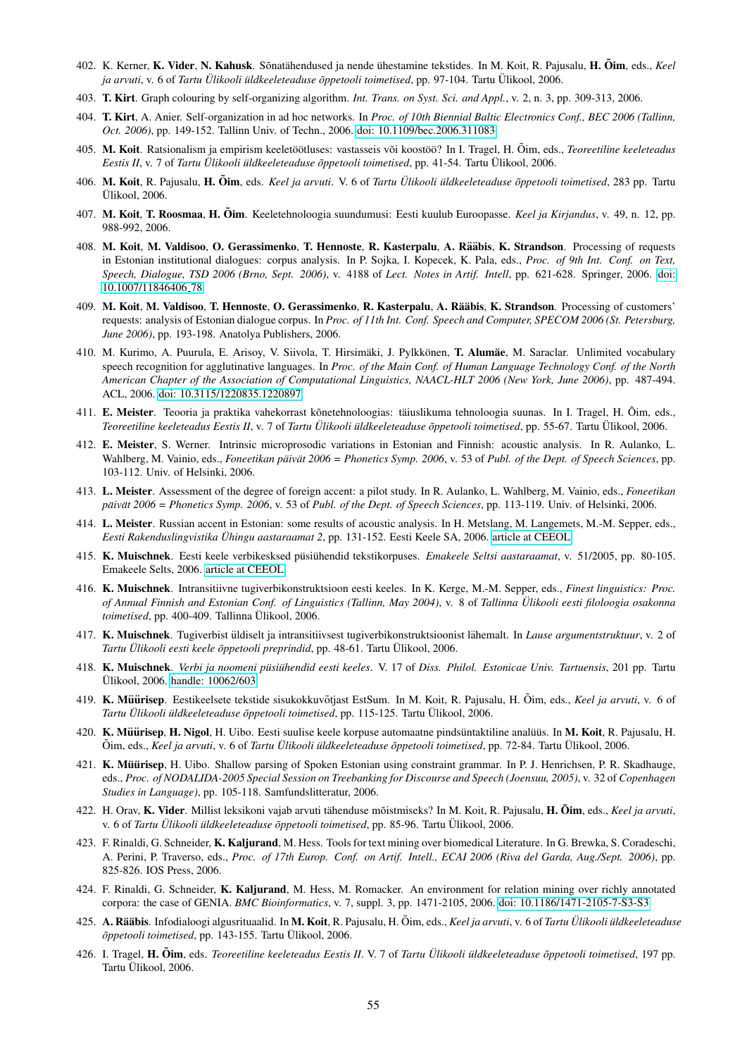402. K. Kerner, **K. Vider**, **N. Kahusk**. Sõnatähendused ja nende ühestamine tekstides. In M. Koit, R. Pajusalu, **H. Õim**, eds., *Keel ja arvuti*, v. 6 of *Tartu Ülikooli üldkeeleteaduse õppetooli toimetised*, pp. 97-104. Tartu Ülikool, 2006.

403. **T. Kirt**. Graph colouring by self-organizing algorithm. *Int. Trans. on Syst. Sci. and Appl.*, v. 2, n. 3, pp. 309-313, 2006.

404. **T. Kirt**, A. Anier. Self-organization in ad hoc networks. In *Proc. of 10th Biennial Baltic Electronics Conf., BEC 2006 (Tallinn, Oct. 2006)*, pp. 149-152. Tallinn Univ. of Techn., 2006. doi: 10.1109/bec.2006.311083

405. **M. Koit**. Ratsionalism ja empirism keeletöötluses: vastasseis või koostöö? In I. Tragel, H. Õim, eds., *Teoreetiline keeleteadus Eestis II*, v. 7 of *Tartu Ülikooli üldkeeleteaduse õppetooli toimetised*, pp. 41-54. Tartu Ülikool, 2006.

406. **M. Koit**, R. Pajusalu, **H. Õim**, eds. *Keel ja arvuti*. V. 6 of *Tartu Ülikooli üldkeeleteaduse õppetooli toimetised*, 283 pp. Tartu Ülikool, 2006.

407. **M. Koit**, **T. Roosmaa**, **H. Õim**. Keeletehnoloogia suundumusi: Eesti kuulub Euroopasse. *Keel ja Kirjandus*, v. 49, n. 12, pp. 988-992, 2006.

408. **M. Koit**, **M. Valdisoo**, **O. Gerassimenko**, **T. Hennoste**, **R. Kasterpalu**, **A. Rääbis**, **K. Strandson**. Processing of requests in Estonian institutional dialogues: corpus analysis. In P. Sojka, I. Kopecek, K. Pala, eds., *Proc. of 9th Int. Conf. on Text, Speech, Dialogue, TSD 2006 (Brno, Sept. 2006)*, v. 4188 of *Lect. Notes in Artif. Intell*, pp. 621-628. Springer, 2006. doi: 10.1007/11846406_78

409. **M. Koit**, **M. Valdisoo**, **T. Hennoste**, **O. Gerassimenko**, **R. Kasterpalu**, **A. Rääbis**, **K. Strandson**. Processing of customers' requests: analysis of Estonian dialogue corpus. In *Proc. of 11th Int. Conf. Speech and Computer, SPECOM 2006 (St. Petersburg, June 2006)*, pp. 193-198. Anatolya Publishers, 2006.

410. M. Kurimo, A. Puurula, E. Arisoy, V. Siivola, T. Hirsimäki, J. Pylkkönen, **T. Alumäe**, M. Saraclar. Unlimited vocabulary speech recognition for agglutinative languages. In *Proc. of the Main Conf. of Human Language Technology Conf. of the North American Chapter of the Association of Computational Linguistics, NAACL-HLT 2006 (New York, June 2006)*, pp. 487-494. ACL, 2006. doi: 10.3115/1220835.1220897

411. **E. Meister**. Teooria ja praktika vahekorrast kõnetehnoloogias: täiuslikuma tehnoloogia suunas. In I. Tragel, H. Õim, eds., *Teoreetiline keeleteadus Eestis II*, v. 7 of *Tartu Ülikooli üldkeeleteaduse õppetooli toimetised*, pp. 55-67. Tartu Ülikool, 2006.

412. **E. Meister**, S. Werner. Intrinsic microprosodic variations in Estonian and Finnish: acoustic analysis. In R. Aulanko, L. Wahlberg, M. Vainio, eds., *Foneetikan päivät 2006 = Phonetics Symp. 2006*, v. 53 of *Publ. of the Dept. of Speech Sciences*, pp. 103-112. Univ. of Helsinki, 2006.

413. **L. Meister**. Assessment of the degree of foreign accent: a pilot study. In R. Aulanko, L. Wahlberg, M. Vainio, eds., *Foneetikan päivät 2006 = Phonetics Symp. 2006*, v. 53 of *Publ. of the Dept. of Speech Sciences*, pp. 113-119. Univ. of Helsinki, 2006.

414. **L. Meister**. Russian accent in Estonian: some results of acoustic analysis. In H. Metslang, M. Langemets, M.-M. Sepper, eds., *Eesti Rakenduslingvistika Ühingu aastaraamat 2*, pp. 131-152. Eesti Keele SA, 2006. article at CEEOL

415. **K. Muischnek**. Eesti keele verbikesksed püsiühendid tekstikorpuses. *Emakeele Seltsi aastaraamat*, v. 51/2005, pp. 80-105. Emakeele Selts, 2006. article at CEEOL

416. **K. Muischnek**. Intransitiivne tugiverbikonstruktsioon eesti keeles. In K. Kerge, M.-M. Sepper, eds., *Finest linguistics: Proc. of Annual Finnish and Estonian Conf. of Linguistics (Tallinn, May 2004)*, v. 8 of *Tallinna Ülikooli eesti filoloogia osakonna toimetised*, pp. 400-409. Tallinna Ülikool, 2006.

417. **K. Muischnek**. Tugiverbist üldiselt ja intransitiivsest tugiverbikonstruktsioonist lähemalt. In *Lause argumentstruktuur*, v. 2 of *Tartu Ülikooli eesti keele õppetooli preprindid*, pp. 48-61. Tartu Ülikool, 2006.

418. **K. Muischnek**. *Verbi ja noomeni püsiühendid eesti keeles*. V. 17 of *Diss. Philol. Estonicae Univ. Tartuensis*, 201 pp. Tartu Ülikool, 2006. handle: 10062/603

419. **K. Müürisep**. Eestikeelsete tekstide sisukokkuvõtjast EstSum. In M. Koit, R. Pajusalu, H. Õim, eds., *Keel ja arvuti*, v. 6 of *Tartu Ülikooli üldkeeleteaduse õppetooli toimetised*, pp. 115-125. Tartu Ülikool, 2006.

420. **K. Müürisep**, **H. Nigol**, H. Uibo. Eesti suulise keele korpuse automaatne pindsüntaktiline analüüs. In **M. Koit**, R. Pajusalu, H. Õim, eds., *Keel ja arvuti*, v. 6 of *Tartu Ülikooli üldkeeleteaduse õppetooli toimetised*, pp. 72-84. Tartu Ülikool, 2006.

421. **K. Müürisep**, H. Uibo. Shallow parsing of Spoken Estonian using constraint grammar. In P. J. Henrichsen, P. R. Skadhauge, eds., *Proc. of NODALIDA-2005 Special Session on Treebanking for Discourse and Speech (Joensuu, 2005)*, v. 32 of *Copenhagen Studies in Language)*, pp. 105-118. Samfundslitteratur, 2006.

422. H. Orav, **K. Vider**. Millist leksikoni vajab arvuti tähenduse mõistmiseks? In M. Koit, R. Pajusalu, **H. Õim**, eds., *Keel ja arvuti*, v. 6 of *Tartu Ülikooli üldkeeleteaduse õppetooli toimetised*, pp. 85-96. Tartu Ülikool, 2006.

423. F. Rinaldi, G. Schneider, **K. Kaljurand**, M. Hess. Tools for text mining over biomedical Literature. In G. Brewka, S. Coradeschi, A. Perini, P. Traverso, eds., *Proc. of 17th Europ. Conf. on Artif. Intell., ECAI 2006 (Riva del Garda, Aug./Sept. 2006)*, pp. 825-826. IOS Press, 2006.

424. F. Rinaldi, G. Schneider, **K. Kaljurand**, M. Hess, M. Romacker. An environment for relation mining over richly annotated corpora: the case of GENIA. *BMC Bioinformatics*, v. 7, suppl. 3, pp. 1471-2105, 2006. doi: 10.1186/1471-2105-7-S3-S3

425. **A. Rääbis**. Infodialoogi algusrituaalid. In **M. Koit**, R. Pajusalu, H. Õim, eds., *Keel ja arvuti*, v. 6 of *Tartu Ülikooli üldkeeleteaduse õppetooli toimetised*, pp. 143-155. Tartu Ülikool, 2006.

426. I. Tragel, **H. Õim**, eds. *Teoreetiline keeleteadus Eestis II*. V. 7 of *Tartu Ülikooli üldkeeleteaduse õppetooli toimetised*, 197 pp. Tartu Ülikool, 2006.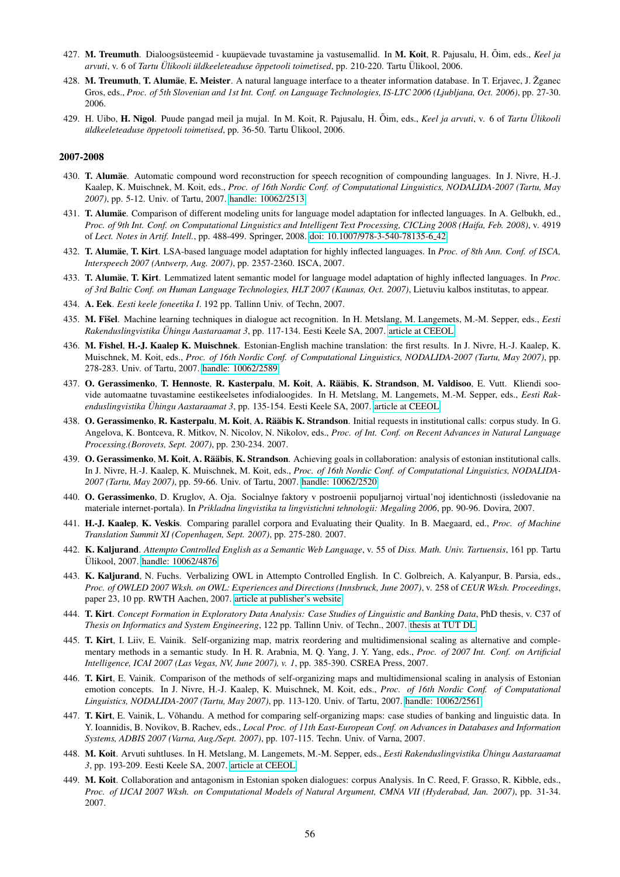427. **M. Treumuth**. Dialoogsüsteemid - kuupäevade tuvastamine ja vastusemallid. In **M. Koit**, R. Pajusalu, H. Õim, eds., *Keel ja arvuti*, v. 6 of *Tartu Ülikooli üldkeeleteaduse õppetooli toimetised*, pp. 210-220. Tartu Ülikool, 2006.

428. **M. Treumuth**, **T. Alumäe**, **E. Meister**. A natural language interface to a theater information database. In T. Erjavec, J. Žganec Gros, eds., *Proc. of 5th Slovenian and 1st Int. Conf. on Language Technologies, IS-LTC 2006 (Ljubljana, Oct. 2006)*, pp. 27-30. 2006.

429. H. Uibo, **H. Nigol**. Puude pangad meil ja mujal. In M. Koit, R. Pajusalu, H. Õim, eds., *Keel ja arvuti*, v. 6 of *Tartu Ülikooli üldkeeleteaduse õppetooli toimetised*, pp. 36-50. Tartu Ülikool, 2006.

## 2007-2008

430. **T. Alumäe**. Automatic compound word reconstruction for speech recognition of compounding languages. In J. Nivre, H.-J. Kaalep, K. Muischnek, M. Koit, eds., *Proc. of 16th Nordic Conf. of Computational Linguistics, NODALIDA-2007 (Tartu, May 2007)*, pp. 5-12. Univ. of Tartu, 2007. handle: 10062/2513

431. **T. Alumäe**. Comparison of different modeling units for language model adaptation for inflected languages. In A. Gelbukh, ed., *Proc. of 9th Int. Conf. on Computational Linguistics and Intelligent Text Processing, CICLing 2008 (Haifa, Feb. 2008)*, v. 4919 of *Lect. Notes in Artif. Intell.*, pp. 488-499. Springer, 2008. doi: 10.1007/978-3-540-78135-6_42

432. **T. Alumäe**, **T. Kirt**. LSA-based language model adaptation for highly inflected languages. In *Proc. of 8th Ann. Conf. of ISCA, Interspeech 2007 (Antwerp, Aug. 2007)*, pp. 2357-2360. ISCA, 2007.

433. **T. Alumäe**, **T. Kirt**. Lemmatized latent semantic model for language model adaptation of highly inflected languages. In *Proc. of 3rd Baltic Conf. on Human Language Technologies, HLT 2007 (Kaunas, Oct. 2007)*, Lietuviu kalbos institutas, to appear.

434. **A. Eek**. *Eesti keele foneetika I*. 192 pp. Tallinn Univ. of Techn, 2007.

435. **M. Fišel**. Machine learning techniques in dialogue act recognition. In H. Metslang, M. Langemets, M.-M. Sepper, eds., *Eesti Rakenduslingvistika Ühingu Aastaraamat 3*, pp. 117-134. Eesti Keele SA, 2007. article at CEEOL

436. **M. Fishel**, **H.-J. Kaalep K. Muischnek**. Estonian-English machine translation: the first results. In J. Nivre, H.-J. Kaalep, K. Muischnek, M. Koit, eds., *Proc. of 16th Nordic Conf. of Computational Linguistics, NODALIDA-2007 (Tartu, May 2007)*, pp. 278-283. Univ. of Tartu, 2007. handle: 10062/2589

437. **O. Gerassimenko**, **T. Hennoste**, **R. Kasterpalu**, **M. Koit**, **A. Rääbis**, **K. Strandson**, **M. Valdisoo**, E. Vutt. Kliendi soovide automaatne tuvastamine eestikeelsetes infodialoogides. In H. Metslang, M. Langemets, M.-M. Sepper, eds., *Eesti Rakenduslingvistika Ühingu Aastaraamat 3*, pp. 135-154. Eesti Keele SA, 2007. article at CEEOL

438. **O. Gerassimenko**, **R. Kasterpalu**, **M. Koit**, **A. Rääbis K. Strandson**. Initial requests in institutional calls: corpus study. In G. Angelova, K. Bontceva, R. Mitkov, N. Nicolov, N. Nikolov, eds., *Proc. of Int. Conf. on Recent Advances in Natural Language Processing.(Borovets, Sept. 2007)*, pp. 230-234. 2007.

439. **O. Gerassimenko**, **M. Koit**, **A. Rääbis**, **K. Strandson**. Achieving goals in collaboration: analysis of estonian institutional calls. In J. Nivre, H.-J. Kaalep, K. Muischnek, M. Koit, eds., *Proc. of 16th Nordic Conf. of Computational Linguistics, NODALIDA-2007 (Tartu, May 2007)*, pp. 59-66. Univ. of Tartu, 2007. handle: 10062/2520

440. **O. Gerassimenko**, D. Kruglov, A. Oja. Socialnye faktory v postroenii populjarnoj virtual'noj identichnosti (issledovanie na materiale internet-portala). In *Prikladna lingvistika ta lingvistichni tehnologii: Megaling 2006*, pp. 90-96. Dovira, 2007.

441. **H.-J. Kaalep**, **K. Veskis**. Comparing parallel corpora and Evaluating their Quality. In B. Maegaard, ed., *Proc. of Machine Translation Summit XI (Copenhagen, Sept. 2007)*, pp. 275-280. 2007.

442. **K. Kaljurand**. *Attempto Controlled English as a Semantic Web Language*, v. 55 of *Diss. Math. Univ. Tartuensis*, 161 pp. Tartu Ülikool, 2007. handle: 10062/4876

443. **K. Kaljurand**, N. Fuchs. Verbalizing OWL in Attempto Controlled English. In C. Golbreich, A. Kalyanpur, B. Parsia, eds., *Proc. of OWLED 2007 Wksh. on OWL: Experiences and Directions (Innsbruck, June 2007)*, v. 258 of *CEUR Wksh. Proceedings*, paper 23, 10 pp. RWTH Aachen, 2007. article at publisher's website

444. **T. Kirt**. *Concept Formation in Exploratory Data Analysis: Case Studies of Linguistic and Banking Data*, PhD thesis, v. C37 of *Thesis on Informatics and System Engineering*, 122 pp. Tallinn Univ. of Techn., 2007. thesis at TUT DL

445. **T. Kirt**, I. Liiv, E. Vainik. Self-organizing map, matrix reordering and multidimensional scaling as alternative and complementary methods in a semantic study. In H. R. Arabnia, M. Q. Yang, J. Y. Yang, eds., *Proc. of 2007 Int. Conf. on Artificial Intelligence, ICAI 2007 (Las Vegas, NV, June 2007), v. 1*, pp. 385-390. CSREA Press, 2007.

446. **T. Kirt**, E. Vainik. Comparison of the methods of self-organizing maps and multidimensional scaling in analysis of Estonian emotion concepts. In J. Nivre, H.-J. Kaalep, K. Muischnek, M. Koit, eds., *Proc. of 16th Nordic Conf. of Computational Linguistics, NODALIDA-2007 (Tartu, May 2007)*, pp. 113-120. Univ. of Tartu, 2007. handle: 10062/2561

447. **T. Kirt**, E. Vainik, L. Võhandu. A method for comparing self-organizing maps: case studies of banking and linguistic data. In Y. Ioannidis, B. Novikov, B. Rachev, eds., *Local Proc. of 11th East-European Conf. on Advances in Databases and Information Systems, ADBIS 2007 (Varna, Aug./Sept. 2007)*, pp. 107-115. Techn. Univ. of Varna, 2007.

448. **M. Koit**. Arvuti suhtluses. In H. Metslang, M. Langemets, M.-M. Sepper, eds., *Eesti Rakenduslingvistika Ühingu Aastaraamat 3*, pp. 193-209. Eesti Keele SA, 2007. article at CEEOL

449. **M. Koit**. Collaboration and antagonism in Estonian spoken dialogues: corpus Analysis. In C. Reed, F. Grasso, R. Kibble, eds., *Proc. of IJCAI 2007 Wksh. on Computational Models of Natural Argument, CMNA VII (Hyderabad, Jan. 2007)*, pp. 31-34. 2007.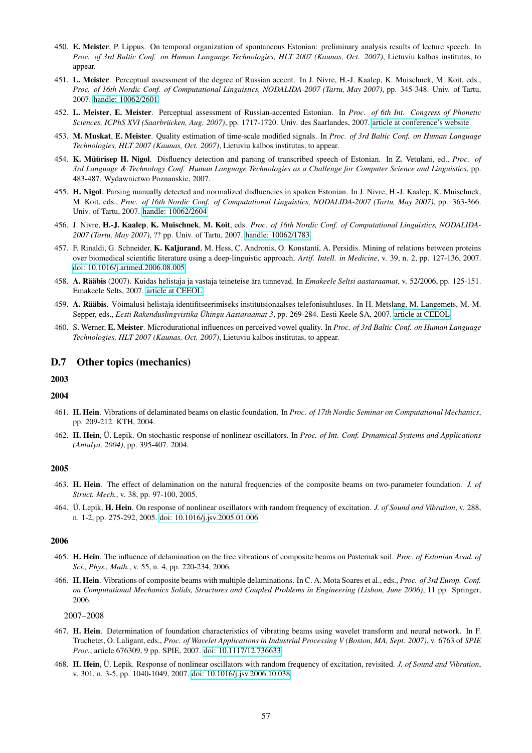450. **E. Meister**, P. Lippus. On temporal organization of spontaneous Estonian: preliminary analysis results of lecture speech. In *Proc. of 3rd Baltic Conf. on Human Language Technologies, HLT 2007 (Kaunas, Oct. 2007)*, Lietuviu kalbos institutas, to appear.

451. **L. Meister**. Perceptual assessment of the degree of Russian accent. In J. Nivre, H.-J. Kaalep, K. Muischnek, M. Koit, eds., *Proc. of 16th Nordic Conf. of Computational Linguistics, NODALIDA-2007 (Tartu, May 2007)*, pp. 345-348. Univ. of Tartu, 2007. handle: 10062/2601

452. **L. Meister**, **E. Meister**. Perceptual assessment of Russian-accented Estonian. In *Proc. of 6th Int. Congress of Phonetic Sciences, ICPhS XVI (Saarbrücken, Aug. 2007)*, pp. 1717-1720. Univ. des Saarlandes, 2007. article at conference's website

453. **M. Muskat**, **E. Meister**. Quality estimation of time-scale modified signals. In *Proc. of 3rd Baltic Conf. on Human Language Technologies, HLT 2007 (Kaunas, Oct. 2007)*, Lietuviu kalbos institutas, to appear.

454. **K. Müürisep H. Nigol**. Disfluency detection and parsing of transcribed speech of Estonian. In Z. Vetulani, ed., *Proc. of 3rd Language & Technology Conf. Human Language Technologies as a Challenge for Computer Science and Linguistics*, pp. 483-487. Wydawnictwo Poznanskie, 2007.

455. **H. Nigol**. Parsing manually detected and normalized disfluencies in spoken Estonian. In J. Nivre, H.-J. Kaalep, K. Muischnek, M. Koit, eds., *Proc. of 16th Nordic Conf. of Computational Linguistics, NODALIDA-2007 (Tartu, May 2007)*, pp. 363-366. Univ. of Tartu, 2007. handle: 10062/2604

456. J. Nivre, **H.-J. Kaalep**, **K. Muischnek**, **M. Koit**, eds. *Proc. of 16th Nordic Conf. of Computational Linguistics, NODALIDA-2007 (Tartu, May 2007)*, ?? pp. Univ. of Tartu, 2007. handle: 10062/1783

457. F. Rinaldi, G. Schneider, **K. Kaljurand**, M. Hess, C. Andronis, O. Konstanti, A. Persidis. Mining of relations between proteins over biomedical scientific literature using a deep-linguistic approach. *Artif. Intell. in Medicine*, v. 39, n. 2, pp. 127-136, 2007. doi: 10.1016/j.artmed.2006.08.005

458. **A. Rääbis** (2007). Kuidas helistaja ja vastaja teineteise ära tunnevad. In *Emakeele Seltsi aastaraamat*, v. 52/2006, pp. 125-151. Emakeele Selts, 2007. article at CEEOL

459. **A. Rääbis**. Võimalusi helistaja identifitseerimiseks institutsionaalses telefonisuhtluses. In H. Metslang, M. Langemets, M.-M. Sepper, eds., *Eesti Rakenduslingvistika Ühingu Aastaraamat 3*, pp. 269-284. Eesti Keele SA, 2007. article at CEEOL

460. S. Werner, **E. Meister**. Microdurational influences on perceived vowel quality. In *Proc. of 3rd Baltic Conf. on Human Language Technologies, HLT 2007 (Kaunas, Oct. 2007)*, Lietuviu kalbos institutas, to appear.

## D.7 Other topics (mechanics)

### 2003

### 2004

461. **H. Hein**. Vibrations of delaminated beams on elastic foundation. In *Proc. of 17th Nordic Seminar on Computational Mechanics*, pp. 209-212. KTH, 2004.

462. **H. Hein**, Ü. Lepik. On stochastic response of nonlinear oscillators. In *Proc. of Int. Conf. Dynamical Systems and Applications (Antalya, 2004)*, pp. 395-407. 2004.

### 2005

463. **H. Hein**. The effect of delamination on the natural frequencies of the composite beams on two-parameter foundation. *J. of Struct. Mech.*, v. 38, pp. 97-100, 2005.

464. Ü. Lepik, **H. Hein**. On response of nonlinear oscillators with random frequency of excitation. *J. of Sound and Vibration*, v. 288, n. 1-2, pp. 275-292, 2005. doi: 10.1016/j.jsv.2005.01.006

### 2006

465. **H. Hein**. The influence of delamination on the free vibrations of composite beams on Pasternak soil. *Proc. of Estonian Acad. of Sci., Phys., Math.*, v. 55, n. 4, pp. 220-234, 2006.

466. **H. Hein**. Vibrations of composite beams with multiple delaminations. In C. A. Mota Soares et al., eds., *Proc. of 3rd Europ. Conf. on Computational Mechanics Solids, Structures and Coupled Problems in Engineering (Lisbon, June 2006)*, 11 pp. Springer, 2006.

2007–2008

467. **H. Hein**. Determination of foundation characteristics of vibrating beams using wavelet transform and neural network. In F. Truchetet, O. Laligant, eds., *Proc. of Wavelet Applications in Industrial Processing V (Boston, MA, Sept. 2007)*, v. 6763 of *SPIE Proc.*, article 676309, 9 pp. SPIE, 2007. doi: 10.1117/12.736633

468. **H. Hein**, Ü. Lepik. Response of nonlinear oscillators with random frequency of excitation, revisited. *J. of Sound and Vibration*, v. 301, n. 3-5, pp. 1040-1049, 2007. doi: 10.1016/j.jsv.2006.10.038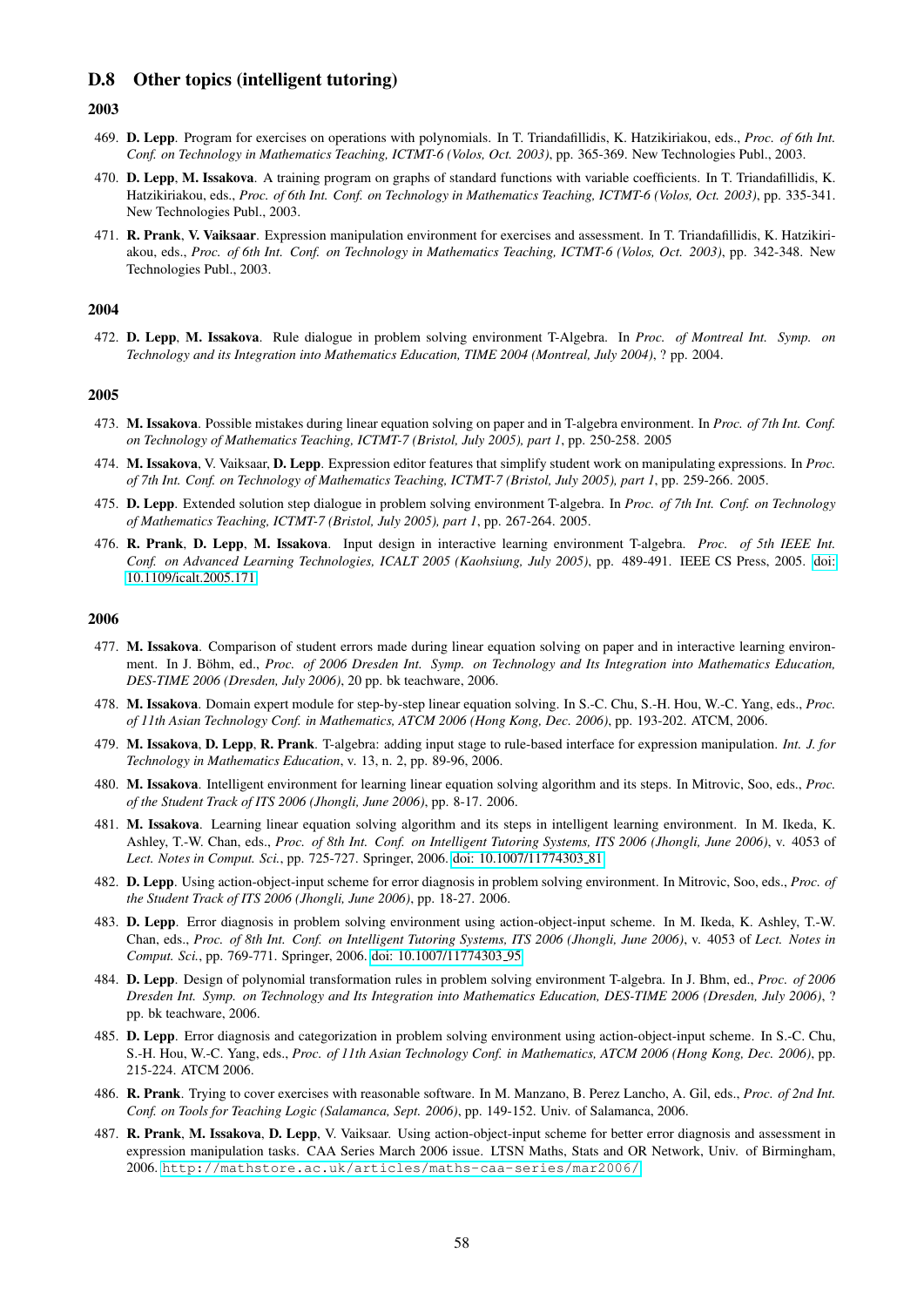## D.8 Other topics (intelligent tutoring)

### 2003

469. **D. Lepp**. Program for exercises on operations with polynomials. In T. Triandafillidis, K. Hatzikiriakou, eds., *Proc. of 6th Int. Conf. on Technology in Mathematics Teaching, ICTMT-6 (Volos, Oct. 2003)*, pp. 365-369. New Technologies Publ., 2003.

470. **D. Lepp**, **M. Issakova**. A training program on graphs of standard functions with variable coefficients. In T. Triandafillidis, K. Hatzikiriakou, eds., *Proc. of 6th Int. Conf. on Technology in Mathematics Teaching, ICTMT-6 (Volos, Oct. 2003)*, pp. 335-341. New Technologies Publ., 2003.

471. **R. Prank**, **V. Vaiksaar**. Expression manipulation environment for exercises and assessment. In T. Triandafillidis, K. Hatzikiriakou, eds., *Proc. of 6th Int. Conf. on Technology in Mathematics Teaching, ICTMT-6 (Volos, Oct. 2003)*, pp. 342-348. New Technologies Publ., 2003.

### 2004

472. **D. Lepp**, **M. Issakova**. Rule dialogue in problem solving environment T-Algebra. In *Proc. of Montreal Int. Symp. on Technology and its Integration into Mathematics Education, TIME 2004 (Montreal, July 2004)*, ? pp. 2004.

### 2005

473. **M. Issakova**. Possible mistakes during linear equation solving on paper and in T-algebra environment. In *Proc. of 7th Int. Conf. on Technology of Mathematics Teaching, ICTMT-7 (Bristol, July 2005), part 1*, pp. 250-258. 2005

474. **M. Issakova**, V. Vaiksaar, **D. Lepp**. Expression editor features that simplify student work on manipulating expressions. In *Proc. of 7th Int. Conf. on Technology of Mathematics Teaching, ICTMT-7 (Bristol, July 2005), part 1*, pp. 259-266. 2005.

475. **D. Lepp**. Extended solution step dialogue in problem solving environment T-algebra. In *Proc. of 7th Int. Conf. on Technology of Mathematics Teaching, ICTMT-7 (Bristol, July 2005), part 1*, pp. 267-264. 2005.

476. **R. Prank**, **D. Lepp**, **M. Issakova**. Input design in interactive learning environment T-algebra. *Proc. of 5th IEEE Int. Conf. on Advanced Learning Technologies, ICALT 2005 (Kaohsiung, July 2005)*, pp. 489-491. IEEE CS Press, 2005. doi: 10.1109/icalt.2005.171

### 2006

477. **M. Issakova**. Comparison of student errors made during linear equation solving on paper and in interactive learning environment. In J. Böhm, ed., *Proc. of 2006 Dresden Int. Symp. on Technology and Its Integration into Mathematics Education, DES-TIME 2006 (Dresden, July 2006)*, 20 pp. bk teachware, 2006.

478. **M. Issakova**. Domain expert module for step-by-step linear equation solving. In S.-C. Chu, S.-H. Hou, W.-C. Yang, eds., *Proc. of 11th Asian Technology Conf. in Mathematics, ATCM 2006 (Hong Kong, Dec. 2006)*, pp. 193-202. ATCM, 2006.

479. **M. Issakova**, **D. Lepp**, **R. Prank**. T-algebra: adding input stage to rule-based interface for expression manipulation. *Int. J. for Technology in Mathematics Education*, v. 13, n. 2, pp. 89-96, 2006.

480. **M. Issakova**. Intelligent environment for learning linear equation solving algorithm and its steps. In Mitrovic, Soo, eds., *Proc. of the Student Track of ITS 2006 (Jhongli, June 2006)*, pp. 8-17. 2006.

481. **M. Issakova**. Learning linear equation solving algorithm and its steps in intelligent learning environment. In M. Ikeda, K. Ashley, T.-W. Chan, eds., *Proc. of 8th Int. Conf. on Intelligent Tutoring Systems, ITS 2006 (Jhongli, June 2006)*, v. 4053 of *Lect. Notes in Comput. Sci.*, pp. 725-727. Springer, 2006. doi: 10.1007/11774303_81

482. **D. Lepp**. Using action-object-input scheme for error diagnosis in problem solving environment. In Mitrovic, Soo, eds., *Proc. of the Student Track of ITS 2006 (Jhongli, June 2006)*, pp. 18-27. 2006.

483. **D. Lepp**. Error diagnosis in problem solving environment using action-object-input scheme. In M. Ikeda, K. Ashley, T.-W. Chan, eds., *Proc. of 8th Int. Conf. on Intelligent Tutoring Systems, ITS 2006 (Jhongli, June 2006)*, v. 4053 of *Lect. Notes in Comput. Sci.*, pp. 769-771. Springer, 2006. doi: 10.1007/11774303_95

484. **D. Lepp**. Design of polynomial transformation rules in problem solving environment T-algebra. In J. Bhm, ed., *Proc. of 2006 Dresden Int. Symp. on Technology and Its Integration into Mathematics Education, DES-TIME 2006 (Dresden, July 2006)*, ? pp. bk teachware, 2006.

485. **D. Lepp**. Error diagnosis and categorization in problem solving environment using action-object-input scheme. In S.-C. Chu, S.-H. Hou, W.-C. Yang, eds., *Proc. of 11th Asian Technology Conf. in Mathematics, ATCM 2006 (Hong Kong, Dec. 2006)*, pp. 215-224. ATCM 2006.

486. **R. Prank**. Trying to cover exercises with reasonable software. In M. Manzano, B. Perez Lancho, A. Gil, eds., *Proc. of 2nd Int. Conf. on Tools for Teaching Logic (Salamanca, Sept. 2006)*, pp. 149-152. Univ. of Salamanca, 2006.

487. **R. Prank**, **M. Issakova**, **D. Lepp**, V. Vaiksaar. Using action-object-input scheme for better error diagnosis and assessment in expression manipulation tasks. CAA Series March 2006 issue. LTSN Maths, Stats and OR Network, Univ. of Birmingham, 2006. `http://mathstore.ac.uk/articles/maths-caa-series/mar2006/`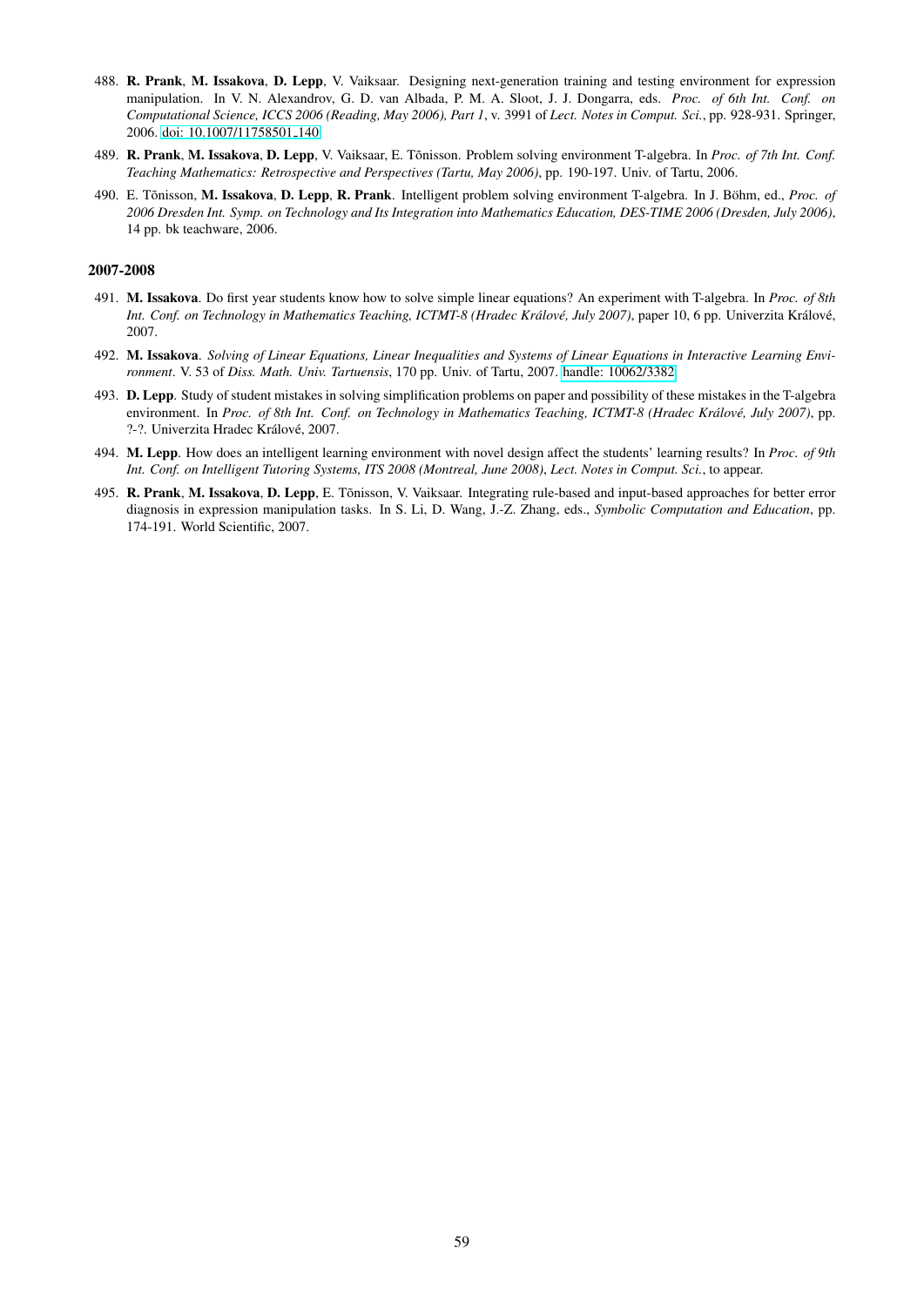488. **R. Prank**, **M. Issakova**, **D. Lepp**, V. Vaiksaar. Designing next-generation training and testing environment for expression manipulation. In V. N. Alexandrov, G. D. van Albada, P. M. A. Sloot, J. J. Dongarra, eds. *Proc. of 6th Int. Conf. on Computational Science, ICCS 2006 (Reading, May 2006), Part 1*, v. 3991 of *Lect. Notes in Comput. Sci.*, pp. 928-931. Springer, 2006. doi: 10.1007/11758501_140

489. **R. Prank**, **M. Issakova**, **D. Lepp**, V. Vaiksaar, E. Tõnisson. Problem solving environment T-algebra. In *Proc. of 7th Int. Conf. Teaching Mathematics: Retrospective and Perspectives (Tartu, May 2006)*, pp. 190-197. Univ. of Tartu, 2006.

490. E. Tõnisson, **M. Issakova**, **D. Lepp**, **R. Prank**. Intelligent problem solving environment T-algebra. In J. Böhm, ed., *Proc. of 2006 Dresden Int. Symp. on Technology and Its Integration into Mathematics Education, DES-TIME 2006 (Dresden, July 2006)*, 14 pp. bk teachware, 2006.

### 2007-2008

491. **M. Issakova**. Do first year students know how to solve simple linear equations? An experiment with T-algebra. In *Proc. of 8th Int. Conf. on Technology in Mathematics Teaching, ICTMT-8 (Hradec Králové, July 2007)*, paper 10, 6 pp. Univerzita Králové, 2007.

492. **M. Issakova**. *Solving of Linear Equations, Linear Inequalities and Systems of Linear Equations in Interactive Learning Environment*. V. 53 of *Diss. Math. Univ. Tartuensis*, 170 pp. Univ. of Tartu, 2007. handle: 10062/3382

493. **D. Lepp**. Study of student mistakes in solving simplification problems on paper and possibility of these mistakes in the T-algebra environment. In *Proc. of 8th Int. Conf. on Technology in Mathematics Teaching, ICTMT-8 (Hradec Králové, July 2007)*, pp. ?-?. Univerzita Hradec Králové, 2007.

494. **M. Lepp**. How does an intelligent learning environment with novel design affect the students' learning results? In *Proc. of 9th Int. Conf. on Intelligent Tutoring Systems, ITS 2008 (Montreal, June 2008)*, *Lect. Notes in Comput. Sci.*, to appear.

495. **R. Prank**, **M. Issakova**, **D. Lepp**, E. Tõnisson, V. Vaiksaar. Integrating rule-based and input-based approaches for better error diagnosis in expression manipulation tasks. In S. Li, D. Wang, J.-Z. Zhang, eds., *Symbolic Computation and Education*, pp. 174-191. World Scientific, 2007.